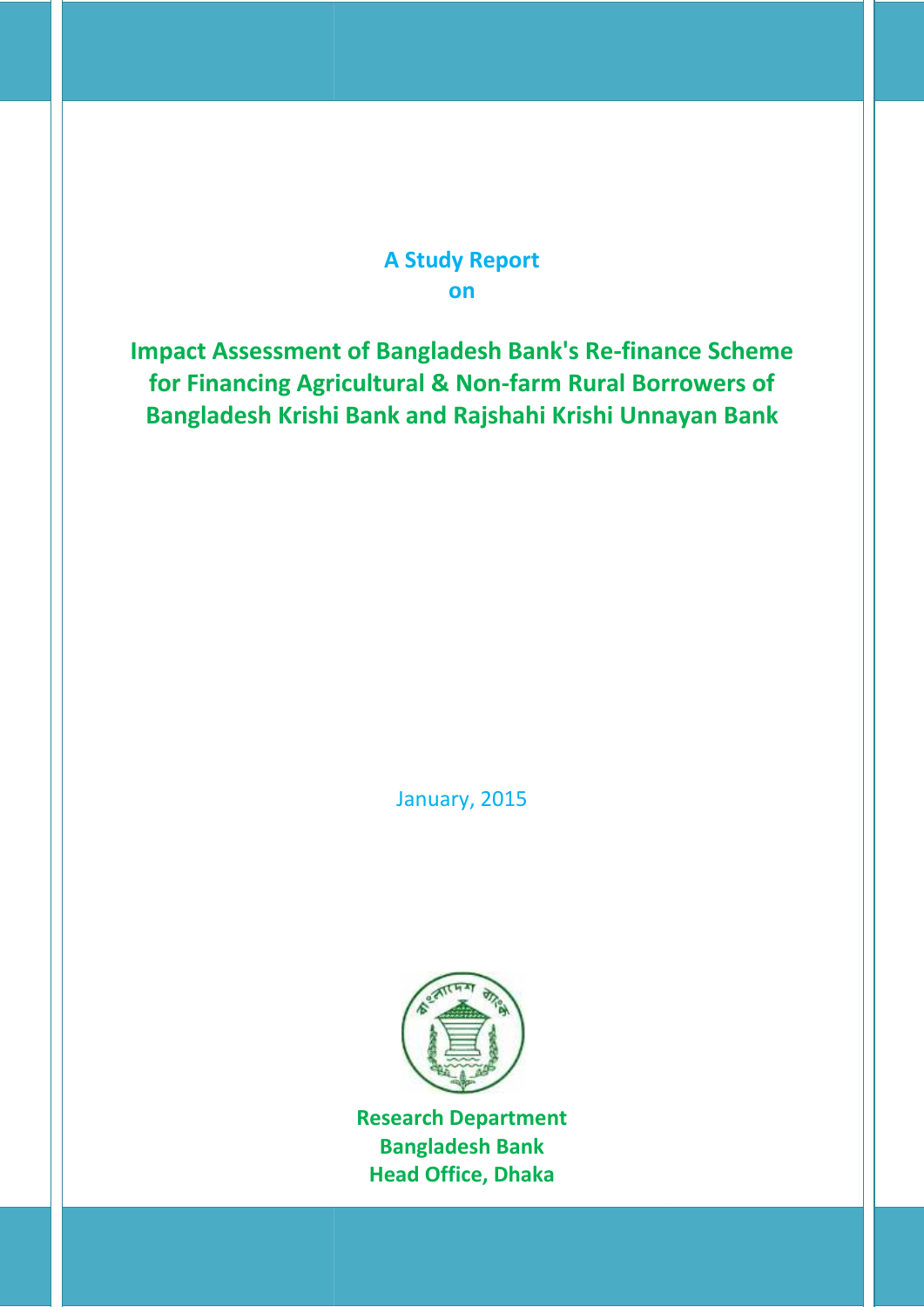**A Study Report**
**on**

# Impact Assessment of Bangladesh Bank's Re-finance Scheme for Financing Agricultural & Non-farm Rural Borrowers of Bangladesh Krishi Bank and Rajshahi Krishi Unnayan Bank

January, 2015

**Research Department**
**Bangladesh Bank**
**Head Office, Dhaka**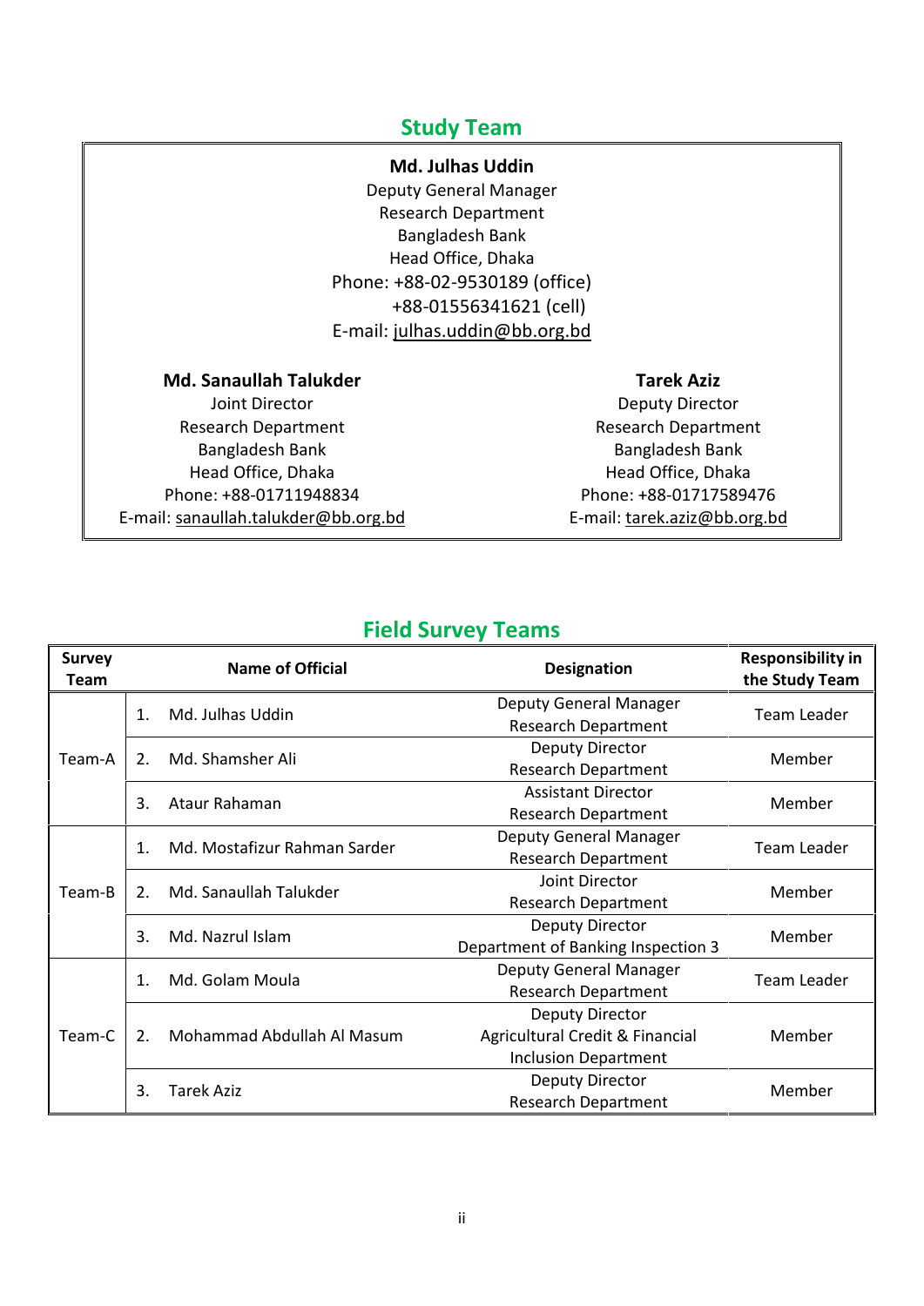## Study Team

**Md. Julhas Uddin**
Deputy General Manager
Research Department
Bangladesh Bank
Head Office, Dhaka
Phone: +88-02-9530189 (office)
+88-01556341621 (cell)
E-mail: julhas.uddin@bb.org.bd

**Md. Sanaullah Talukder**
Joint Director
Research Department
Bangladesh Bank
Head Office, Dhaka
Phone: +88-01711948834
E-mail: sanaullah.talukder@bb.org.bd

**Tarek Aziz**
Deputy Director
Research Department
Bangladesh Bank
Head Office, Dhaka
Phone: +88-01717589476
E-mail: tarek.aziz@bb.org.bd

## Field Survey Teams

| Survey Team | | Name of Official | Designation | Responsibility in the Study Team |
|---|---|---|---|---|
| Team-A | 1. | Md. Julhas Uddin | Deputy General Manager Research Department | Team Leader |
| | 2. | Md. Shamsher Ali | Deputy Director Research Department | Member |
| | 3. | Ataur Rahaman | Assistant Director Research Department | Member |
| Team-B | 1. | Md. Mostafizur Rahman Sarder | Deputy General Manager Research Department | Team Leader |
| | 2. | Md. Sanaullah Talukder | Joint Director Research Department | Member |
| | 3. | Md. Nazrul Islam | Deputy Director Department of Banking Inspection 3 | Member |
| Team-C | 1. | Md. Golam Moula | Deputy General Manager Research Department | Team Leader |
| | 2. | Mohammad Abdullah Al Masum | Deputy Director Agricultural Credit & Financial Inclusion Department | Member |
| | 3. | Tarek Aziz | Deputy Director Research Department | Member |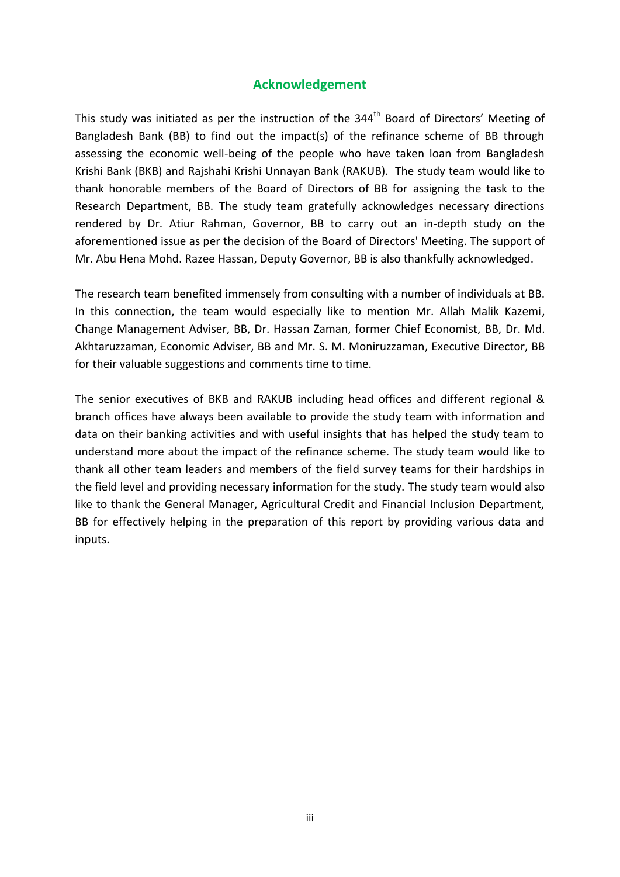## Acknowledgement

This study was initiated as per the instruction of the 344th Board of Directors' Meeting of Bangladesh Bank (BB) to find out the impact(s) of the refinance scheme of BB through assessing the economic well-being of the people who have taken loan from Bangladesh Krishi Bank (BKB) and Rajshahi Krishi Unnayan Bank (RAKUB). The study team would like to thank honorable members of the Board of Directors of BB for assigning the task to the Research Department, BB. The study team gratefully acknowledges necessary directions rendered by Dr. Atiur Rahman, Governor, BB to carry out an in-depth study on the aforementioned issue as per the decision of the Board of Directors' Meeting. The support of Mr. Abu Hena Mohd. Razee Hassan, Deputy Governor, BB is also thankfully acknowledged.

The research team benefited immensely from consulting with a number of individuals at BB. In this connection, the team would especially like to mention Mr. Allah Malik Kazemi, Change Management Adviser, BB, Dr. Hassan Zaman, former Chief Economist, BB, Dr. Md. Akhtaruzzaman, Economic Adviser, BB and Mr. S. M. Moniruzzaman, Executive Director, BB for their valuable suggestions and comments time to time.

The senior executives of BKB and RAKUB including head offices and different regional & branch offices have always been available to provide the study team with information and data on their banking activities and with useful insights that has helped the study team to understand more about the impact of the refinance scheme. The study team would like to thank all other team leaders and members of the field survey teams for their hardships in the field level and providing necessary information for the study. The study team would also like to thank the General Manager, Agricultural Credit and Financial Inclusion Department, BB for effectively helping in the preparation of this report by providing various data and inputs.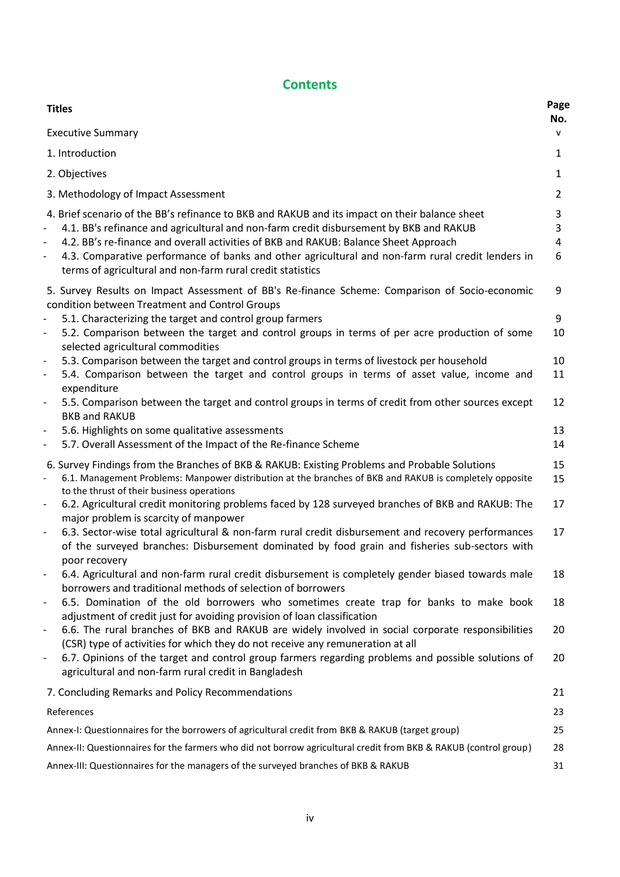## Contents

| Titles | Page No. |
|---|---|
| Executive Summary | v |
| 1. Introduction | 1 |
| 2. Objectives | 1 |
| 3. Methodology of Impact Assessment | 2 |
| 4. Brief scenario of the BB's refinance to BKB and RAKUB and its impact on their balance sheet | 3 |
| - 4.1. BB's refinance and agricultural and non-farm credit disbursement by BKB and RAKUB | 3 |
| - 4.2. BB's re-finance and overall activities of BKB and RAKUB: Balance Sheet Approach | 4 |
| - 4.3. Comparative performance of banks and other agricultural and non-farm rural credit lenders in terms of agricultural and non-farm rural credit statistics | 6 |
| 5. Survey Results on Impact Assessment of BB's Re-finance Scheme: Comparison of Socio-economic condition between Treatment and Control Groups | 9 |
| - 5.1. Characterizing the target and control group farmers | 9 |
| - 5.2. Comparison between the target and control groups in terms of per acre production of some selected agricultural commodities | 10 |
| - 5.3. Comparison between the target and control groups in terms of livestock per household | 10 |
| - 5.4. Comparison between the target and control groups in terms of asset value, income and expenditure | 11 |
| - 5.5. Comparison between the target and control groups in terms of credit from other sources except BKB and RAKUB | 12 |
| - 5.6. Highlights on some qualitative assessments | 13 |
| - 5.7. Overall Assessment of the Impact of the Re-finance Scheme | 14 |
| 6. Survey Findings from the Branches of BKB & RAKUB: Existing Problems and Probable Solutions | 15 |
| - 6.1. Management Problems: Manpower distribution at the branches of BKB and RAKUB is completely opposite to the thrust of their business operations | 15 |
| - 6.2. Agricultural credit monitoring problems faced by 128 surveyed branches of BKB and RAKUB: The major problem is scarcity of manpower | 17 |
| - 6.3. Sector-wise total agricultural & non-farm rural credit disbursement and recovery performances of the surveyed branches: Disbursement dominated by food grain and fisheries sub-sectors with poor recovery | 17 |
| - 6.4. Agricultural and non-farm rural credit disbursement is completely gender biased towards male borrowers and traditional methods of selection of borrowers | 18 |
| - 6.5. Domination of the old borrowers who sometimes create trap for banks to make book adjustment of credit just for avoiding provision of loan classification | 18 |
| - 6.6. The rural branches of BKB and RAKUB are widely involved in social corporate responsibilities (CSR) type of activities for which they do not receive any remuneration at all | 20 |
| - 6.7. Opinions of the target and control group farmers regarding problems and possible solutions of agricultural and non-farm rural credit in Bangladesh | 20 |
| 7. Concluding Remarks and Policy Recommendations | 21 |
| References | 23 |
| Annex-I: Questionnaires for the borrowers of agricultural credit from BKB & RAKUB (target group) | 25 |
| Annex-II: Questionnaires for the farmers who did not borrow agricultural credit from BKB & RAKUB (control group) | 28 |
| Annex-III: Questionnaires for the managers of the surveyed branches of BKB & RAKUB | 31 |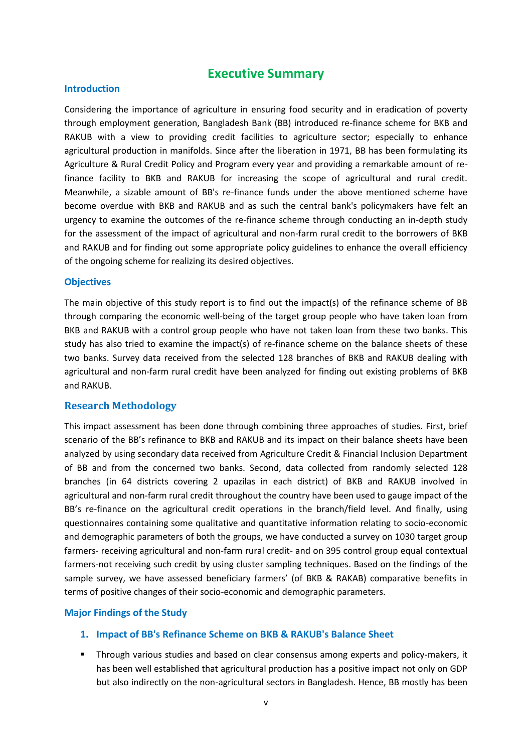# Executive Summary

## Introduction

Considering the importance of agriculture in ensuring food security and in eradication of poverty through employment generation, Bangladesh Bank (BB) introduced re-finance scheme for BKB and RAKUB with a view to providing credit facilities to agriculture sector; especially to enhance agricultural production in manifolds. Since after the liberation in 1971, BB has been formulating its Agriculture & Rural Credit Policy and Program every year and providing a remarkable amount of re-finance facility to BKB and RAKUB for increasing the scope of agricultural and rural credit. Meanwhile, a sizable amount of BB's re-finance funds under the above mentioned scheme have become overdue with BKB and RAKUB and as such the central bank's policymakers have felt an urgency to examine the outcomes of the re-finance scheme through conducting an in-depth study for the assessment of the impact of agricultural and non-farm rural credit to the borrowers of BKB and RAKUB and for finding out some appropriate policy guidelines to enhance the overall efficiency of the ongoing scheme for realizing its desired objectives.

## Objectives

The main objective of this study report is to find out the impact(s) of the refinance scheme of BB through comparing the economic well-being of the target group people who have taken loan from BKB and RAKUB with a control group people who have not taken loan from these two banks. This study has also tried to examine the impact(s) of re-finance scheme on the balance sheets of these two banks. Survey data received from the selected 128 branches of BKB and RAKUB dealing with agricultural and non-farm rural credit have been analyzed for finding out existing problems of BKB and RAKUB.

## Research Methodology

This impact assessment has been done through combining three approaches of studies. First, brief scenario of the BB's refinance to BKB and RAKUB and its impact on their balance sheets have been analyzed by using secondary data received from Agriculture Credit & Financial Inclusion Department of BB and from the concerned two banks. Second, data collected from randomly selected 128 branches (in 64 districts covering 2 upazilas in each district) of BKB and RAKUB involved in agricultural and non-farm rural credit throughout the country have been used to gauge impact of the BB's re-finance on the agricultural credit operations in the branch/field level. And finally, using questionnaires containing some qualitative and quantitative information relating to socio-economic and demographic parameters of both the groups, we have conducted a survey on 1030 target group farmers- receiving agricultural and non-farm rural credit- and on 395 control group equal contextual farmers-not receiving such credit by using cluster sampling techniques. Based on the findings of the sample survey, we have assessed beneficiary farmers' (of BKB & RAKAB) comparative benefits in terms of positive changes of their socio-economic and demographic parameters.

## Major Findings of the Study

### 1. Impact of BB's Refinance Scheme on BKB & RAKUB's Balance Sheet

- Through various studies and based on clear consensus among experts and policy-makers, it has been well established that agricultural production has a positive impact not only on GDP but also indirectly on the non-agricultural sectors in Bangladesh. Hence, BB mostly has been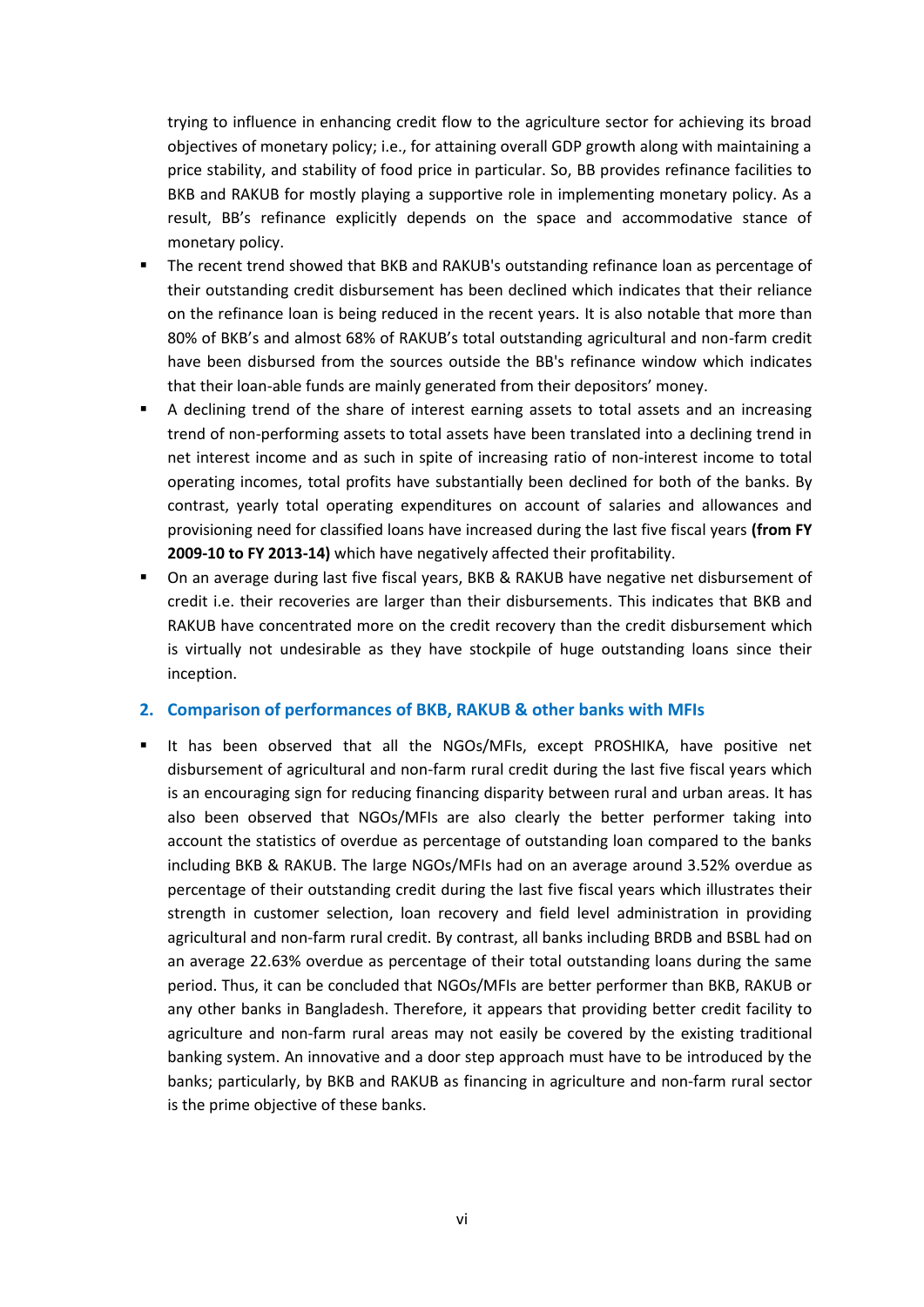trying to influence in enhancing credit flow to the agriculture sector for achieving its broad objectives of monetary policy; i.e., for attaining overall GDP growth along with maintaining a price stability, and stability of food price in particular. So, BB provides refinance facilities to BKB and RAKUB for mostly playing a supportive role in implementing monetary policy. As a result, BB's refinance explicitly depends on the space and accommodative stance of monetary policy.

- The recent trend showed that BKB and RAKUB's outstanding refinance loan as percentage of their outstanding credit disbursement has been declined which indicates that their reliance on the refinance loan is being reduced in the recent years. It is also notable that more than 80% of BKB's and almost 68% of RAKUB's total outstanding agricultural and non-farm credit have been disbursed from the sources outside the BB's refinance window which indicates that their loan-able funds are mainly generated from their depositors' money.
- A declining trend of the share of interest earning assets to total assets and an increasing trend of non-performing assets to total assets have been translated into a declining trend in net interest income and as such in spite of increasing ratio of non-interest income to total operating incomes, total profits have substantially been declined for both of the banks. By contrast, yearly total operating expenditures on account of salaries and allowances and provisioning need for classified loans have increased during the last five fiscal years **(from FY 2009-10 to FY 2013-14)** which have negatively affected their profitability.
- On an average during last five fiscal years, BKB & RAKUB have negative net disbursement of credit i.e. their recoveries are larger than their disbursements. This indicates that BKB and RAKUB have concentrated more on the credit recovery than the credit disbursement which is virtually not undesirable as they have stockpile of huge outstanding loans since their inception.

## 2. Comparison of performances of BKB, RAKUB & other banks with MFIs

- It has been observed that all the NGOs/MFIs, except PROSHIKA, have positive net disbursement of agricultural and non-farm rural credit during the last five fiscal years which is an encouraging sign for reducing financing disparity between rural and urban areas. It has also been observed that NGOs/MFIs are also clearly the better performer taking into account the statistics of overdue as percentage of outstanding loan compared to the banks including BKB & RAKUB. The large NGOs/MFIs had on an average around 3.52% overdue as percentage of their outstanding credit during the last five fiscal years which illustrates their strength in customer selection, loan recovery and field level administration in providing agricultural and non-farm rural credit. By contrast, all banks including BRDB and BSBL had on an average 22.63% overdue as percentage of their total outstanding loans during the same period. Thus, it can be concluded that NGOs/MFIs are better performer than BKB, RAKUB or any other banks in Bangladesh. Therefore, it appears that providing better credit facility to agriculture and non-farm rural areas may not easily be covered by the existing traditional banking system. An innovative and a door step approach must have to be introduced by the banks; particularly, by BKB and RAKUB as financing in agriculture and non-farm rural sector is the prime objective of these banks.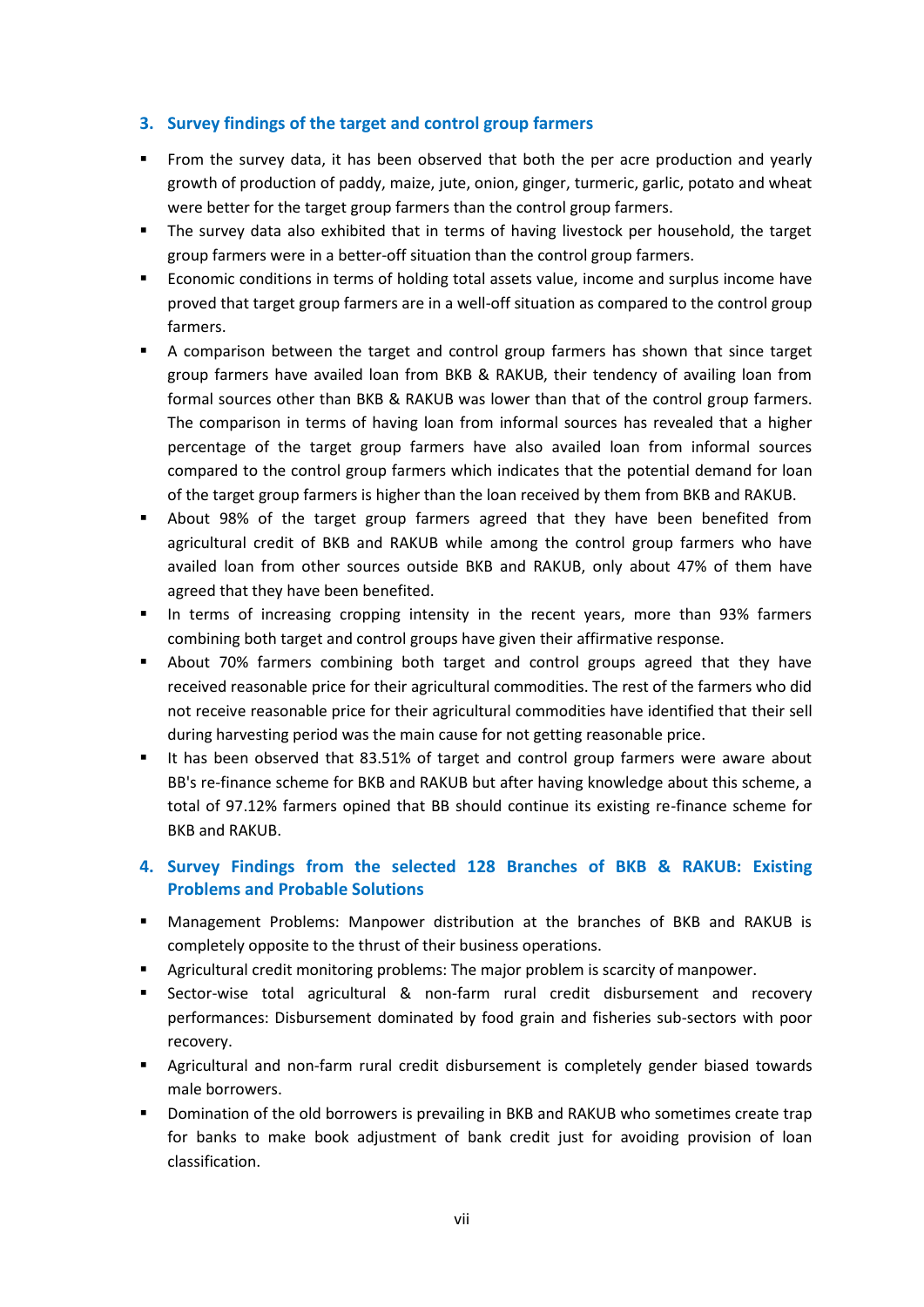## 3. Survey findings of the target and control group farmers

- From the survey data, it has been observed that both the per acre production and yearly growth of production of paddy, maize, jute, onion, ginger, turmeric, garlic, potato and wheat were better for the target group farmers than the control group farmers.
- The survey data also exhibited that in terms of having livestock per household, the target group farmers were in a better-off situation than the control group farmers.
- Economic conditions in terms of holding total assets value, income and surplus income have proved that target group farmers are in a well-off situation as compared to the control group farmers.
- A comparison between the target and control group farmers has shown that since target group farmers have availed loan from BKB & RAKUB, their tendency of availing loan from formal sources other than BKB & RAKUB was lower than that of the control group farmers. The comparison in terms of having loan from informal sources has revealed that a higher percentage of the target group farmers have also availed loan from informal sources compared to the control group farmers which indicates that the potential demand for loan of the target group farmers is higher than the loan received by them from BKB and RAKUB.
- About 98% of the target group farmers agreed that they have been benefited from agricultural credit of BKB and RAKUB while among the control group farmers who have availed loan from other sources outside BKB and RAKUB, only about 47% of them have agreed that they have been benefited.
- In terms of increasing cropping intensity in the recent years, more than 93% farmers combining both target and control groups have given their affirmative response.
- About 70% farmers combining both target and control groups agreed that they have received reasonable price for their agricultural commodities. The rest of the farmers who did not receive reasonable price for their agricultural commodities have identified that their sell during harvesting period was the main cause for not getting reasonable price.
- It has been observed that 83.51% of target and control group farmers were aware about BB's re-finance scheme for BKB and RAKUB but after having knowledge about this scheme, a total of 97.12% farmers opined that BB should continue its existing re-finance scheme for BKB and RAKUB.

## 4. Survey Findings from the selected 128 Branches of BKB & RAKUB: Existing Problems and Probable Solutions

- Management Problems: Manpower distribution at the branches of BKB and RAKUB is completely opposite to the thrust of their business operations.
- Agricultural credit monitoring problems: The major problem is scarcity of manpower.
- Sector-wise total agricultural & non-farm rural credit disbursement and recovery performances: Disbursement dominated by food grain and fisheries sub-sectors with poor recovery.
- Agricultural and non-farm rural credit disbursement is completely gender biased towards male borrowers.
- Domination of the old borrowers is prevailing in BKB and RAKUB who sometimes create trap for banks to make book adjustment of bank credit just for avoiding provision of loan classification.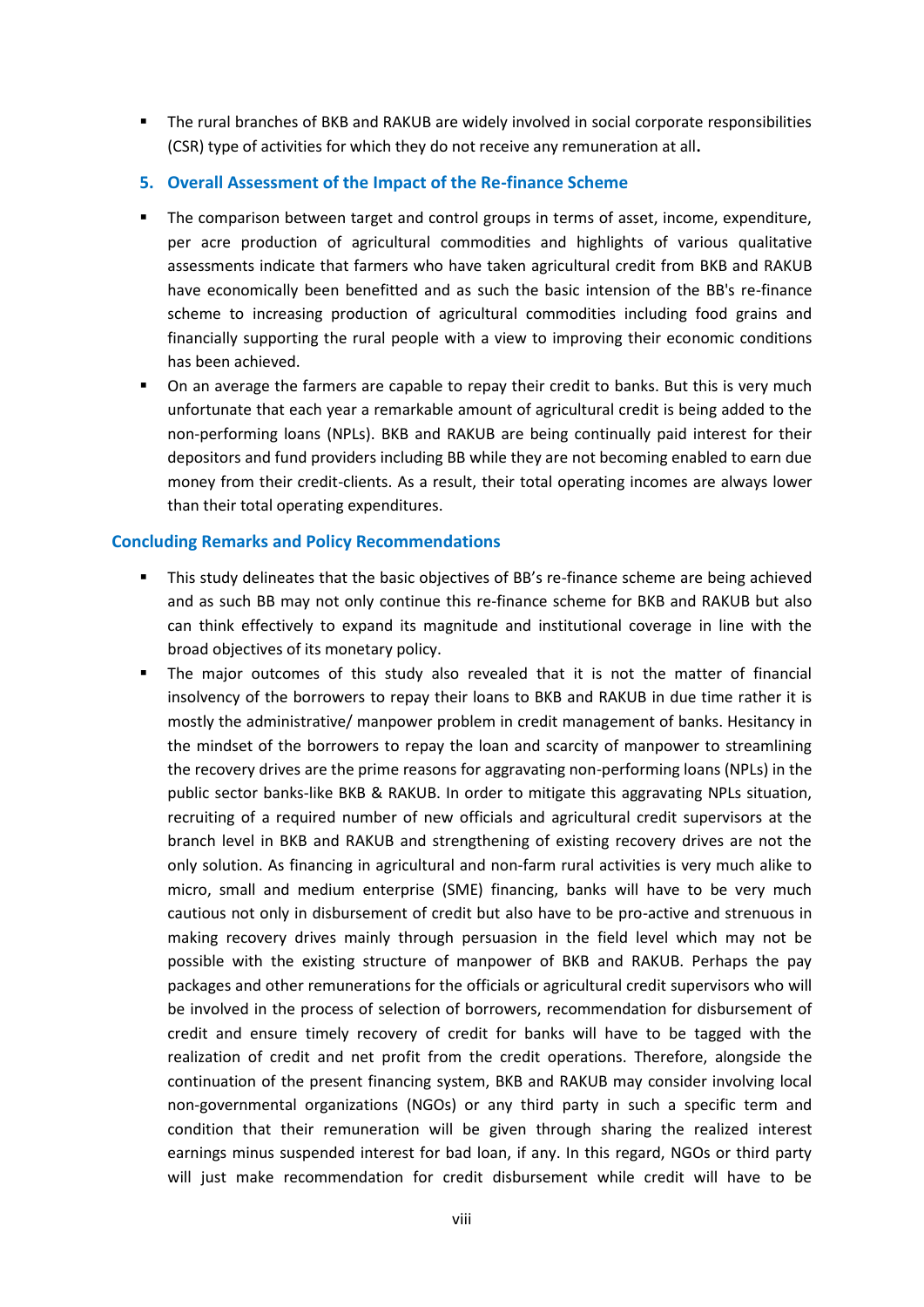- The rural branches of BKB and RAKUB are widely involved in social corporate responsibilities (CSR) type of activities for which they do not receive any remuneration at all**.**

## 5. Overall Assessment of the Impact of the Re-finance Scheme

- The comparison between target and control groups in terms of asset, income, expenditure, per acre production of agricultural commodities and highlights of various qualitative assessments indicate that farmers who have taken agricultural credit from BKB and RAKUB have economically been benefitted and as such the basic intension of the BB's re-finance scheme to increasing production of agricultural commodities including food grains and financially supporting the rural people with a view to improving their economic conditions has been achieved.
- On an average the farmers are capable to repay their credit to banks. But this is very much unfortunate that each year a remarkable amount of agricultural credit is being added to the non-performing loans (NPLs). BKB and RAKUB are being continually paid interest for their depositors and fund providers including BB while they are not becoming enabled to earn due money from their credit-clients. As a result, their total operating incomes are always lower than their total operating expenditures.

## Concluding Remarks and Policy Recommendations

- This study delineates that the basic objectives of BB's re-finance scheme are being achieved and as such BB may not only continue this re-finance scheme for BKB and RAKUB but also can think effectively to expand its magnitude and institutional coverage in line with the broad objectives of its monetary policy.
- The major outcomes of this study also revealed that it is not the matter of financial insolvency of the borrowers to repay their loans to BKB and RAKUB in due time rather it is mostly the administrative/ manpower problem in credit management of banks. Hesitancy in the mindset of the borrowers to repay the loan and scarcity of manpower to streamlining the recovery drives are the prime reasons for aggravating non-performing loans (NPLs) in the public sector banks-like BKB & RAKUB. In order to mitigate this aggravating NPLs situation, recruiting of a required number of new officials and agricultural credit supervisors at the branch level in BKB and RAKUB and strengthening of existing recovery drives are not the only solution. As financing in agricultural and non-farm rural activities is very much alike to micro, small and medium enterprise (SME) financing, banks will have to be very much cautious not only in disbursement of credit but also have to be pro-active and strenuous in making recovery drives mainly through persuasion in the field level which may not be possible with the existing structure of manpower of BKB and RAKUB. Perhaps the pay packages and other remunerations for the officials or agricultural credit supervisors who will be involved in the process of selection of borrowers, recommendation for disbursement of credit and ensure timely recovery of credit for banks will have to be tagged with the realization of credit and net profit from the credit operations. Therefore, alongside the continuation of the present financing system, BKB and RAKUB may consider involving local non-governmental organizations (NGOs) or any third party in such a specific term and condition that their remuneration will be given through sharing the realized interest earnings minus suspended interest for bad loan, if any. In this regard, NGOs or third party will just make recommendation for credit disbursement while credit will have to be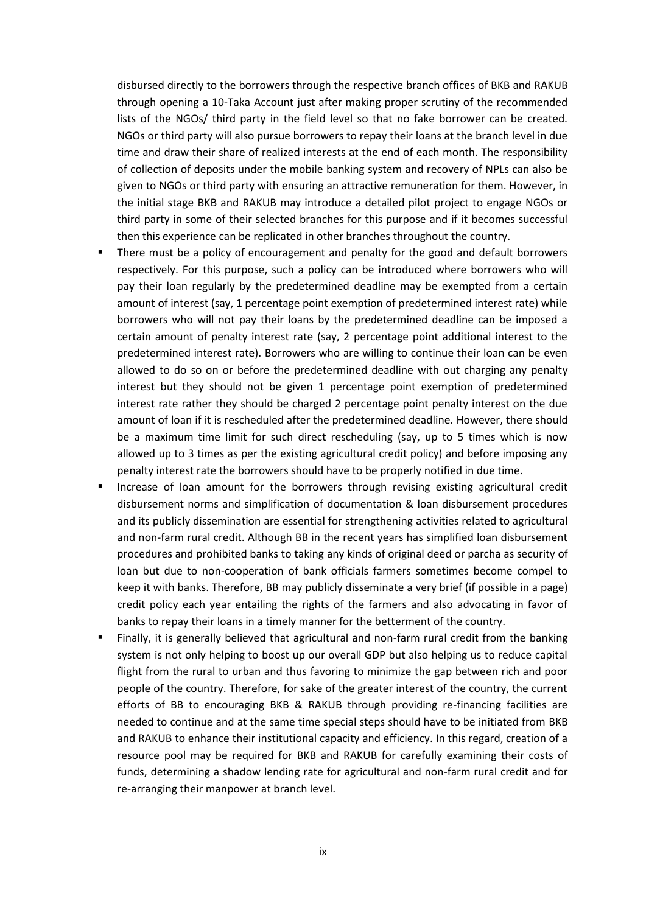disbursed directly to the borrowers through the respective branch offices of BKB and RAKUB through opening a 10-Taka Account just after making proper scrutiny of the recommended lists of the NGOs/ third party in the field level so that no fake borrower can be created. NGOs or third party will also pursue borrowers to repay their loans at the branch level in due time and draw their share of realized interests at the end of each month. The responsibility of collection of deposits under the mobile banking system and recovery of NPLs can also be given to NGOs or third party with ensuring an attractive remuneration for them. However, in the initial stage BKB and RAKUB may introduce a detailed pilot project to engage NGOs or third party in some of their selected branches for this purpose and if it becomes successful then this experience can be replicated in other branches throughout the country.

- There must be a policy of encouragement and penalty for the good and default borrowers respectively. For this purpose, such a policy can be introduced where borrowers who will pay their loan regularly by the predetermined deadline may be exempted from a certain amount of interest (say, 1 percentage point exemption of predetermined interest rate) while borrowers who will not pay their loans by the predetermined deadline can be imposed a certain amount of penalty interest rate (say, 2 percentage point additional interest to the predetermined interest rate). Borrowers who are willing to continue their loan can be even allowed to do so on or before the predetermined deadline with out charging any penalty interest but they should not be given 1 percentage point exemption of predetermined interest rate rather they should be charged 2 percentage point penalty interest on the due amount of loan if it is rescheduled after the predetermined deadline. However, there should be a maximum time limit for such direct rescheduling (say, up to 5 times which is now allowed up to 3 times as per the existing agricultural credit policy) and before imposing any penalty interest rate the borrowers should have to be properly notified in due time.
- Increase of loan amount for the borrowers through revising existing agricultural credit disbursement norms and simplification of documentation & loan disbursement procedures and its publicly dissemination are essential for strengthening activities related to agricultural and non-farm rural credit. Although BB in the recent years has simplified loan disbursement procedures and prohibited banks to taking any kinds of original deed or parcha as security of loan but due to non-cooperation of bank officials farmers sometimes become compel to keep it with banks. Therefore, BB may publicly disseminate a very brief (if possible in a page) credit policy each year entailing the rights of the farmers and also advocating in favor of banks to repay their loans in a timely manner for the betterment of the country.
- Finally, it is generally believed that agricultural and non-farm rural credit from the banking system is not only helping to boost up our overall GDP but also helping us to reduce capital flight from the rural to urban and thus favoring to minimize the gap between rich and poor people of the country. Therefore, for sake of the greater interest of the country, the current efforts of BB to encouraging BKB & RAKUB through providing re-financing facilities are needed to continue and at the same time special steps should have to be initiated from BKB and RAKUB to enhance their institutional capacity and efficiency. In this regard, creation of a resource pool may be required for BKB and RAKUB for carefully examining their costs of funds, determining a shadow lending rate for agricultural and non-farm rural credit and for re-arranging their manpower at branch level.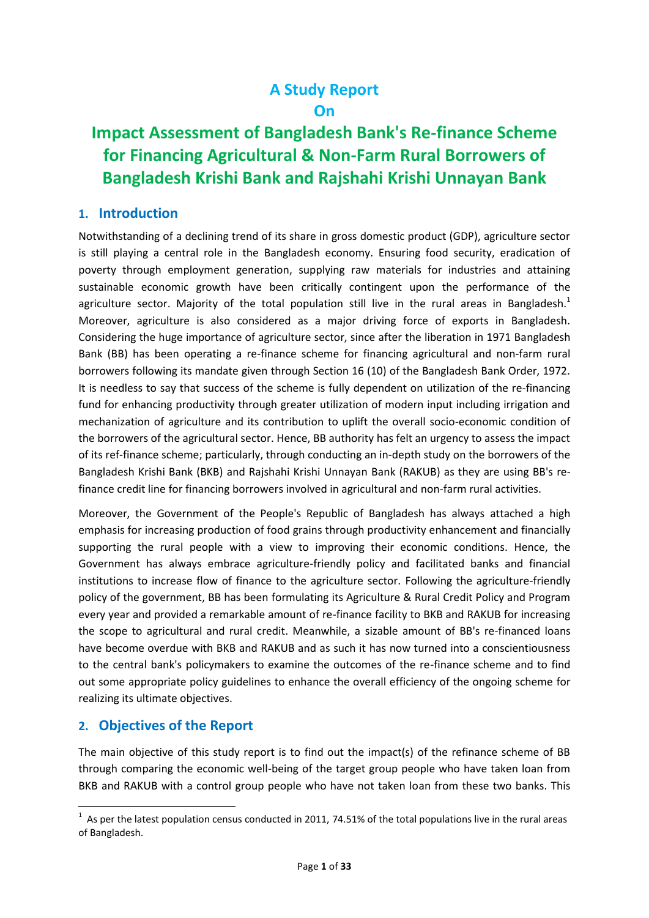# A Study Report

# On

# Impact Assessment of Bangladesh Bank's Re-finance Scheme for Financing Agricultural & Non-Farm Rural Borrowers of Bangladesh Krishi Bank and Rajshahi Krishi Unnayan Bank

## 1. Introduction

Notwithstanding of a declining trend of its share in gross domestic product (GDP), agriculture sector is still playing a central role in the Bangladesh economy. Ensuring food security, eradication of poverty through employment generation, supplying raw materials for industries and attaining sustainable economic growth have been critically contingent upon the performance of the agriculture sector. Majority of the total population still live in the rural areas in Bangladesh.[1] Moreover, agriculture is also considered as a major driving force of exports in Bangladesh. Considering the huge importance of agriculture sector, since after the liberation in 1971 Bangladesh Bank (BB) has been operating a re-finance scheme for financing agricultural and non-farm rural borrowers following its mandate given through Section 16 (10) of the Bangladesh Bank Order, 1972. It is needless to say that success of the scheme is fully dependent on utilization of the re-financing fund for enhancing productivity through greater utilization of modern input including irrigation and mechanization of agriculture and its contribution to uplift the overall socio-economic condition of the borrowers of the agricultural sector. Hence, BB authority has felt an urgency to assess the impact of its ref-finance scheme; particularly, through conducting an in-depth study on the borrowers of the Bangladesh Krishi Bank (BKB) and Rajshahi Krishi Unnayan Bank (RAKUB) as they are using BB's re-finance credit line for financing borrowers involved in agricultural and non-farm rural activities.

Moreover, the Government of the People's Republic of Bangladesh has always attached a high emphasis for increasing production of food grains through productivity enhancement and financially supporting the rural people with a view to improving their economic conditions. Hence, the Government has always embrace agriculture-friendly policy and facilitated banks and financial institutions to increase flow of finance to the agriculture sector. Following the agriculture-friendly policy of the government, BB has been formulating its Agriculture & Rural Credit Policy and Program every year and provided a remarkable amount of re-finance facility to BKB and RAKUB for increasing the scope to agricultural and rural credit. Meanwhile, a sizable amount of BB's re-financed loans have become overdue with BKB and RAKUB and as such it has now turned into a conscientiousness to the central bank's policymakers to examine the outcomes of the re-finance scheme and to find out some appropriate policy guidelines to enhance the overall efficiency of the ongoing scheme for realizing its ultimate objectives.

## 2. Objectives of the Report

The main objective of this study report is to find out the impact(s) of the refinance scheme of BB through comparing the economic well-being of the target group people who have taken loan from BKB and RAKUB with a control group people who have not taken loan from these two banks. This

[1] As per the latest population census conducted in 2011, 74.51% of the total populations live in the rural areas of Bangladesh.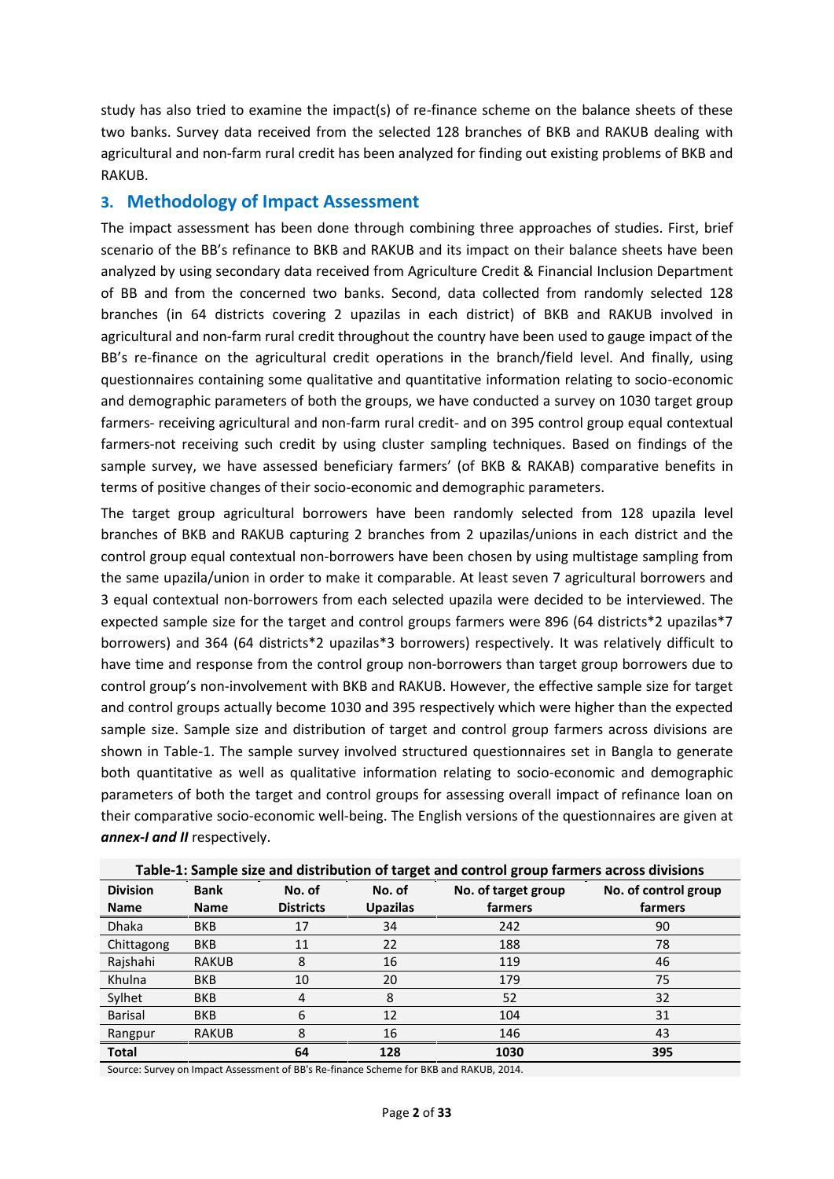study has also tried to examine the impact(s) of re-finance scheme on the balance sheets of these two banks. Survey data received from the selected 128 branches of BKB and RAKUB dealing with agricultural and non-farm rural credit has been analyzed for finding out existing problems of BKB and RAKUB.

## 3. Methodology of Impact Assessment

The impact assessment has been done through combining three approaches of studies. First, brief scenario of the BB's refinance to BKB and RAKUB and its impact on their balance sheets have been analyzed by using secondary data received from Agriculture Credit & Financial Inclusion Department of BB and from the concerned two banks. Second, data collected from randomly selected 128 branches (in 64 districts covering 2 upazilas in each district) of BKB and RAKUB involved in agricultural and non-farm rural credit throughout the country have been used to gauge impact of the BB's re-finance on the agricultural credit operations in the branch/field level. And finally, using questionnaires containing some qualitative and quantitative information relating to socio-economic and demographic parameters of both the groups, we have conducted a survey on 1030 target group farmers- receiving agricultural and non-farm rural credit- and on 395 control group equal contextual farmers-not receiving such credit by using cluster sampling techniques. Based on findings of the sample survey, we have assessed beneficiary farmers' (of BKB & RAKAB) comparative benefits in terms of positive changes of their socio-economic and demographic parameters.

The target group agricultural borrowers have been randomly selected from 128 upazila level branches of BKB and RAKUB capturing 2 branches from 2 upazilas/unions in each district and the control group equal contextual non-borrowers have been chosen by using multistage sampling from the same upazila/union in order to make it comparable. At least seven 7 agricultural borrowers and 3 equal contextual non-borrowers from each selected upazila were decided to be interviewed. The expected sample size for the target and control groups farmers were 896 (64 districts*2 upazilas*7 borrowers) and 364 (64 districts*2 upazilas*3 borrowers) respectively. It was relatively difficult to have time and response from the control group non-borrowers than target group borrowers due to control group's non-involvement with BKB and RAKUB. However, the effective sample size for target and control groups actually become 1030 and 395 respectively which were higher than the expected sample size. Sample size and distribution of target and control group farmers across divisions are shown in Table-1. The sample survey involved structured questionnaires set in Bangla to generate both quantitative as well as qualitative information relating to socio-economic and demographic parameters of both the target and control groups for assessing overall impact of refinance loan on their comparative socio-economic well-being. The English versions of the questionnaires are given at ***annex-I and II*** respectively.

**Table-1: Sample size and distribution of target and control group farmers across divisions**

| Division Name | Bank Name | No. of Districts | No. of Upazilas | No. of target group farmers | No. of control group farmers |
|---|---|---|---|---|---|
| Dhaka | BKB | 17 | 34 | 242 | 90 |
| Chittagong | BKB | 11 | 22 | 188 | 78 |
| Rajshahi | RAKUB | 8 | 16 | 119 | 46 |
| Khulna | BKB | 10 | 20 | 179 | 75 |
| Sylhet | BKB | 4 | 8 | 52 | 32 |
| Barisal | BKB | 6 | 12 | 104 | 31 |
| Rangpur | RAKUB | 8 | 16 | 146 | 43 |
| **Total** | | **64** | **128** | **1030** | **395** |

Source: Survey on Impact Assessment of BB's Re-finance Scheme for BKB and RAKUB, 2014.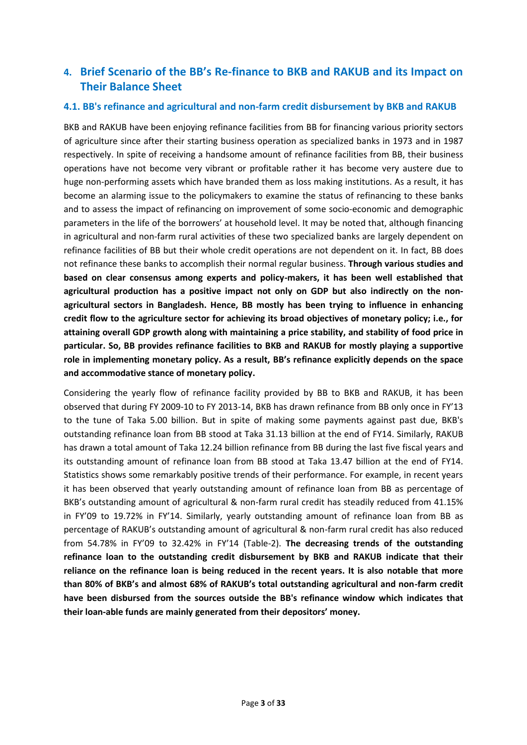## 4. Brief Scenario of the BB's Re-finance to BKB and RAKUB and its Impact on Their Balance Sheet

### 4.1. BB's refinance and agricultural and non-farm credit disbursement by BKB and RAKUB

BKB and RAKUB have been enjoying refinance facilities from BB for financing various priority sectors of agriculture since after their starting business operation as specialized banks in 1973 and in 1987 respectively. In spite of receiving a handsome amount of refinance facilities from BB, their business operations have not become very vibrant or profitable rather it has become very austere due to huge non-performing assets which have branded them as loss making institutions. As a result, it has become an alarming issue to the policymakers to examine the status of refinancing to these banks and to assess the impact of refinancing on improvement of some socio-economic and demographic parameters in the life of the borrowers' at household level. It may be noted that, although financing in agricultural and non-farm rural activities of these two specialized banks are largely dependent on refinance facilities of BB but their whole credit operations are not dependent on it. In fact, BB does not refinance these banks to accomplish their normal regular business. **Through various studies and based on clear consensus among experts and policy-makers, it has been well established that agricultural production has a positive impact not only on GDP but also indirectly on the non-agricultural sectors in Bangladesh. Hence, BB mostly has been trying to influence in enhancing credit flow to the agriculture sector for achieving its broad objectives of monetary policy; i.e., for attaining overall GDP growth along with maintaining a price stability, and stability of food price in particular. So, BB provides refinance facilities to BKB and RAKUB for mostly playing a supportive role in implementing monetary policy. As a result, BB's refinance explicitly depends on the space and accommodative stance of monetary policy.**

Considering the yearly flow of refinance facility provided by BB to BKB and RAKUB, it has been observed that during FY 2009-10 to FY 2013-14, BKB has drawn refinance from BB only once in FY'13 to the tune of Taka 5.00 billion. But in spite of making some payments against past due, BKB's outstanding refinance loan from BB stood at Taka 31.13 billion at the end of FY14. Similarly, RAKUB has drawn a total amount of Taka 12.24 billion refinance from BB during the last five fiscal years and its outstanding amount of refinance loan from BB stood at Taka 13.47 billion at the end of FY14. Statistics shows some remarkably positive trends of their performance. For example, in recent years it has been observed that yearly outstanding amount of refinance loan from BB as percentage of BKB's outstanding amount of agricultural & non-farm rural credit has steadily reduced from 41.15% in FY'09 to 19.72% in FY'14. Similarly, yearly outstanding amount of refinance loan from BB as percentage of RAKUB's outstanding amount of agricultural & non-farm rural credit has also reduced from 54.78% in FY'09 to 32.42% in FY'14 (Table-2). **The decreasing trends of the outstanding refinance loan to the outstanding credit disbursement by BKB and RAKUB indicate that their reliance on the refinance loan is being reduced in the recent years. It is also notable that more than 80% of BKB's and almost 68% of RAKUB's total outstanding agricultural and non-farm credit have been disbursed from the sources outside the BB's refinance window which indicates that their loan-able funds are mainly generated from their depositors' money.**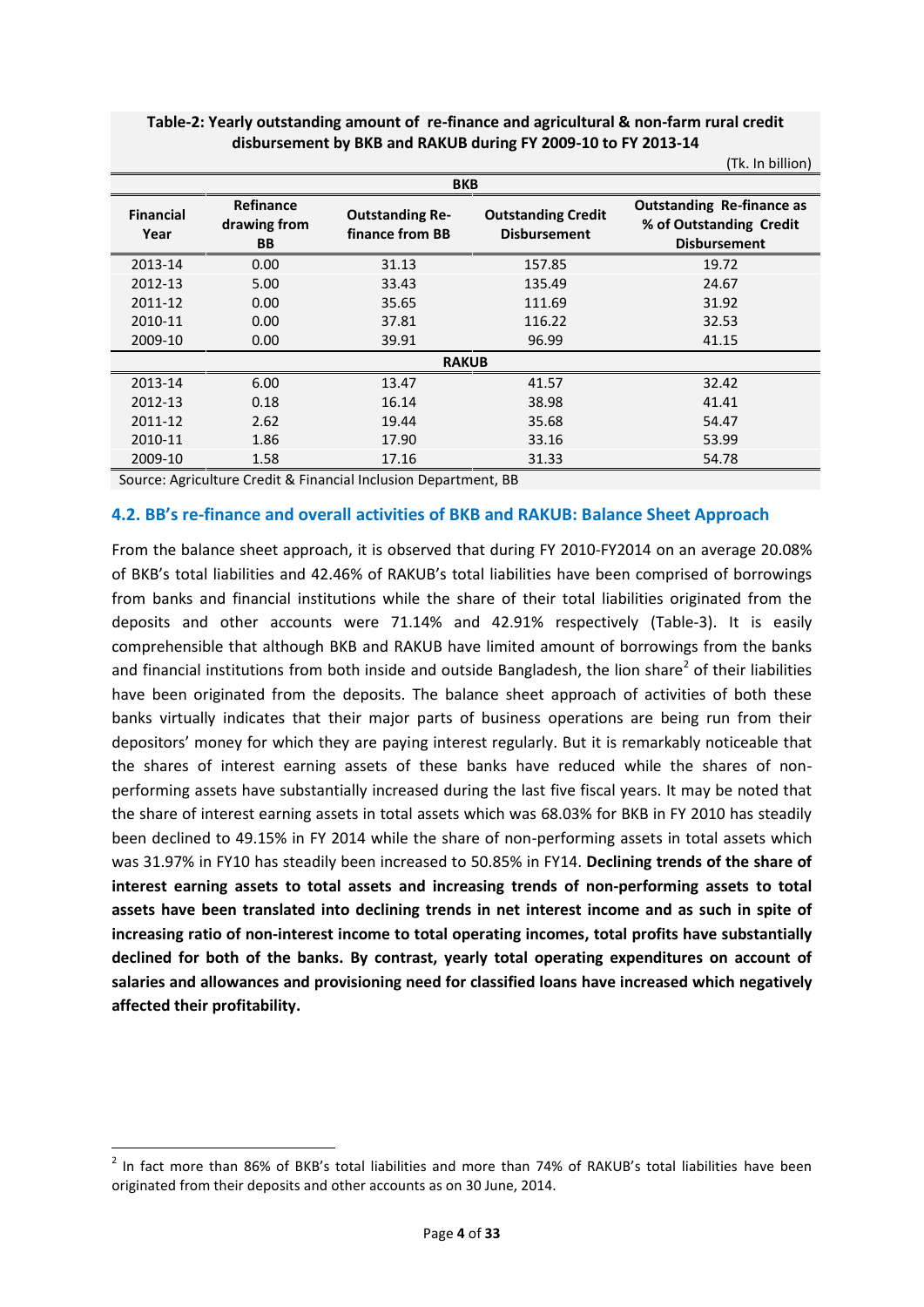**Table-2: Yearly outstanding amount of re-finance and agricultural & non-farm rural credit disbursement by BKB and RAKUB during FY 2009-10 to FY 2013-14**

(Tk. In billion)

| Financial Year | Refinance drawing from BB | Outstanding Re-finance from BB | Outstanding Credit Disbursement | Outstanding Re-finance as % of Outstanding Credit Disbursement |
|---|---|---|---|---|
| **BKB** | | | | |
| 2013-14 | 0.00 | 31.13 | 157.85 | 19.72 |
| 2012-13 | 5.00 | 33.43 | 135.49 | 24.67 |
| 2011-12 | 0.00 | 35.65 | 111.69 | 31.92 |
| 2010-11 | 0.00 | 37.81 | 116.22 | 32.53 |
| 2009-10 | 0.00 | 39.91 | 96.99 | 41.15 |
| **RAKUB** | | | | |
| 2013-14 | 6.00 | 13.47 | 41.57 | 32.42 |
| 2012-13 | 0.18 | 16.14 | 38.98 | 41.41 |
| 2011-12 | 2.62 | 19.44 | 35.68 | 54.47 |
| 2010-11 | 1.86 | 17.90 | 33.16 | 53.99 |
| 2009-10 | 1.58 | 17.16 | 31.33 | 54.78 |

Source: Agriculture Credit & Financial Inclusion Department, BB

## 4.2. BB's re-finance and overall activities of BKB and RAKUB: Balance Sheet Approach

From the balance sheet approach, it is observed that during FY 2010-FY2014 on an average 20.08% of BKB's total liabilities and 42.46% of RAKUB's total liabilities have been comprised of borrowings from banks and financial institutions while the share of their total liabilities originated from the deposits and other accounts were 71.14% and 42.91% respectively (Table-3). It is easily comprehensible that although BKB and RAKUB have limited amount of borrowings from the banks and financial institutions from both inside and outside Bangladesh, the lion share[2] of their liabilities have been originated from the deposits. The balance sheet approach of activities of both these banks virtually indicates that their major parts of business operations are being run from their depositors' money for which they are paying interest regularly. But it is remarkably noticeable that the shares of interest earning assets of these banks have reduced while the shares of non-performing assets have substantially increased during the last five fiscal years. It may be noted that the share of interest earning assets in total assets which was 68.03% for BKB in FY 2010 has steadily been declined to 49.15% in FY 2014 while the share of non-performing assets in total assets which was 31.97% in FY10 has steadily been increased to 50.85% in FY14. **Declining trends of the share of interest earning assets to total assets and increasing trends of non-performing assets to total assets have been translated into declining trends in net interest income and as such in spite of increasing ratio of non-interest income to total operating incomes, total profits have substantially declined for both of the banks. By contrast, yearly total operating expenditures on account of salaries and allowances and provisioning need for classified loans have increased which negatively affected their profitability.**

---

[2] In fact more than 86% of BKB's total liabilities and more than 74% of RAKUB's total liabilities have been originated from their deposits and other accounts as on 30 June, 2014.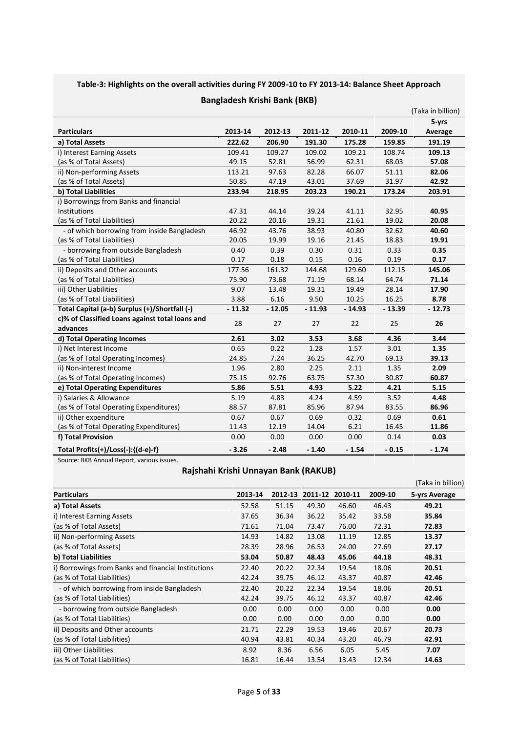### Table-3: Highlights on the overall activities during FY 2009-10 to FY 2013-14: Balance Sheet Approach

#### Bangladesh Krishi Bank (BKB)

(Taka in billion)

| Particulars | 2013-14 | 2012-13 | 2011-12 | 2010-11 | 2009-10 | 5-yrs Average |
|---|---|---|---|---|---|---|
| **a) Total Assets** | **222.62** | **206.90** | **191.30** | **175.28** | **159.85** | **191.19** |
| i) Interest Earning Assets | 109.41 | 109.27 | 109.02 | 109.21 | 108.74 | **109.13** |
| (as % of Total Assets) | 49.15 | 52.81 | 56.99 | 62.31 | 68.03 | **57.08** |
| ii) Non-performing Assets | 113.21 | 97.63 | 82.28 | 66.07 | 51.11 | **82.06** |
| (as % of Total Assets) | 50.85 | 47.19 | 43.01 | 37.69 | 31.97 | **42.92** |
| **b) Total Liabilities** | **233.94** | **218.95** | **203.23** | **190.21** | **173.24** | **203.91** |
| i) Borrowings from Banks and financial Institutions | 47.31 | 44.14 | 39.24 | 41.11 | 32.95 | **40.95** |
| (as % of Total Liabilities) | 20.22 | 20.16 | 19.31 | 21.61 | 19.02 | **20.08** |
| - of which borrowing from inside Bangladesh | 46.92 | 43.76 | 38.93 | 40.80 | 32.62 | **40.60** |
| (as % of Total Liabilities) | 20.05 | 19.99 | 19.16 | 21.45 | 18.83 | **19.91** |
| - borrowing from outside Bangladesh | 0.40 | 0.39 | 0.30 | 0.31 | 0.33 | **0.35** |
| (as % of Total Liabilities) | 0.17 | 0.18 | 0.15 | 0.16 | 0.19 | **0.17** |
| ii) Deposits and Other accounts | 177.56 | 161.32 | 144.68 | 129.60 | 112.15 | **145.06** |
| (as % of Total Liabilities) | 75.90 | 73.68 | 71.19 | 68.14 | 64.74 | **71.14** |
| iii) Other Liabilities | 9.07 | 13.48 | 19.31 | 19.49 | 28.14 | **17.90** |
| (as % of Total Liabilities) | 3.88 | 6.16 | 9.50 | 10.25 | 16.25 | **8.78** |
| **Total Capital (a-b) Surplus (+)/Shortfall (-)** | **- 11.32** | **- 12.05** | **- 11.93** | **- 14.93** | **- 13.39** | **- 12.73** |
| **c)% of Classified Loans against total loans and advances** | 28 | 27 | 27 | 22 | 25 | **26** |
| **d) Total Operating Incomes** | **2.61** | **3.02** | **3.53** | **3.68** | **4.36** | **3.44** |
| i) Net Interest Income | 0.65 | 0.22 | 1.28 | 1.57 | 3.01 | **1.35** |
| (as % of Total Operating Incomes) | 24.85 | 7.24 | 36.25 | 42.70 | 69.13 | **39.13** |
| ii) Non-interest Income | 1.96 | 2.80 | 2.25 | 2.11 | 1.35 | **2.09** |
| (as % of Total Operating Incomes) | 75.15 | 92.76 | 63.75 | 57.30 | 30.87 | **60.87** |
| **e) Total Operating Expenditures** | **5.86** | **5.51** | **4.93** | **5.22** | **4.21** | **5.15** |
| i) Salaries & Allowance | 5.19 | 4.83 | 4.24 | 4.59 | 3.52 | **4.48** |
| (as % of Total Operating Expenditures) | 88.57 | 87.81 | 85.96 | 87.94 | 83.55 | **86.96** |
| ii) Other expenditure | 0.67 | 0.67 | 0.69 | 0.32 | 0.69 | **0.61** |
| (as % of Total Operating Expenditures) | 11.43 | 12.19 | 14.04 | 6.21 | 16.45 | **11.86** |
| **f) Total Provision** | **0.00** | **0.00** | **0.00** | **0.00** | **0.14** | **0.03** |
| **Total Profits(+)/Loss(-):{(d-e)-f}** | **- 3.26** | **- 2.48** | **- 1.40** | **- 1.54** | **- 0.15** | **- 1.74** |

Source: BKB Annual Report, various issues.

#### Rajshahi Krishi Unnayan Bank (RAKUB)

(Taka in billion)

| Particulars | 2013-14 | 2012-13 | 2011-12 | 2010-11 | 2009-10 | 5-yrs Average |
|---|---|---|---|---|---|---|
| **a) Total Assets** | 52.58 | 51.15 | 49.30 | 46.60 | 46.43 | **49.21** |
| i) Interest Earning Assets | 37.65 | 36.34 | 36.22 | 35.42 | 33.58 | **35.84** |
| (as % of Total Assets) | 71.61 | 71.04 | 73.47 | 76.00 | 72.31 | **72.83** |
| ii) Non-performing Assets | 14.93 | 14.82 | 13.08 | 11.19 | 12.85 | **13.37** |
| (as % of Total Assets) | 28.39 | 28.96 | 26.53 | 24.00 | 27.69 | **27.17** |
| **b) Total Liabilities** | **53.04** | **50.87** | **48.43** | **45.06** | **44.18** | **48.31** |
| i) Borrowings from Banks and financial Institutions | 22.40 | 20.22 | 22.34 | 19.54 | 18.06 | **20.51** |
| (as % of Total Liabilities) | 42.24 | 39.75 | 46.12 | 43.37 | 40.87 | **42.46** |
| - of which borrowing from inside Bangladesh | 22.40 | 20.22 | 22.34 | 19.54 | 18.06 | **20.51** |
| (as % of Total Liabilities) | 42.24 | 39.75 | 46.12 | 43.37 | 40.87 | **42.46** |
| - borrowing from outside Bangladesh | 0.00 | 0.00 | 0.00 | 0.00 | 0.00 | **0.00** |
| (as % of Total Liabilities) | 0.00 | 0.00 | 0.00 | 0.00 | 0.00 | **0.00** |
| ii) Deposits and Other accounts | 21.71 | 22.29 | 19.53 | 19.46 | 20.67 | **20.73** |
| (as % of Total Liabilities) | 40.94 | 43.81 | 40.34 | 43.20 | 46.79 | **42.91** |
| iii) Other Liabilities | 8.92 | 8.36 | 6.56 | 6.05 | 5.45 | **7.07** |
| (as % of Total Liabilities) | 16.81 | 16.44 | 13.54 | 13.43 | 12.34 | **14.63** |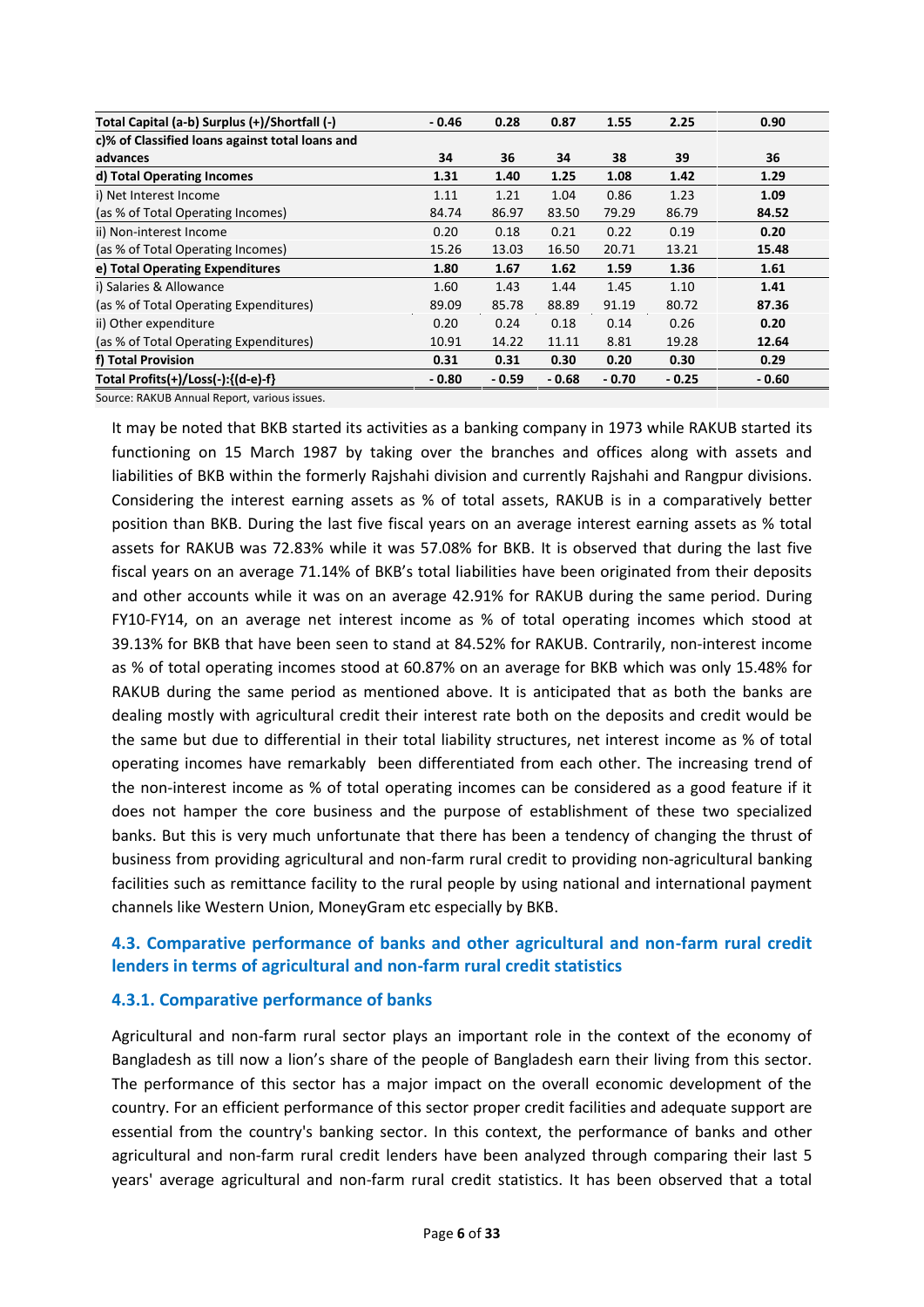| Total Capital (a-b) Surplus (+)/Shortfall (-) | - 0.46 | 0.28 | 0.87 | 1.55 | 2.25 | 0.90 |
|---|---|---|---|---|---|---|
| c)% of Classified loans against total loans and advances | 34 | 36 | 34 | 38 | 39 | 36 |
| d) Total Operating Incomes | 1.31 | 1.40 | 1.25 | 1.08 | 1.42 | 1.29 |
| i) Net Interest Income | 1.11 | 1.21 | 1.04 | 0.86 | 1.23 | 1.09 |
| (as % of Total Operating Incomes) | 84.74 | 86.97 | 83.50 | 79.29 | 86.79 | 84.52 |
| ii) Non-interest Income | 0.20 | 0.18 | 0.21 | 0.22 | 0.19 | 0.20 |
| (as % of Total Operating Incomes) | 15.26 | 13.03 | 16.50 | 20.71 | 13.21 | 15.48 |
| e) Total Operating Expenditures | 1.80 | 1.67 | 1.62 | 1.59 | 1.36 | 1.61 |
| i) Salaries & Allowance | 1.60 | 1.43 | 1.44 | 1.45 | 1.10 | 1.41 |
| (as % of Total Operating Expenditures) | 89.09 | 85.78 | 88.89 | 91.19 | 80.72 | 87.36 |
| ii) Other expenditure | 0.20 | 0.24 | 0.18 | 0.14 | 0.26 | 0.20 |
| (as % of Total Operating Expenditures) | 10.91 | 14.22 | 11.11 | 8.81 | 19.28 | 12.64 |
| f) Total Provision | 0.31 | 0.31 | 0.30 | 0.20 | 0.30 | 0.29 |
| Total Profits(+)/Loss(-):{(d-e)-f} | - 0.80 | - 0.59 | - 0.68 | - 0.70 | - 0.25 | - 0.60 |

Source: RAKUB Annual Report, various issues.

It may be noted that BKB started its activities as a banking company in 1973 while RAKUB started its functioning on 15 March 1987 by taking over the branches and offices along with assets and liabilities of BKB within the formerly Rajshahi division and currently Rajshahi and Rangpur divisions. Considering the interest earning assets as % of total assets, RAKUB is in a comparatively better position than BKB. During the last five fiscal years on an average interest earning assets as % total assets for RAKUB was 72.83% while it was 57.08% for BKB. It is observed that during the last five fiscal years on an average 71.14% of BKB's total liabilities have been originated from their deposits and other accounts while it was on an average 42.91% for RAKUB during the same period. During FY10-FY14, on an average net interest income as % of total operating incomes which stood at 39.13% for BKB that have been seen to stand at 84.52% for RAKUB. Contrarily, non-interest income as % of total operating incomes stood at 60.87% on an average for BKB which was only 15.48% for RAKUB during the same period as mentioned above. It is anticipated that as both the banks are dealing mostly with agricultural credit their interest rate both on the deposits and credit would be the same but due to differential in their total liability structures, net interest income as % of total operating incomes have remarkably been differentiated from each other. The increasing trend of the non-interest income as % of total operating incomes can be considered as a good feature if it does not hamper the core business and the purpose of establishment of these two specialized banks. But this is very much unfortunate that there has been a tendency of changing the thrust of business from providing agricultural and non-farm rural credit to providing non-agricultural banking facilities such as remittance facility to the rural people by using national and international payment channels like Western Union, MoneyGram etc especially by BKB.

## 4.3. Comparative performance of banks and other agricultural and non-farm rural credit lenders in terms of agricultural and non-farm rural credit statistics

### 4.3.1. Comparative performance of banks

Agricultural and non-farm rural sector plays an important role in the context of the economy of Bangladesh as till now a lion's share of the people of Bangladesh earn their living from this sector. The performance of this sector has a major impact on the overall economic development of the country. For an efficient performance of this sector proper credit facilities and adequate support are essential from the country's banking sector. In this context, the performance of banks and other agricultural and non-farm rural credit lenders have been analyzed through comparing their last 5 years' average agricultural and non-farm rural credit statistics. It has been observed that a total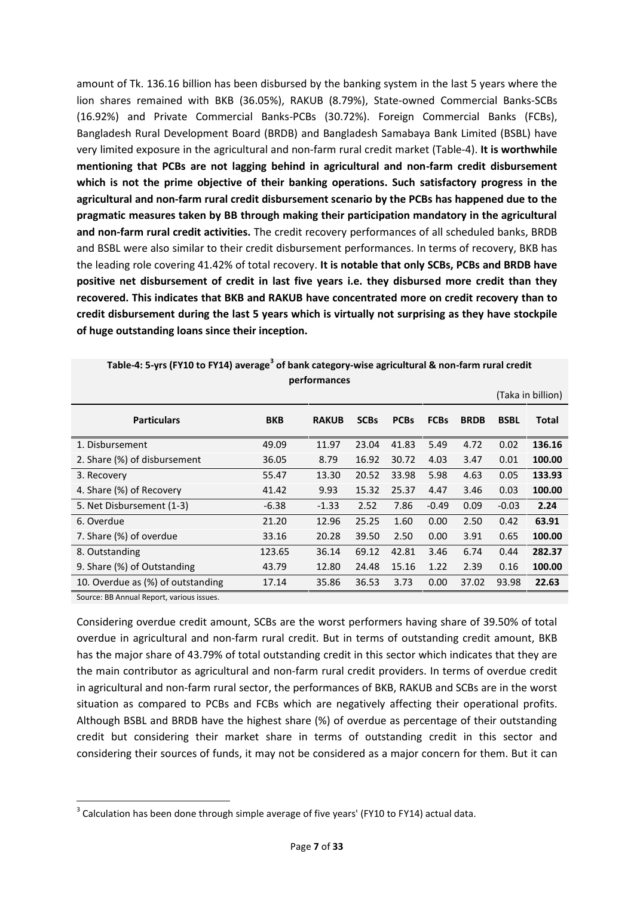amount of Tk. 136.16 billion has been disbursed by the banking system in the last 5 years where the lion shares remained with BKB (36.05%), RAKUB (8.79%), State-owned Commercial Banks-SCBs (16.92%) and Private Commercial Banks-PCBs (30.72%). Foreign Commercial Banks (FCBs), Bangladesh Rural Development Board (BRDB) and Bangladesh Samabaya Bank Limited (BSBL) have very limited exposure in the agricultural and non-farm rural credit market (Table-4). **It is worthwhile mentioning that PCBs are not lagging behind in agricultural and non-farm credit disbursement which is not the prime objective of their banking operations. Such satisfactory progress in the agricultural and non-farm rural credit disbursement scenario by the PCBs has happened due to the pragmatic measures taken by BB through making their participation mandatory in the agricultural and non-farm rural credit activities.** The credit recovery performances of all scheduled banks, BRDB and BSBL were also similar to their credit disbursement performances. In terms of recovery, BKB has the leading role covering 41.42% of total recovery. **It is notable that only SCBs, PCBs and BRDB have positive net disbursement of credit in last five years i.e. they disbursed more credit than they recovered. This indicates that BKB and RAKUB have concentrated more on credit recovery than to credit disbursement during the last 5 years which is virtually not surprising as they have stockpile of huge outstanding loans since their inception.**

**Table-4: 5-yrs (FY10 to FY14) average[3] of bank category-wise agricultural & non-farm rural credit performances**

(Taka in billion)

| Particulars | BKB | RAKUB | SCBs | PCBs | FCBs | BRDB | BSBL | Total |
|---|---|---|---|---|---|---|---|---|
| 1. Disbursement | 49.09 | 11.97 | 23.04 | 41.83 | 5.49 | 4.72 | 0.02 | **136.16** |
| 2. Share (%) of disbursement | 36.05 | 8.79 | 16.92 | 30.72 | 4.03 | 3.47 | 0.01 | **100.00** |
| 3. Recovery | 55.47 | 13.30 | 20.52 | 33.98 | 5.98 | 4.63 | 0.05 | **133.93** |
| 4. Share (%) of Recovery | 41.42 | 9.93 | 15.32 | 25.37 | 4.47 | 3.46 | 0.03 | **100.00** |
| 5. Net Disbursement (1-3) | -6.38 | -1.33 | 2.52 | 7.86 | -0.49 | 0.09 | -0.03 | **2.24** |
| 6. Overdue | 21.20 | 12.96 | 25.25 | 1.60 | 0.00 | 2.50 | 0.42 | **63.91** |
| 7. Share (%) of overdue | 33.16 | 20.28 | 39.50 | 2.50 | 0.00 | 3.91 | 0.65 | **100.00** |
| 8. Outstanding | 123.65 | 36.14 | 69.12 | 42.81 | 3.46 | 6.74 | 0.44 | **282.37** |
| 9. Share (%) of Outstanding | 43.79 | 12.80 | 24.48 | 15.16 | 1.22 | 2.39 | 0.16 | **100.00** |
| 10. Overdue as (%) of outstanding | 17.14 | 35.86 | 36.53 | 3.73 | 0.00 | 37.02 | 93.98 | **22.63** |

Source: BB Annual Report, various issues.

Considering overdue credit amount, SCBs are the worst performers having share of 39.50% of total overdue in agricultural and non-farm rural credit. But in terms of outstanding credit amount, BKB has the major share of 43.79% of total outstanding credit in this sector which indicates that they are the main contributor as agricultural and non-farm rural credit providers. In terms of overdue credit in agricultural and non-farm rural sector, the performances of BKB, RAKUB and SCBs are in the worst situation as compared to PCBs and FCBs which are negatively affecting their operational profits. Although BSBL and BRDB have the highest share (%) of overdue as percentage of their outstanding credit but considering their market share in terms of outstanding credit in this sector and considering their sources of funds, it may not be considered as a major concern for them. But it can

[3] Calculation has been done through simple average of five years' (FY10 to FY14) actual data.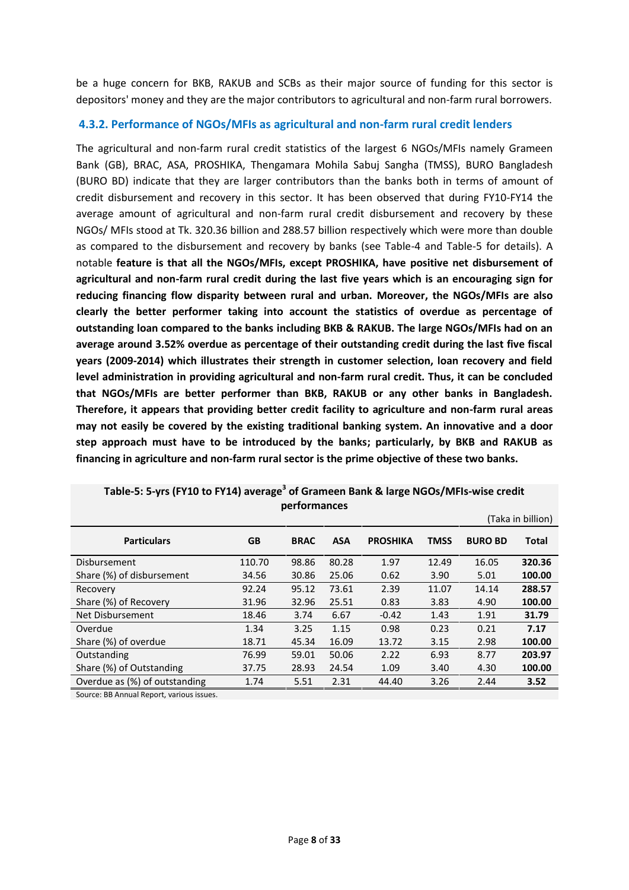be a huge concern for BKB, RAKUB and SCBs as their major source of funding for this sector is depositors' money and they are the major contributors to agricultural and non-farm rural borrowers.

### 4.3.2. Performance of NGOs/MFIs as agricultural and non-farm rural credit lenders

The agricultural and non-farm rural credit statistics of the largest 6 NGOs/MFIs namely Grameen Bank (GB), BRAC, ASA, PROSHIKA, Thengamara Mohila Sabuj Sangha (TMSS), BURO Bangladesh (BURO BD) indicate that they are larger contributors than the banks both in terms of amount of credit disbursement and recovery in this sector. It has been observed that during FY10-FY14 the average amount of agricultural and non-farm rural credit disbursement and recovery by these NGOs/ MFIs stood at Tk. 320.36 billion and 288.57 billion respectively which were more than double as compared to the disbursement and recovery by banks (see Table-4 and Table-5 for details). A notable **feature is that all the NGOs/MFIs, except PROSHIKA, have positive net disbursement of agricultural and non-farm rural credit during the last five years which is an encouraging sign for reducing financing flow disparity between rural and urban. Moreover, the NGOs/MFIs are also clearly the better performer taking into account the statistics of overdue as percentage of outstanding loan compared to the banks including BKB & RAKUB. The large NGOs/MFIs had on an average around 3.52% overdue as percentage of their outstanding credit during the last five fiscal years (2009-2014) which illustrates their strength in customer selection, loan recovery and field level administration in providing agricultural and non-farm rural credit. Thus, it can be concluded that NGOs/MFIs are better performer than BKB, RAKUB or any other banks in Bangladesh. Therefore, it appears that providing better credit facility to agriculture and non-farm rural areas may not easily be covered by the existing traditional banking system. An innovative and a door step approach must have to be introduced by the banks; particularly, by BKB and RAKUB as financing in agriculture and non-farm rural sector is the prime objective of these two banks.**

**Table-5: 5-yrs (FY10 to FY14) average[3] of Grameen Bank & large NGOs/MFIs-wise credit performances**

(Taka in billion)

| Particulars | GB | BRAC | ASA | PROSHIKA | TMSS | BURO BD | Total |
|---|---|---|---|---|---|---|---|
| Disbursement | 110.70 | 98.86 | 80.28 | 1.97 | 12.49 | 16.05 | **320.36** |
| Share (%) of disbursement | 34.56 | 30.86 | 25.06 | 0.62 | 3.90 | 5.01 | **100.00** |
| Recovery | 92.24 | 95.12 | 73.61 | 2.39 | 11.07 | 14.14 | **288.57** |
| Share (%) of Recovery | 31.96 | 32.96 | 25.51 | 0.83 | 3.83 | 4.90 | **100.00** |
| Net Disbursement | 18.46 | 3.74 | 6.67 | -0.42 | 1.43 | 1.91 | **31.79** |
| Overdue | 1.34 | 3.25 | 1.15 | 0.98 | 0.23 | 0.21 | **7.17** |
| Share (%) of overdue | 18.71 | 45.34 | 16.09 | 13.72 | 3.15 | 2.98 | **100.00** |
| Outstanding | 76.99 | 59.01 | 50.06 | 2.22 | 6.93 | 8.77 | **203.97** |
| Share (%) of Outstanding | 37.75 | 28.93 | 24.54 | 1.09 | 3.40 | 4.30 | **100.00** |
| Overdue as (%) of outstanding | 1.74 | 5.51 | 2.31 | 44.40 | 3.26 | 2.44 | **3.52** |

Source: BB Annual Report, various issues.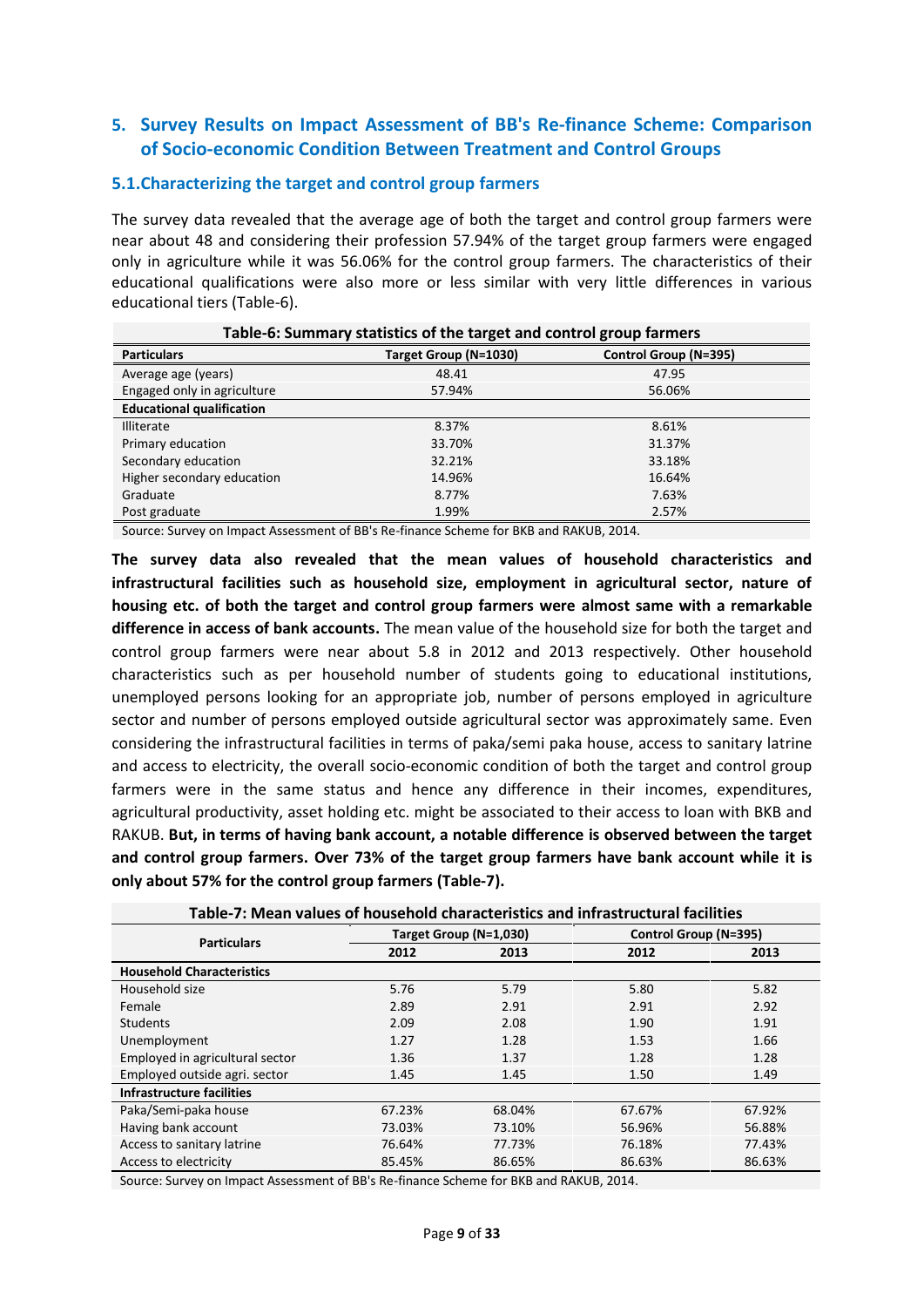## 5. Survey Results on Impact Assessment of BB's Re-finance Scheme: Comparison of Socio-economic Condition Between Treatment and Control Groups

### 5.1. Characterizing the target and control group farmers

The survey data revealed that the average age of both the target and control group farmers were near about 48 and considering their profession 57.94% of the target group farmers were engaged only in agriculture while it was 56.06% for the control group farmers. The characteristics of their educational qualifications were also more or less similar with very little differences in various educational tiers (Table-6).

**Table-6: Summary statistics of the target and control group farmers**

| Particulars | Target Group (N=1030) | Control Group (N=395) |
|---|---|---|
| Average age (years) | 48.41 | 47.95 |
| Engaged only in agriculture | 57.94% | 56.06% |
| **Educational qualification** | | |
| Illiterate | 8.37% | 8.61% |
| Primary education | 33.70% | 31.37% |
| Secondary education | 32.21% | 33.18% |
| Higher secondary education | 14.96% | 16.64% |
| Graduate | 8.77% | 7.63% |
| Post graduate | 1.99% | 2.57% |

Source: Survey on Impact Assessment of BB's Re-finance Scheme for BKB and RAKUB, 2014.

**The survey data also revealed that the mean values of household characteristics and infrastructural facilities such as household size, employment in agricultural sector, nature of housing etc. of both the target and control group farmers were almost same with a remarkable difference in access of bank accounts.** The mean value of the household size for both the target and control group farmers were near about 5.8 in 2012 and 2013 respectively. Other household characteristics such as per household number of students going to educational institutions, unemployed persons looking for an appropriate job, number of persons employed in agriculture sector and number of persons employed outside agricultural sector was approximately same. Even considering the infrastructural facilities in terms of paka/semi paka house, access to sanitary latrine and access to electricity, the overall socio-economic condition of both the target and control group farmers were in the same status and hence any difference in their incomes, expenditures, agricultural productivity, asset holding etc. might be associated to their access to loan with BKB and RAKUB. **But, in terms of having bank account, a notable difference is observed between the target and control group farmers. Over 73% of the target group farmers have bank account while it is only about 57% for the control group farmers (Table-7).**

**Table-7: Mean values of household characteristics and infrastructural facilities**

| Particulars | Target Group (N=1,030) | | Control Group (N=395) | |
|---|---|---|---|---|
| | 2012 | 2013 | 2012 | 2013 |
| **Household Characteristics** | | | | |
| Household size | 5.76 | 5.79 | 5.80 | 5.82 |
| Female | 2.89 | 2.91 | 2.91 | 2.92 |
| Students | 2.09 | 2.08 | 1.90 | 1.91 |
| Unemployment | 1.27 | 1.28 | 1.53 | 1.66 |
| Employed in agricultural sector | 1.36 | 1.37 | 1.28 | 1.28 |
| Employed outside agri. sector | 1.45 | 1.45 | 1.50 | 1.49 |
| **Infrastructure facilities** | | | | |
| Paka/Semi-paka house | 67.23% | 68.04% | 67.67% | 67.92% |
| Having bank account | 73.03% | 73.10% | 56.96% | 56.88% |
| Access to sanitary latrine | 76.64% | 77.73% | 76.18% | 77.43% |
| Access to electricity | 85.45% | 86.65% | 86.63% | 86.63% |

Source: Survey on Impact Assessment of BB's Re-finance Scheme for BKB and RAKUB, 2014.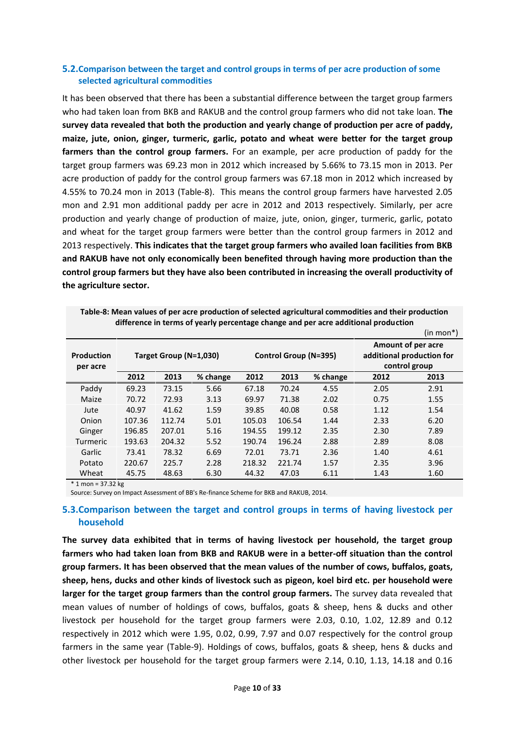## 5.2. Comparison between the target and control groups in terms of per acre production of some selected agricultural commodities

It has been observed that there has been a substantial difference between the target group farmers who had taken loan from BKB and RAKUB and the control group farmers who did not take loan. **The survey data revealed that both the production and yearly change of production per acre of paddy, maize, jute, onion, ginger, turmeric, garlic, potato and wheat were better for the target group farmers than the control group farmers.** For an example, per acre production of paddy for the target group farmers was 69.23 mon in 2012 which increased by 5.66% to 73.15 mon in 2013. Per acre production of paddy for the control group farmers was 67.18 mon in 2012 which increased by 4.55% to 70.24 mon in 2013 (Table-8). This means the control group farmers have harvested 2.05 mon and 2.91 mon additional paddy per acre in 2012 and 2013 respectively. Similarly, per acre production and yearly change of production of maize, jute, onion, ginger, turmeric, garlic, potato and wheat for the target group farmers were better than the control group farmers in 2012 and 2013 respectively. **This indicates that the target group farmers who availed loan facilities from BKB and RAKUB have not only economically been benefited through having more production than the control group farmers but they have also been contributed in increasing the overall productivity of the agriculture sector.**

**Table-8: Mean values of per acre production of selected agricultural commodities and their production difference in terms of yearly percentage change and per acre additional production**

(in mon*)

| Production per acre | Target Group (N=1,030) | | | Control Group (N=395) | | | Amount of per acre additional production for control group | |
|---|---|---|---|---|---|---|---|---|
| | 2012 | 2013 | % change | 2012 | 2013 | % change | 2012 | 2013 |
| Paddy | 69.23 | 73.15 | 5.66 | 67.18 | 70.24 | 4.55 | 2.05 | 2.91 |
| Maize | 70.72 | 72.93 | 3.13 | 69.97 | 71.38 | 2.02 | 0.75 | 1.55 |
| Jute | 40.97 | 41.62 | 1.59 | 39.85 | 40.08 | 0.58 | 1.12 | 1.54 |
| Onion | 107.36 | 112.74 | 5.01 | 105.03 | 106.54 | 1.44 | 2.33 | 6.20 |
| Ginger | 196.85 | 207.01 | 5.16 | 194.55 | 199.12 | 2.35 | 2.30 | 7.89 |
| Turmeric | 193.63 | 204.32 | 5.52 | 190.74 | 196.24 | 2.88 | 2.89 | 8.08 |
| Garlic | 73.41 | 78.32 | 6.69 | 72.01 | 73.71 | 2.36 | 1.40 | 4.61 |
| Potato | 220.67 | 225.7 | 2.28 | 218.32 | 221.74 | 1.57 | 2.35 | 3.96 |
| Wheat | 45.75 | 48.63 | 6.30 | 44.32 | 47.03 | 6.11 | 1.43 | 1.60 |

\* 1 mon = 37.32 kg

Source: Survey on Impact Assessment of BB's Re-finance Scheme for BKB and RAKUB, 2014.

## 5.3. Comparison between the target and control groups in terms of having livestock per household

**The survey data exhibited that in terms of having livestock per household, the target group farmers who had taken loan from BKB and RAKUB were in a better-off situation than the control group farmers. It has been observed that the mean values of the number of cows, buffalos, goats, sheep, hens, ducks and other kinds of livestock such as pigeon, koel bird etc. per household were larger for the target group farmers than the control group farmers.** The survey data revealed that mean values of number of holdings of cows, buffalos, goats & sheep, hens & ducks and other livestock per household for the target group farmers were 2.03, 0.10, 1.02, 12.89 and 0.12 respectively in 2012 which were 1.95, 0.02, 0.99, 7.97 and 0.07 respectively for the control group farmers in the same year (Table-9). Holdings of cows, buffalos, goats & sheep, hens & ducks and other livestock per household for the target group farmers were 2.14, 0.10, 1.13, 14.18 and 0.16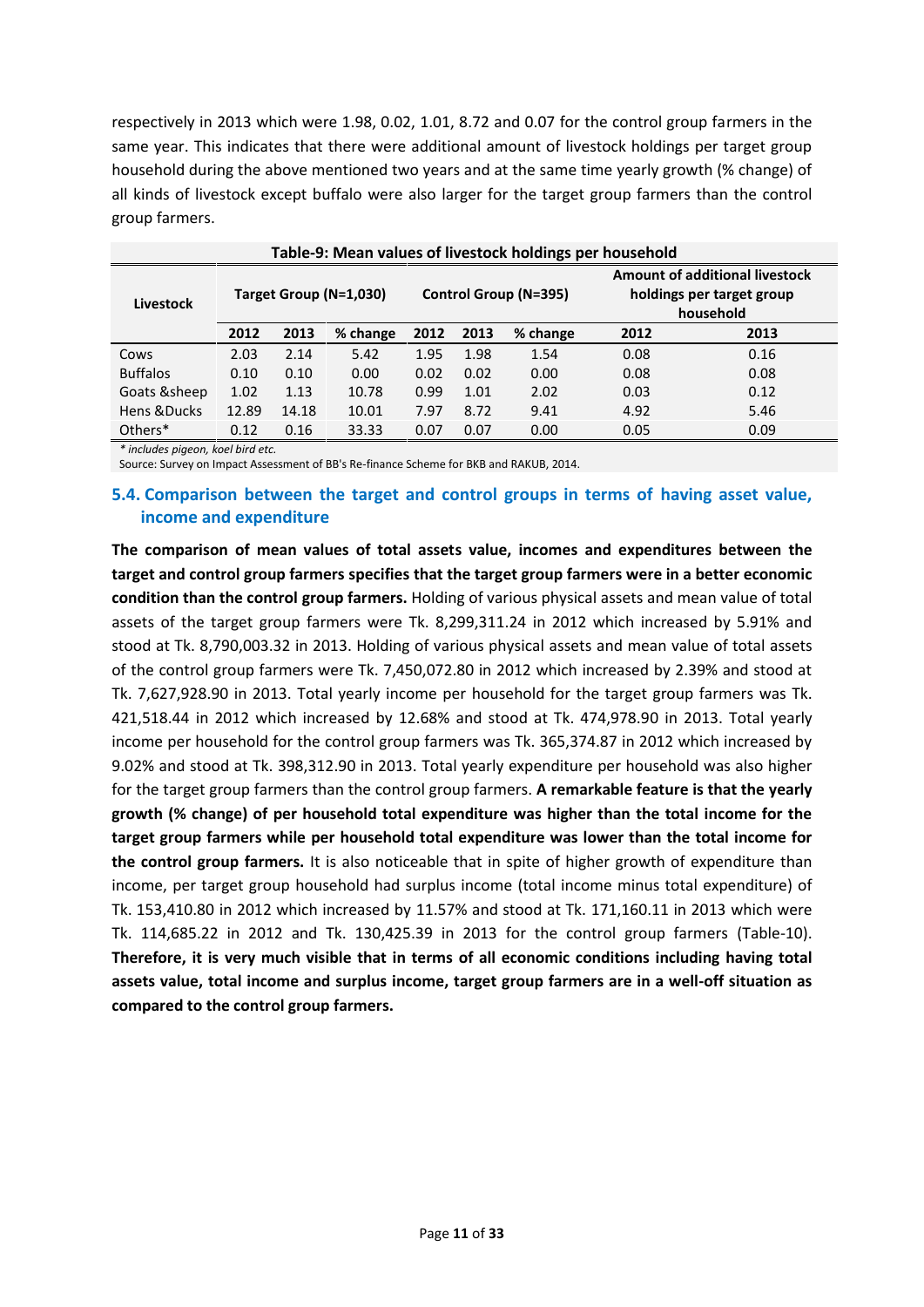respectively in 2013 which were 1.98, 0.02, 1.01, 8.72 and 0.07 for the control group farmers in the same year. This indicates that there were additional amount of livestock holdings per target group household during the above mentioned two years and at the same time yearly growth (% change) of all kinds of livestock except buffalo were also larger for the target group farmers than the control group farmers.

**Table-9: Mean values of livestock holdings per household**

| Livestock | Target Group (N=1,030) | | | Control Group (N=395) | | | Amount of additional livestock holdings per target group household | |
|---|---|---|---|---|---|---|---|---|
| | 2012 | 2013 | % change | 2012 | 2013 | % change | 2012 | 2013 |
| Cows | 2.03 | 2.14 | 5.42 | 1.95 | 1.98 | 1.54 | 0.08 | 0.16 |
| Buffalos | 0.10 | 0.10 | 0.00 | 0.02 | 0.02 | 0.00 | 0.08 | 0.08 |
| Goats &sheep | 1.02 | 1.13 | 10.78 | 0.99 | 1.01 | 2.02 | 0.03 | 0.12 |
| Hens &Ducks | 12.89 | 14.18 | 10.01 | 7.97 | 8.72 | 9.41 | 4.92 | 5.46 |
| Others* | 0.12 | 0.16 | 33.33 | 0.07 | 0.07 | 0.00 | 0.05 | 0.09 |

*\* includes pigeon, koel bird etc.*

Source: Survey on Impact Assessment of BB's Re-finance Scheme for BKB and RAKUB, 2014.

## 5.4. Comparison between the target and control groups in terms of having asset value, income and expenditure

**The comparison of mean values of total assets value, incomes and expenditures between the target and control group farmers specifies that the target group farmers were in a better economic condition than the control group farmers.** Holding of various physical assets and mean value of total assets of the target group farmers were Tk. 8,299,311.24 in 2012 which increased by 5.91% and stood at Tk. 8,790,003.32 in 2013. Holding of various physical assets and mean value of total assets of the control group farmers were Tk. 7,450,072.80 in 2012 which increased by 2.39% and stood at Tk. 7,627,928.90 in 2013. Total yearly income per household for the target group farmers was Tk. 421,518.44 in 2012 which increased by 12.68% and stood at Tk. 474,978.90 in 2013. Total yearly income per household for the control group farmers was Tk. 365,374.87 in 2012 which increased by 9.02% and stood at Tk. 398,312.90 in 2013. Total yearly expenditure per household was also higher for the target group farmers than the control group farmers. **A remarkable feature is that the yearly growth (% change) of per household total expenditure was higher than the total income for the target group farmers while per household total expenditure was lower than the total income for the control group farmers.** It is also noticeable that in spite of higher growth of expenditure than income, per target group household had surplus income (total income minus total expenditure) of Tk. 153,410.80 in 2012 which increased by 11.57% and stood at Tk. 171,160.11 in 2013 which were Tk. 114,685.22 in 2012 and Tk. 130,425.39 in 2013 for the control group farmers (Table-10). **Therefore, it is very much visible that in terms of all economic conditions including having total assets value, total income and surplus income, target group farmers are in a well-off situation as compared to the control group farmers.**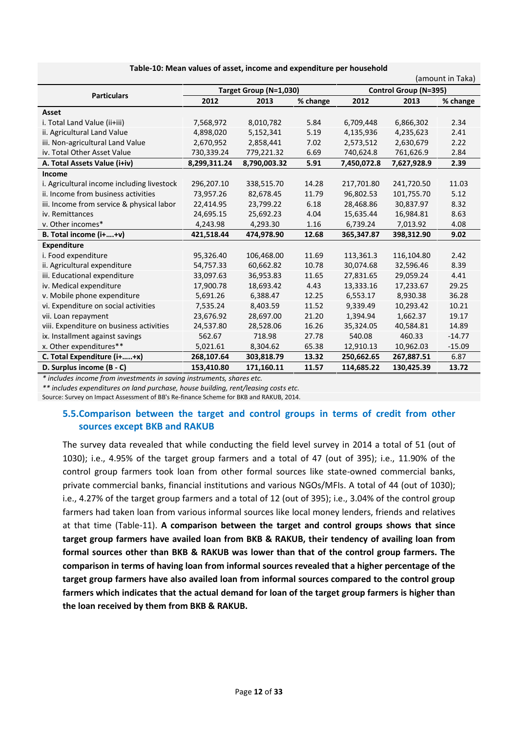**Table-10: Mean values of asset, income and expenditure per household**

(amount in Taka)

| Particulars | Target Group (N=1,030) | | | Control Group (N=395) | | |
|---|---|---|---|---|---|---|
| | 2012 | 2013 | % change | 2012 | 2013 | % change |
| **Asset** | | | | | | |
| i. Total Land Value (ii+iii) | 7,568,972 | 8,010,782 | 5.84 | 6,709,448 | 6,866,302 | 2.34 |
| ii. Agricultural Land Value | 4,898,020 | 5,152,341 | 5.19 | 4,135,936 | 4,235,623 | 2.41 |
| iii. Non-agricultural Land Value | 2,670,952 | 2,858,441 | 7.02 | 2,573,512 | 2,630,679 | 2.22 |
| iv. Total Other Asset Value | 730,339.24 | 779,221.32 | 6.69 | 740,624.8 | 761,626.9 | 2.84 |
| **A. Total Assets Value (i+iv)** | **8,299,311.24** | **8,790,003.32** | **5.91** | **7,450,072.8** | **7,627,928.9** | **2.39** |
| **Income** | | | | | | |
| i. Agricultural income including livestock | 296,207.10 | 338,515.70 | 14.28 | 217,701.80 | 241,720.50 | 11.03 |
| ii. Income from business activities | 73,957.26 | 82,678.45 | 11.79 | 96,802.53 | 101,755.70 | 5.12 |
| iii. Income from service & physical labor | 22,414.95 | 23,799.22 | 6.18 | 28,468.86 | 30,837.97 | 8.32 |
| iv. Remittances | 24,695.15 | 25,692.23 | 4.04 | 15,635.44 | 16,984.81 | 8.63 |
| v. Other incomes* | 4,243.98 | 4,293.30 | 1.16 | 6,739.24 | 7,013.92 | 4.08 |
| **B. Total income (i+….+v)** | **421,518.44** | **474,978.90** | **12.68** | **365,347.87** | **398,312.90** | **9.02** |
| **Expenditure** | | | | | | |
| i. Food expenditure | 95,326.40 | 106,468.00 | 11.69 | 113,361.3 | 116,104.80 | 2.42 |
| ii. Agricultural expenditure | 54,757.33 | 60,662.82 | 10.78 | 30,074.68 | 32,596.46 | 8.39 |
| iii. Educational expenditure | 33,097.63 | 36,953.83 | 11.65 | 27,831.65 | 29,059.24 | 4.41 |
| iv. Medical expenditure | 17,900.78 | 18,693.42 | 4.43 | 13,333.16 | 17,233.67 | 29.25 |
| v. Mobile phone expenditure | 5,691.26 | 6,388.47 | 12.25 | 6,553.17 | 8,930.38 | 36.28 |
| vi. Expenditure on social activities | 7,535.24 | 8,403.59 | 11.52 | 9,339.49 | 10,293.42 | 10.21 |
| vii. Loan repayment | 23,676.92 | 28,697.00 | 21.20 | 1,394.94 | 1,662.37 | 19.17 |
| viii. Expenditure on business activities | 24,537.80 | 28,528.06 | 16.26 | 35,324.05 | 40,584.81 | 14.89 |
| ix. Installment against savings | 562.67 | 718.98 | 27.78 | 540.08 | 460.33 | -14.77 |
| x. Other expenditures** | 5,021.61 | 8,304.62 | 65.38 | 12,910.13 | 10,962.03 | -15.09 |
| **C. Total Expenditure (i+…..+x)** | **268,107.64** | **303,818.79** | **13.32** | **250,662.65** | **267,887.51** | 6.87 |
| **D. Surplus income (B - C)** | **153,410.80** | **171,160.11** | **11.57** | **114,685.22** | **130,425.39** | **13.72** |

*\* includes income from investments in saving instruments, shares etc.*

*\*\* includes expenditures on land purchase, house building, rent/leasing costs etc.*

Source: Survey on Impact Assessment of BB's Re-finance Scheme for BKB and RAKUB, 2014.

## 5.5. Comparison between the target and control groups in terms of credit from other sources except BKB and RAKUB

The survey data revealed that while conducting the field level survey in 2014 a total of 51 (out of 1030); i.e., 4.95% of the target group farmers and a total of 47 (out of 395); i.e., 11.90% of the control group farmers took loan from other formal sources like state-owned commercial banks, private commercial banks, financial institutions and various NGOs/MFIs. A total of 44 (out of 1030); i.e., 4.27% of the target group farmers and a total of 12 (out of 395); i.e., 3.04% of the control group farmers had taken loan from various informal sources like local money lenders, friends and relatives at that time (Table-11). **A comparison between the target and control groups shows that since target group farmers have availed loan from BKB & RAKUB, their tendency of availing loan from formal sources other than BKB & RAKUB was lower than that of the control group farmers. The comparison in terms of having loan from informal sources revealed that a higher percentage of the target group farmers have also availed loan from informal sources compared to the control group farmers which indicates that the actual demand for loan of the target group farmers is higher than the loan received by them from BKB & RAKUB.**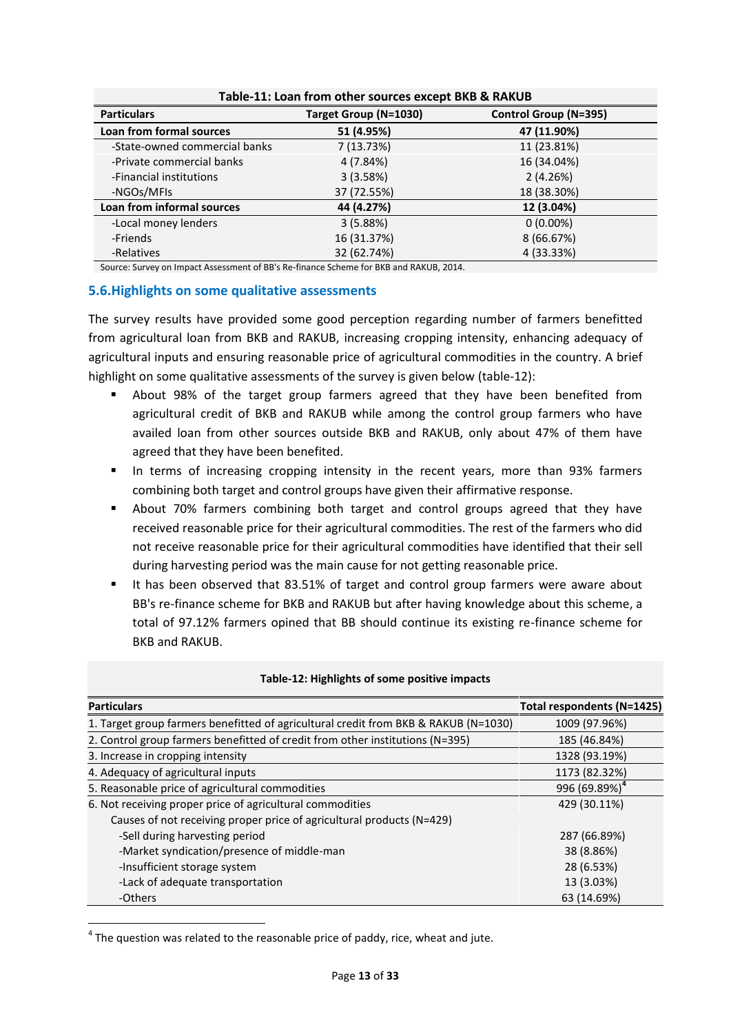**Table-11: Loan from other sources except BKB & RAKUB**

| Particulars | Target Group (N=1030) | Control Group (N=395) |
|---|---|---|
| **Loan from formal sources** | **51 (4.95%)** | **47 (11.90%)** |
| -State-owned commercial banks | 7 (13.73%) | 11 (23.81%) |
| -Private commercial banks | 4 (7.84%) | 16 (34.04%) |
| -Financial institutions | 3 (3.58%) | 2 (4.26%) |
| -NGOs/MFIs | 37 (72.55%) | 18 (38.30%) |
| **Loan from informal sources** | **44 (4.27%)** | **12 (3.04%)** |
| -Local money lenders | 3 (5.88%) | 0 (0.00%) |
| -Friends | 16 (31.37%) | 8 (66.67%) |
| -Relatives | 32 (62.74%) | 4 (33.33%) |

Source: Survey on Impact Assessment of BB's Re-finance Scheme for BKB and RAKUB, 2014.

## 5.6. Highlights on some qualitative assessments

The survey results have provided some good perception regarding number of farmers benefitted from agricultural loan from BKB and RAKUB, increasing cropping intensity, enhancing adequacy of agricultural inputs and ensuring reasonable price of agricultural commodities in the country. A brief highlight on some qualitative assessments of the survey is given below (table-12):

- About 98% of the target group farmers agreed that they have been benefited from agricultural credit of BKB and RAKUB while among the control group farmers who have availed loan from other sources outside BKB and RAKUB, only about 47% of them have agreed that they have been benefited.
- In terms of increasing cropping intensity in the recent years, more than 93% farmers combining both target and control groups have given their affirmative response.
- About 70% farmers combining both target and control groups agreed that they have received reasonable price for their agricultural commodities. The rest of the farmers who did not receive reasonable price for their agricultural commodities have identified that their sell during harvesting period was the main cause for not getting reasonable price.
- It has been observed that 83.51% of target and control group farmers were aware about BB's re-finance scheme for BKB and RAKUB but after having knowledge about this scheme, a total of 97.12% farmers opined that BB should continue its existing re-finance scheme for BKB and RAKUB.

**Table-12: Highlights of some positive impacts**

| Particulars | Total respondents (N=1425) |
|---|---|
| 1. Target group farmers benefitted of agricultural credit from BKB & RAKUB (N=1030) | 1009 (97.96%) |
| 2. Control group farmers benefitted of credit from other institutions (N=395) | 185 (46.84%) |
| 3. Increase in cropping intensity | 1328 (93.19%) |
| 4. Adequacy of agricultural inputs | 1173 (82.32%) |
| 5. Reasonable price of agricultural commodities | 996 (69.89%)[4] |
| 6. Not receiving proper price of agricultural commodities | 429 (30.11%) |
| Causes of not receiving proper price of agricultural products (N=429) | |
| -Sell during harvesting period | 287 (66.89%) |
| -Market syndication/presence of middle-man | 38 (8.86%) |
| -Insufficient storage system | 28 (6.53%) |
| -Lack of adequate transportation | 13 (3.03%) |
| -Others | 63 (14.69%) |

[4] The question was related to the reasonable price of paddy, rice, wheat and jute.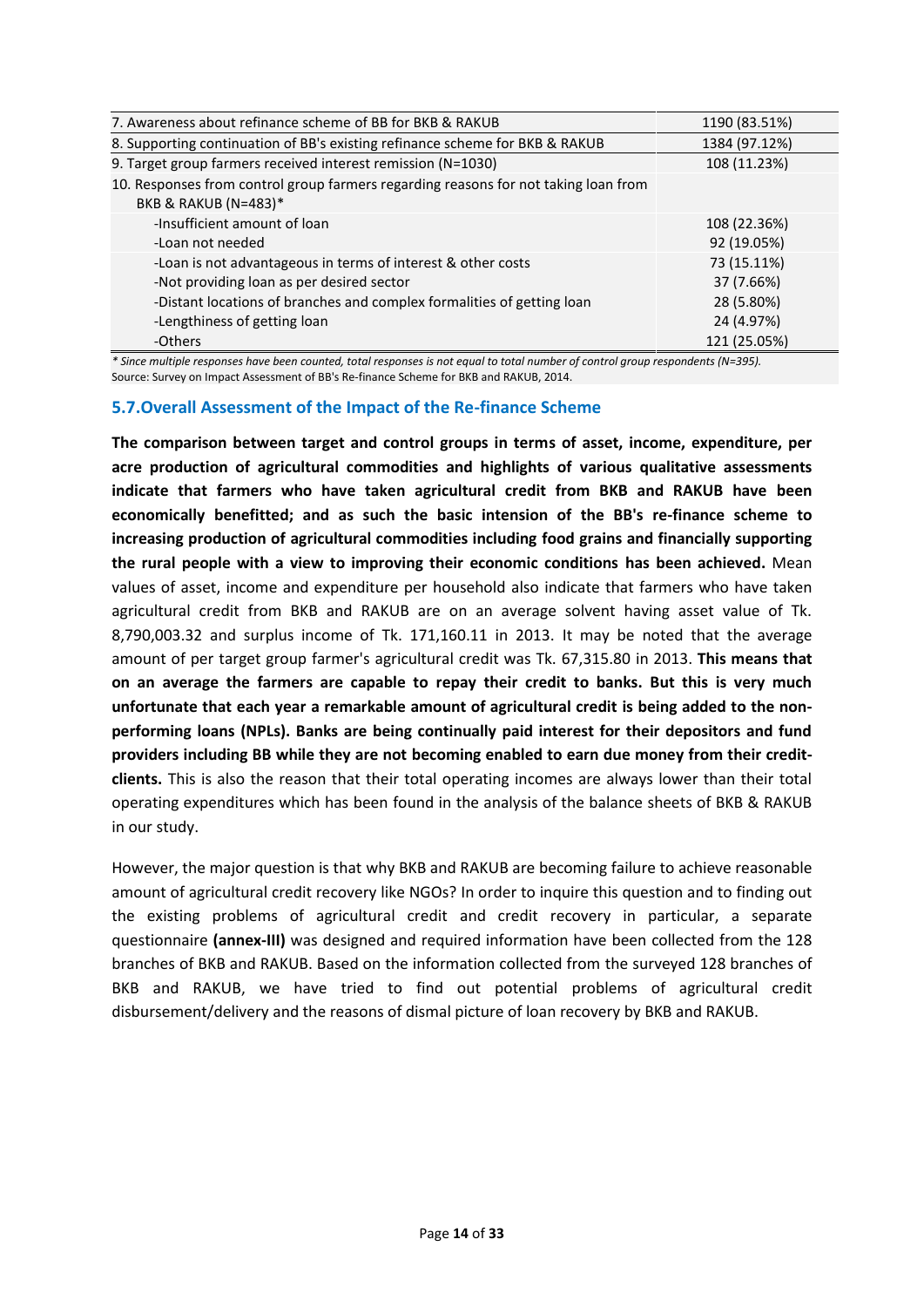| | |
|---|---|
| 7. Awareness about refinance scheme of BB for BKB & RAKUB | 1190 (83.51%) |
| 8. Supporting continuation of BB's existing refinance scheme for BKB & RAKUB | 1384 (97.12%) |
| 9. Target group farmers received interest remission (N=1030) | 108 (11.23%) |
| 10. Responses from control group farmers regarding reasons for not taking loan from BKB & RAKUB (N=483)* | |
| -Insufficient amount of loan | 108 (22.36%) |
| -Loan not needed | 92 (19.05%) |
| -Loan is not advantageous in terms of interest & other costs | 73 (15.11%) |
| -Not providing loan as per desired sector | 37 (7.66%) |
| -Distant locations of branches and complex formalities of getting loan | 28 (5.80%) |
| -Lengthiness of getting loan | 24 (4.97%) |
| -Others | 121 (25.05%) |

*\* Since multiple responses have been counted, total responses is not equal to total number of control group respondents (N=395).*

Source: Survey on Impact Assessment of BB's Re-finance Scheme for BKB and RAKUB, 2014.

## 5.7.Overall Assessment of the Impact of the Re-finance Scheme

**The comparison between target and control groups in terms of asset, income, expenditure, per acre production of agricultural commodities and highlights of various qualitative assessments indicate that farmers who have taken agricultural credit from BKB and RAKUB have been economically benefitted; and as such the basic intension of the BB's re-finance scheme to increasing production of agricultural commodities including food grains and financially supporting the rural people with a view to improving their economic conditions has been achieved.** Mean values of asset, income and expenditure per household also indicate that farmers who have taken agricultural credit from BKB and RAKUB are on an average solvent having asset value of Tk. 8,790,003.32 and surplus income of Tk. 171,160.11 in 2013. It may be noted that the average amount of per target group farmer's agricultural credit was Tk. 67,315.80 in 2013. **This means that on an average the farmers are capable to repay their credit to banks. But this is very much unfortunate that each year a remarkable amount of agricultural credit is being added to the non-performing loans (NPLs). Banks are being continually paid interest for their depositors and fund providers including BB while they are not becoming enabled to earn due money from their credit-clients.** This is also the reason that their total operating incomes are always lower than their total operating expenditures which has been found in the analysis of the balance sheets of BKB & RAKUB in our study.

However, the major question is that why BKB and RAKUB are becoming failure to achieve reasonable amount of agricultural credit recovery like NGOs? In order to inquire this question and to finding out the existing problems of agricultural credit and credit recovery in particular, a separate questionnaire **(annex-III)** was designed and required information have been collected from the 128 branches of BKB and RAKUB. Based on the information collected from the surveyed 128 branches of BKB and RAKUB, we have tried to find out potential problems of agricultural credit disbursement/delivery and the reasons of dismal picture of loan recovery by BKB and RAKUB.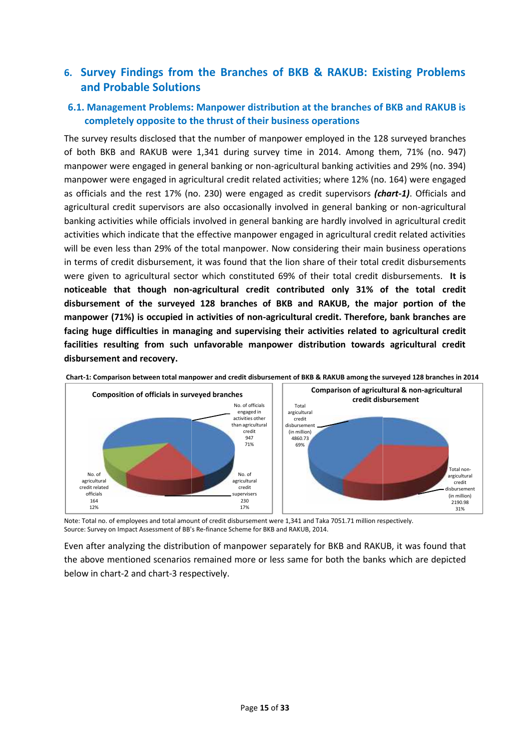## 6. Survey Findings from the Branches of BKB & RAKUB: Existing Problems and Probable Solutions

### 6.1. Management Problems: Manpower distribution at the branches of BKB and RAKUB is completely opposite to the thrust of their business operations

The survey results disclosed that the number of manpower employed in the 128 surveyed branches of both BKB and RAKUB were 1,341 during survey time in 2014. Among them, 71% (no. 947) manpower were engaged in general banking or non-agricultural banking activities and 29% (no. 394) manpower were engaged in agricultural credit related activities; where 12% (no. 164) were engaged as officials and the rest 17% (no. 230) were engaged as credit supervisors ***(chart-1)***. Officials and agricultural credit supervisors are also occasionally involved in general banking or non-agricultural banking activities while officials involved in general banking are hardly involved in agricultural credit activities which indicate that the effective manpower engaged in agricultural credit related activities will be even less than 29% of the total manpower. Now considering their main business operations in terms of credit disbursement, it was found that the lion share of their total credit disbursements were given to agricultural sector which constituted 69% of their total credit disbursements. **It is noticeable that though non-agricultural credit contributed only 31% of the total credit disbursement of the surveyed 128 branches of BKB and RAKUB, the major portion of the manpower (71%) is occupied in activities of non-agricultural credit. Therefore, bank branches are facing huge difficulties in managing and supervising their activities related to agricultural credit facilities resulting from such unfavorable manpower distribution towards agricultural credit disbursement and recovery.**

**Chart-1: Comparison between total manpower and credit disbursement of BKB & RAKUB among the surveyed 128 branches in 2014**

**Composition of officials in surveyed branches**

| Category | Number | Share |
|---|---|---|
| No. of officials engaged in activities other than agricultural credit | 947 | 71% |
| No. of agricultural credit supervisors | 230 | 17% |
| No. of agricultural credit related officials | 164 | 12% |

**Comparison of agricultural & non-agricultural credit disbursement**

| Category | Amount (in million) | Share |
|---|---|---|
| Total agricultural credit disbursement | 4860.73 | 69% |
| Total non-agricultural credit disbursement | 2190.98 | 31% |

Note: Total no. of employees and total amount of credit disbursement were 1,341 and Taka 7051.71 million respectively.
Source: Survey on Impact Assessment of BB's Re-finance Scheme for BKB and RAKUB, 2014.

Even after analyzing the distribution of manpower separately for BKB and RAKUB, it was found that the above mentioned scenarios remained more or less same for both the banks which are depicted below in chart-2 and chart-3 respectively.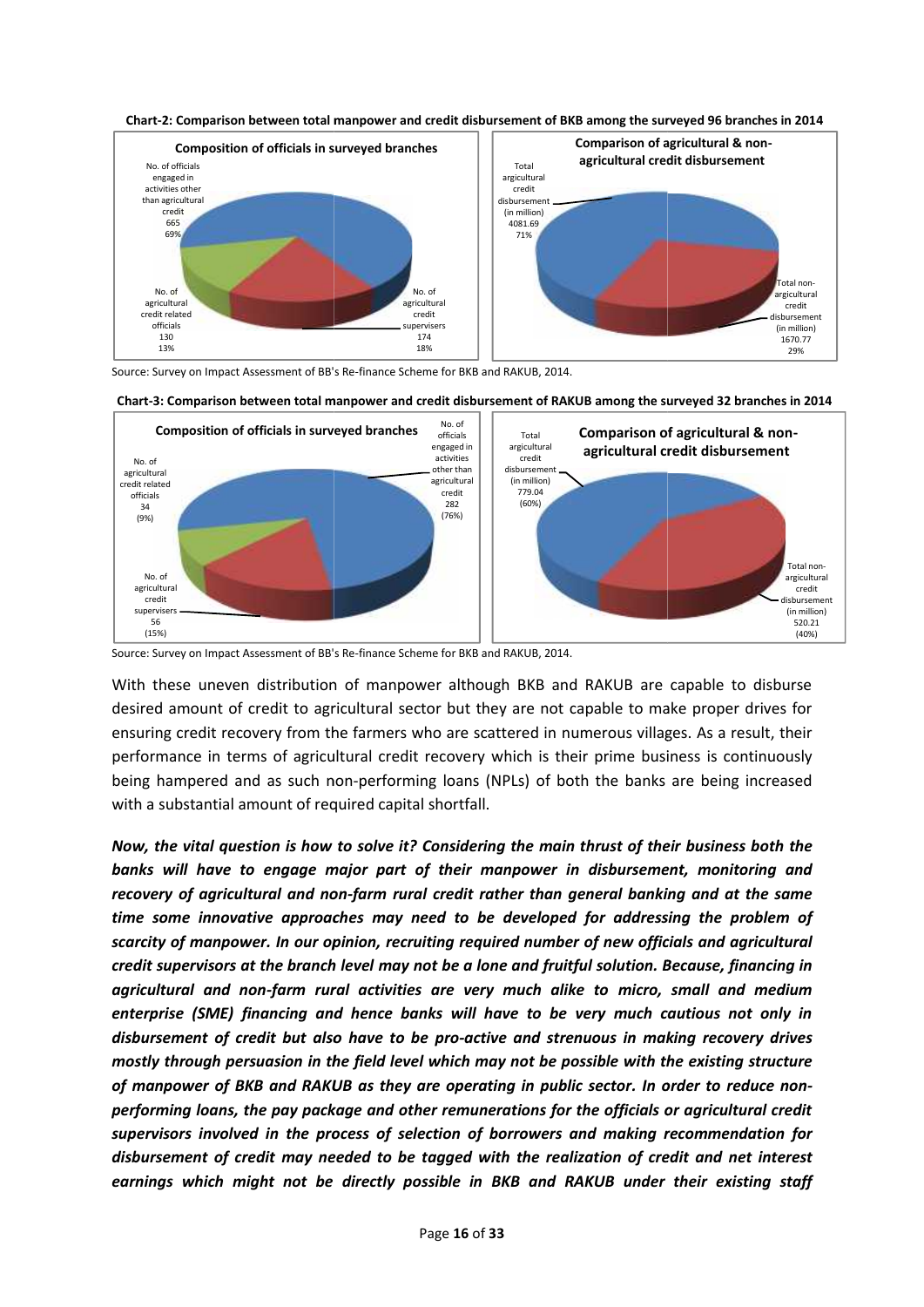**Chart-2: Comparison between total manpower and credit disbursement of BKB among the surveyed 96 branches in 2014**

**Composition of officials in surveyed branches**

No. of officials engaged in activities other than agricultural credit 665 69%

No. of agricultural credit related officials 130 13%

No. of agricultural credit supervisors 174 18%

**Comparison of agricultural & non-agricultural credit disbursement**

Total agricultural credit disbursement (in million) 4081.69 71%

Total non-argicultural credit disbursement (in million) 1670.77 29%

Source: Survey on Impact Assessment of BB's Re-finance Scheme for BKB and RAKUB, 2014.

**Chart-3: Comparison between total manpower and credit disbursement of RAKUB among the surveyed 32 branches in 2014**

**Composition of officials in surveyed branches**

No. of agricultural credit related officials 34 (9%)

No. of officials engaged in activities other than agricultural credit 282 (76%)

No. of agricultural credit supervisors 56 (15%)

**Comparison of agricultural & non-agricultural credit disbursement**

Total argicultural credit disbursement (in million) 779.04 (60%)

Total non-argicultural credit disbursement (in million) 520.21 (40%)

Source: Survey on Impact Assessment of BB's Re-finance Scheme for BKB and RAKUB, 2014.

With these uneven distribution of manpower although BKB and RAKUB are capable to disburse desired amount of credit to agricultural sector but they are not capable to make proper drives for ensuring credit recovery from the farmers who are scattered in numerous villages. As a result, their performance in terms of agricultural credit recovery which is their prime business is continuously being hampered and as such non-performing loans (NPLs) of both the banks are being increased with a substantial amount of required capital shortfall.

***Now, the vital question is how to solve it? Considering the main thrust of their business both the banks will have to engage major part of their manpower in disbursement, monitoring and recovery of agricultural and non-farm rural credit rather than general banking and at the same time some innovative approaches may need to be developed for addressing the problem of scarcity of manpower. In our opinion, recruiting required number of new officials and agricultural credit supervisors at the branch level may not be a lone and fruitful solution. Because, financing in agricultural and non-farm rural activities are very much alike to micro, small and medium enterprise (SME) financing and hence banks will have to be very much cautious not only in disbursement of credit but also have to be pro-active and strenuous in making recovery drives mostly through persuasion in the field level which may not be possible with the existing structure of manpower of BKB and RAKUB as they are operating in public sector. In order to reduce non-performing loans, the pay package and other remunerations for the officials or agricultural credit supervisors involved in the process of selection of borrowers and making recommendation for disbursement of credit may needed to be tagged with the realization of credit and net interest earnings which might not be directly possible in BKB and RAKUB under their existing staff***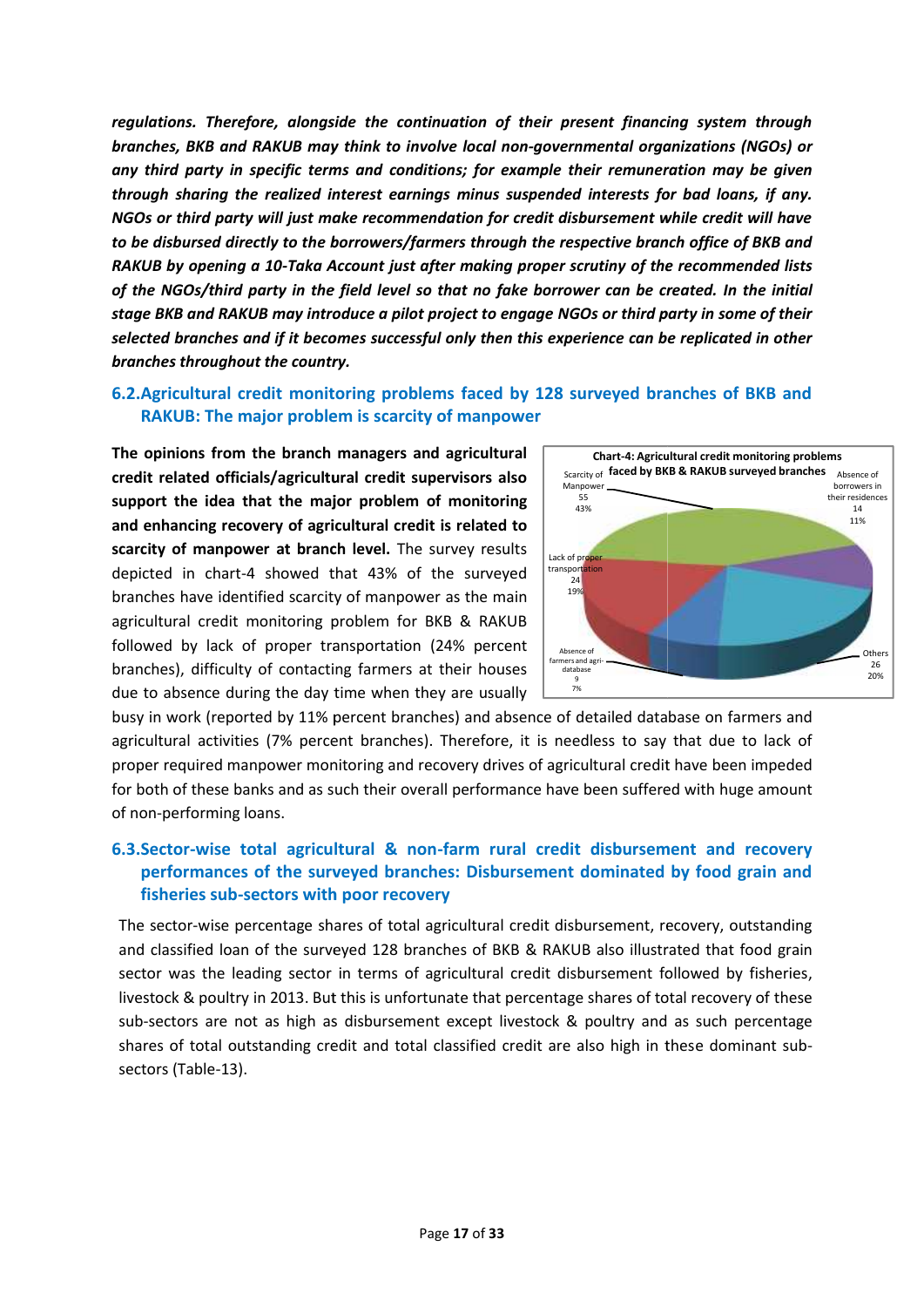***regulations. Therefore, alongside the continuation of their present financing system through branches, BKB and RAKUB may think to involve local non-governmental organizations (NGOs) or any third party in specific terms and conditions; for example their remuneration may be given through sharing the realized interest earnings minus suspended interests for bad loans, if any. NGOs or third party will just make recommendation for credit disbursement while credit will have to be disbursed directly to the borrowers/farmers through the respective branch office of BKB and RAKUB by opening a 10-Taka Account just after making proper scrutiny of the recommended lists of the NGOs/third party in the field level so that no fake borrower can be created. In the initial stage BKB and RAKUB may introduce a pilot project to engage NGOs or third party in some of their selected branches and if it becomes successful only then this experience can be replicated in other branches throughout the country.***

## 6.2. Agricultural credit monitoring problems faced by 128 surveyed branches of BKB and RAKUB: The major problem is scarcity of manpower

**The opinions from the branch managers and agricultural credit related officials/agricultural credit supervisors also support the idea that the major problem of monitoring and enhancing recovery of agricultural credit is related to scarcity of manpower at branch level.** The survey results depicted in chart-4 showed that 43% of the surveyed branches have identified scarcity of manpower as the main agricultural credit monitoring problem for BKB & RAKUB followed by lack of proper transportation (24% percent branches), difficulty of contacting farmers at their houses due to absence during the day time when they are usually busy in work (reported by 11% percent branches) and absence of detailed database on farmers and agricultural activities (7% percent branches). Therefore, it is needless to say that due to lack of proper required manpower monitoring and recovery drives of agricultural credit have been impeded for both of these banks and as such their overall performance have been suffered with huge amount of non-performing loans.

**Chart-4: Agricultural credit monitoring problems faced by BKB & RAKUB surveyed branches**

| Problem | Number | Share |
|---|---|---|
| Scarcity of Manpower | 55 | 43% |
| Absence of borrowers in their residences | 14 | 11% |
| Others | 26 | 20% |
| Absence of farmers and agri-database | 9 | 7% |
| Lack of proper transportation | 24 | 19% |

## 6.3. Sector-wise total agricultural & non-farm rural credit disbursement and recovery performances of the surveyed branches: Disbursement dominated by food grain and fisheries sub-sectors with poor recovery

The sector-wise percentage shares of total agricultural credit disbursement, recovery, outstanding and classified loan of the surveyed 128 branches of BKB & RAKUB also illustrated that food grain sector was the leading sector in terms of agricultural credit disbursement followed by fisheries, livestock & poultry in 2013. But this is unfortunate that percentage shares of total recovery of these sub-sectors are not as high as disbursement except livestock & poultry and as such percentage shares of total outstanding credit and total classified credit are also high in these dominant sub-sectors (Table-13).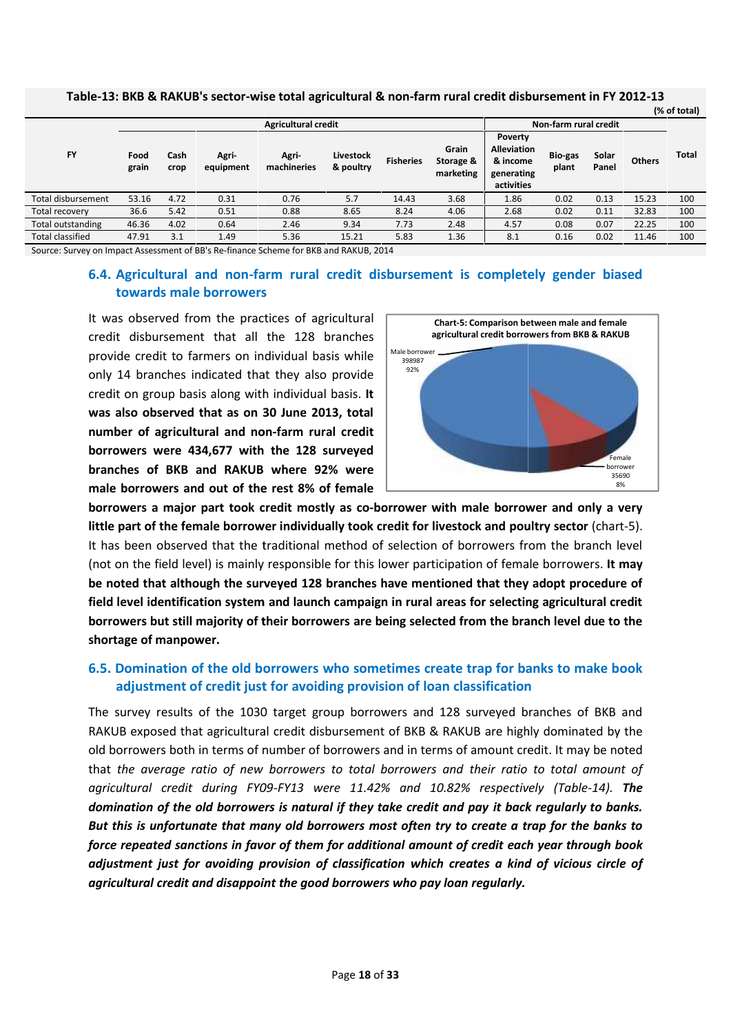**Table-13: BKB & RAKUB's sector-wise total agricultural & non-farm rural credit disbursement in FY 2012-13**

(% of total)

| FY | Agricultural credit | | | | | | | Non-farm rural credit | | | | Total |
|---|---|---|---|---|---|---|---|---|---|---|---|---|
| | Food grain | Cash crop | Agri-equipment | Agri-machineries | Livestock & poultry | Fisheries | Grain Storage & marketing | Poverty Alleviation & income generating activities | Bio-gas plant | Solar Panel | Others | |
| Total disbursement | 53.16 | 4.72 | 0.31 | 0.76 | 5.7 | 14.43 | 3.68 | 1.86 | 0.02 | 0.13 | 15.23 | 100 |
| Total recovery | 36.6 | 5.42 | 0.51 | 0.88 | 8.65 | 8.24 | 4.06 | 2.68 | 0.02 | 0.11 | 32.83 | 100 |
| Total outstanding | 46.36 | 4.02 | 0.64 | 2.46 | 9.34 | 7.73 | 2.48 | 4.57 | 0.08 | 0.07 | 22.25 | 100 |
| Total classified | 47.91 | 3.1 | 1.49 | 5.36 | 15.21 | 5.83 | 1.36 | 8.1 | 0.16 | 0.02 | 11.46 | 100 |

Source: Survey on Impact Assessment of BB's Re-finance Scheme for BKB and RAKUB, 2014

### 6.4. Agricultural and non-farm rural credit disbursement is completely gender biased towards male borrowers

It was observed from the practices of agricultural credit disbursement that all the 128 branches provide credit to farmers on individual basis while only 14 branches indicated that they also provide credit on group basis along with individual basis. **It was also observed that as on 30 June 2013, total number of agricultural and non-farm rural credit borrowers were 434,677 with the 128 surveyed branches of BKB and RAKUB where 92% were male borrowers and out of the rest 8% of female borrowers a major part took credit mostly as co-borrower with male borrower and only a very little part of the female borrower individually took credit for livestock and poultry sector** (chart-5). It has been observed that the traditional method of selection of borrowers from the branch level (not on the field level) is mainly responsible for this lower participation of female borrowers. **It may be noted that although the surveyed 128 branches have mentioned that they adopt procedure of field level identification system and launch campaign in rural areas for selecting agricultural credit borrowers but still majority of their borrowers are being selected from the branch level due to the shortage of manpower.**

**Chart-5: Comparison between male and female agricultural credit borrowers from BKB & RAKUB**

Male borrower 398987 92%

Female borrower 35690 8%

### 6.5. Domination of the old borrowers who sometimes create trap for banks to make book adjustment of credit just for avoiding provision of loan classification

The survey results of the 1030 target group borrowers and 128 surveyed branches of BKB and RAKUB exposed that agricultural credit disbursement of BKB & RAKUB are highly dominated by the old borrowers both in terms of number of borrowers and in terms of amount credit. It may be noted that *the average ratio of new borrowers to total borrowers and their ratio to total amount of agricultural credit during FY09-FY13 were 11.42% and 10.82% respectively (Table-14).* ***The domination of the old borrowers is natural if they take credit and pay it back regularly to banks. But this is unfortunate that many old borrowers most often try to create a trap for the banks to force repeated sanctions in favor of them for additional amount of credit each year through book adjustment just for avoiding provision of classification which creates a kind of vicious circle of agricultural credit and disappoint the good borrowers who pay loan regularly.***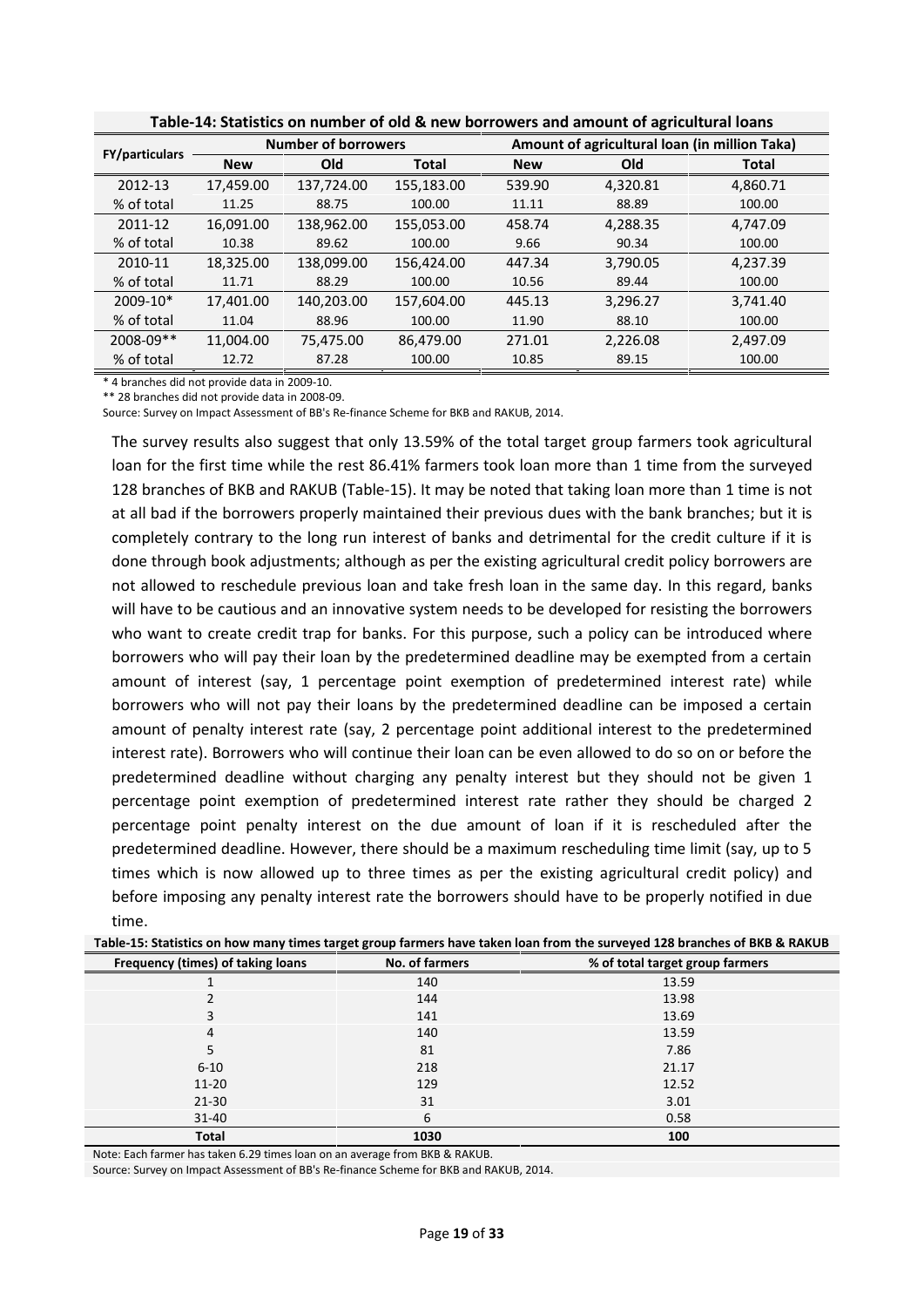**Table-14: Statistics on number of old & new borrowers and amount of agricultural loans**

| FY/particulars | Number of borrowers | | | Amount of agricultural loan (in million Taka) | | |
|---|---|---|---|---|---|---|
| | New | Old | Total | New | Old | Total |
| 2012-13 | 17,459.00 | 137,724.00 | 155,183.00 | 539.90 | 4,320.81 | 4,860.71 |
| % of total | 11.25 | 88.75 | 100.00 | 11.11 | 88.89 | 100.00 |
| 2011-12 | 16,091.00 | 138,962.00 | 155,053.00 | 458.74 | 4,288.35 | 4,747.09 |
| % of total | 10.38 | 89.62 | 100.00 | 9.66 | 90.34 | 100.00 |
| 2010-11 | 18,325.00 | 138,099.00 | 156,424.00 | 447.34 | 3,790.05 | 4,237.39 |
| % of total | 11.71 | 88.29 | 100.00 | 10.56 | 89.44 | 100.00 |
| 2009-10* | 17,401.00 | 140,203.00 | 157,604.00 | 445.13 | 3,296.27 | 3,741.40 |
| % of total | 11.04 | 88.96 | 100.00 | 11.90 | 88.10 | 100.00 |
| 2008-09** | 11,004.00 | 75,475.00 | 86,479.00 | 271.01 | 2,226.08 | 2,497.09 |
| % of total | 12.72 | 87.28 | 100.00 | 10.85 | 89.15 | 100.00 |

\* 4 branches did not provide data in 2009-10.

\** 28 branches did not provide data in 2008-09.

Source: Survey on Impact Assessment of BB's Re-finance Scheme for BKB and RAKUB, 2014.

The survey results also suggest that only 13.59% of the total target group farmers took agricultural loan for the first time while the rest 86.41% farmers took loan more than 1 time from the surveyed 128 branches of BKB and RAKUB (Table-15). It may be noted that taking loan more than 1 time is not at all bad if the borrowers properly maintained their previous dues with the bank branches; but it is completely contrary to the long run interest of banks and detrimental for the credit culture if it is done through book adjustments; although as per the existing agricultural credit policy borrowers are not allowed to reschedule previous loan and take fresh loan in the same day. In this regard, banks will have to be cautious and an innovative system needs to be developed for resisting the borrowers who want to create credit trap for banks. For this purpose, such a policy can be introduced where borrowers who will pay their loan by the predetermined deadline may be exempted from a certain amount of interest (say, 1 percentage point exemption of predetermined interest rate) while borrowers who will not pay their loans by the predetermined deadline can be imposed a certain amount of penalty interest rate (say, 2 percentage point additional interest to the predetermined interest rate). Borrowers who will continue their loan can be even allowed to do so on or before the predetermined deadline without charging any penalty interest but they should not be given 1 percentage point exemption of predetermined interest rate rather they should be charged 2 percentage point penalty interest on the due amount of loan if it is rescheduled after the predetermined deadline. However, there should be a maximum rescheduling time limit (say, up to 5 times which is now allowed up to three times as per the existing agricultural credit policy) and before imposing any penalty interest rate the borrowers should have to be properly notified in due time.

**Table-15: Statistics on how many times target group farmers have taken loan from the surveyed 128 branches of BKB & RAKUB**

| Frequency (times) of taking loans | No. of farmers | % of total target group farmers |
|---|---|---|
| 1 | 140 | 13.59 |
| 2 | 144 | 13.98 |
| 3 | 141 | 13.69 |
| 4 | 140 | 13.59 |
| 5 | 81 | 7.86 |
| 6-10 | 218 | 21.17 |
| 11-20 | 129 | 12.52 |
| 21-30 | 31 | 3.01 |
| 31-40 | 6 | 0.58 |
| **Total** | **1030** | **100** |

Note: Each farmer has taken 6.29 times loan on an average from BKB & RAKUB.

Source: Survey on Impact Assessment of BB's Re-finance Scheme for BKB and RAKUB, 2014.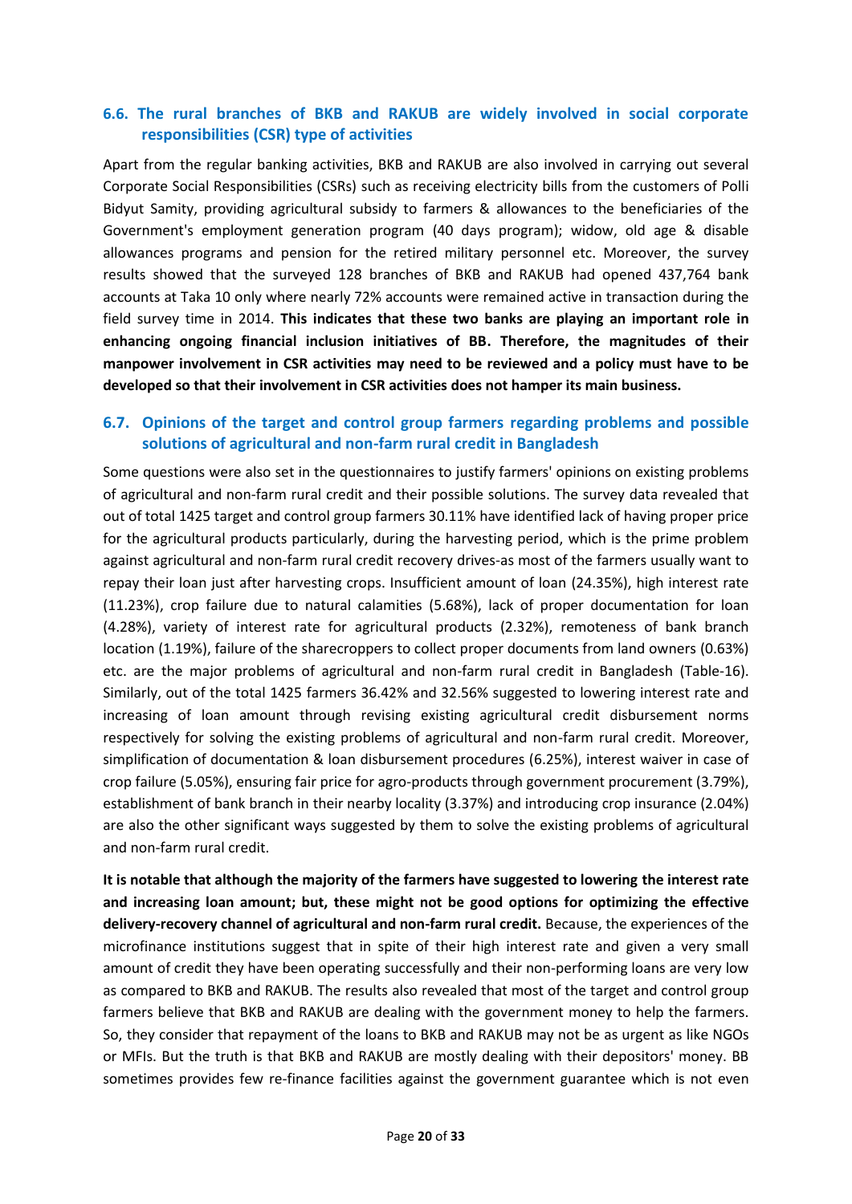### 6.6. The rural branches of BKB and RAKUB are widely involved in social corporate responsibilities (CSR) type of activities

Apart from the regular banking activities, BKB and RAKUB are also involved in carrying out several Corporate Social Responsibilities (CSRs) such as receiving electricity bills from the customers of Polli Bidyut Samity, providing agricultural subsidy to farmers & allowances to the beneficiaries of the Government's employment generation program (40 days program); widow, old age & disable allowances programs and pension for the retired military personnel etc. Moreover, the survey results showed that the surveyed 128 branches of BKB and RAKUB had opened 437,764 bank accounts at Taka 10 only where nearly 72% accounts were remained active in transaction during the field survey time in 2014. **This indicates that these two banks are playing an important role in enhancing ongoing financial inclusion initiatives of BB. Therefore, the magnitudes of their manpower involvement in CSR activities may need to be reviewed and a policy must have to be developed so that their involvement in CSR activities does not hamper its main business.**

### 6.7. Opinions of the target and control group farmers regarding problems and possible solutions of agricultural and non-farm rural credit in Bangladesh

Some questions were also set in the questionnaires to justify farmers' opinions on existing problems of agricultural and non-farm rural credit and their possible solutions. The survey data revealed that out of total 1425 target and control group farmers 30.11% have identified lack of having proper price for the agricultural products particularly, during the harvesting period, which is the prime problem against agricultural and non-farm rural credit recovery drives-as most of the farmers usually want to repay their loan just after harvesting crops. Insufficient amount of loan (24.35%), high interest rate (11.23%), crop failure due to natural calamities (5.68%), lack of proper documentation for loan (4.28%), variety of interest rate for agricultural products (2.32%), remoteness of bank branch location (1.19%), failure of the sharecroppers to collect proper documents from land owners (0.63%) etc. are the major problems of agricultural and non-farm rural credit in Bangladesh (Table-16). Similarly, out of the total 1425 farmers 36.42% and 32.56% suggested to lowering interest rate and increasing of loan amount through revising existing agricultural credit disbursement norms respectively for solving the existing problems of agricultural and non-farm rural credit. Moreover, simplification of documentation & loan disbursement procedures (6.25%), interest waiver in case of crop failure (5.05%), ensuring fair price for agro-products through government procurement (3.79%), establishment of bank branch in their nearby locality (3.37%) and introducing crop insurance (2.04%) are also the other significant ways suggested by them to solve the existing problems of agricultural and non-farm rural credit.

**It is notable that although the majority of the farmers have suggested to lowering the interest rate and increasing loan amount; but, these might not be good options for optimizing the effective delivery-recovery channel of agricultural and non-farm rural credit.** Because, the experiences of the microfinance institutions suggest that in spite of their high interest rate and given a very small amount of credit they have been operating successfully and their non-performing loans are very low as compared to BKB and RAKUB. The results also revealed that most of the target and control group farmers believe that BKB and RAKUB are dealing with the government money to help the farmers. So, they consider that repayment of the loans to BKB and RAKUB may not be as urgent as like NGOs or MFIs. But the truth is that BKB and RAKUB are mostly dealing with their depositors' money. BB sometimes provides few re-finance facilities against the government guarantee which is not even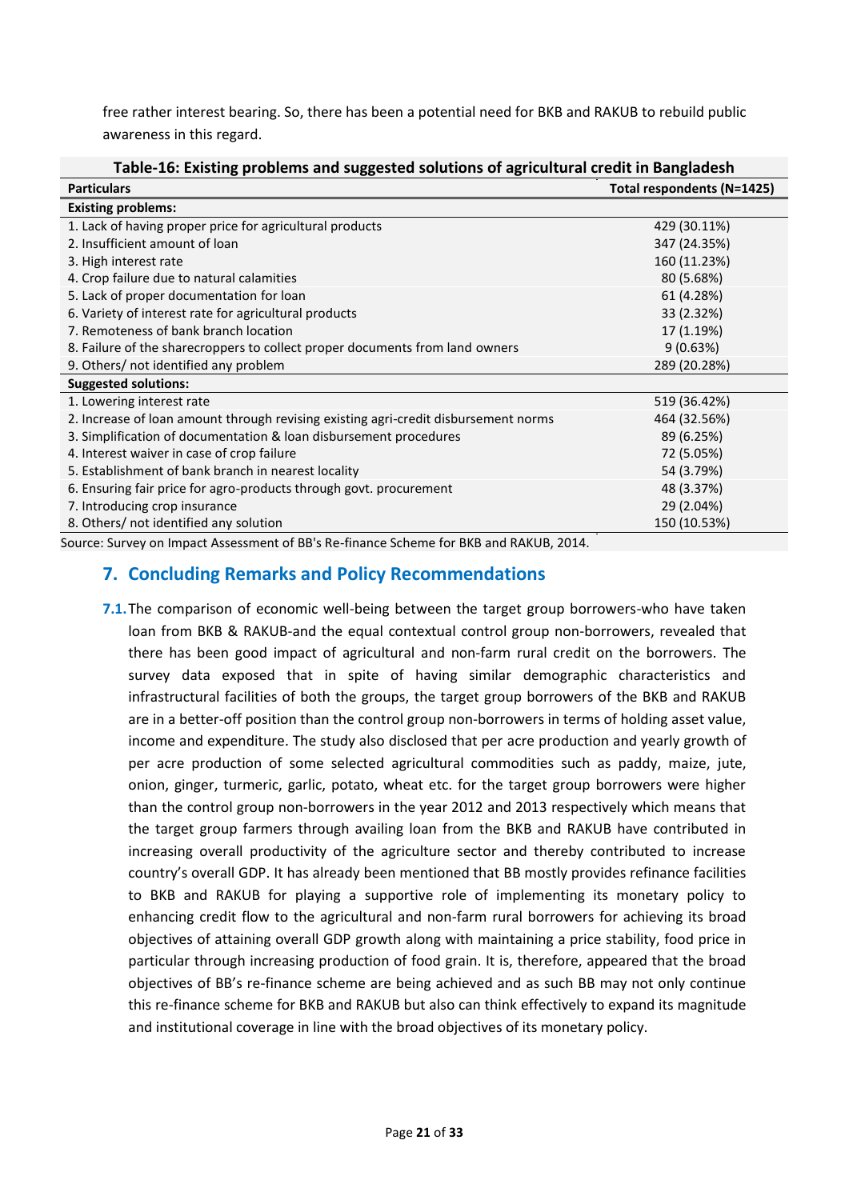free rather interest bearing. So, there has been a potential need for BKB and RAKUB to rebuild public awareness in this regard.

**Table-16: Existing problems and suggested solutions of agricultural credit in Bangladesh**

| Particulars | Total respondents (N=1425) |
|---|---|
| **Existing problems:** | |
| 1. Lack of having proper price for agricultural products | 429 (30.11%) |
| 2. Insufficient amount of loan | 347 (24.35%) |
| 3. High interest rate | 160 (11.23%) |
| 4. Crop failure due to natural calamities | 80 (5.68%) |
| 5. Lack of proper documentation for loan | 61 (4.28%) |
| 6. Variety of interest rate for agricultural products | 33 (2.32%) |
| 7. Remoteness of bank branch location | 17 (1.19%) |
| 8. Failure of the sharecroppers to collect proper documents from land owners | 9 (0.63%) |
| 9. Others/ not identified any problem | 289 (20.28%) |
| **Suggested solutions:** | |
| 1. Lowering interest rate | 519 (36.42%) |
| 2. Increase of loan amount through revising existing agri-credit disbursement norms | 464 (32.56%) |
| 3. Simplification of documentation & loan disbursement procedures | 89 (6.25%) |
| 4. Interest waiver in case of crop failure | 72 (5.05%) |
| 5. Establishment of bank branch in nearest locality | 54 (3.79%) |
| 6. Ensuring fair price for agro-products through govt. procurement | 48 (3.37%) |
| 7. Introducing crop insurance | 29 (2.04%) |
| 8. Others/ not identified any solution | 150 (10.53%) |

Source: Survey on Impact Assessment of BB's Re-finance Scheme for BKB and RAKUB, 2014.

## 7. Concluding Remarks and Policy Recommendations

**7.1.** The comparison of economic well-being between the target group borrowers-who have taken loan from BKB & RAKUB-and the equal contextual control group non-borrowers, revealed that there has been good impact of agricultural and non-farm rural credit on the borrowers. The survey data exposed that in spite of having similar demographic characteristics and infrastructural facilities of both the groups, the target group borrowers of the BKB and RAKUB are in a better-off position than the control group non-borrowers in terms of holding asset value, income and expenditure. The study also disclosed that per acre production and yearly growth of per acre production of some selected agricultural commodities such as paddy, maize, jute, onion, ginger, turmeric, garlic, potato, wheat etc. for the target group borrowers were higher than the control group non-borrowers in the year 2012 and 2013 respectively which means that the target group farmers through availing loan from the BKB and RAKUB have contributed in increasing overall productivity of the agriculture sector and thereby contributed to increase country's overall GDP. It has already been mentioned that BB mostly provides refinance facilities to BKB and RAKUB for playing a supportive role of implementing its monetary policy to enhancing credit flow to the agricultural and non-farm rural borrowers for achieving its broad objectives of attaining overall GDP growth along with maintaining a price stability, food price in particular through increasing production of food grain. It is, therefore, appeared that the broad objectives of BB's re-finance scheme are being achieved and as such BB may not only continue this re-finance scheme for BKB and RAKUB but also can think effectively to expand its magnitude and institutional coverage in line with the broad objectives of its monetary policy.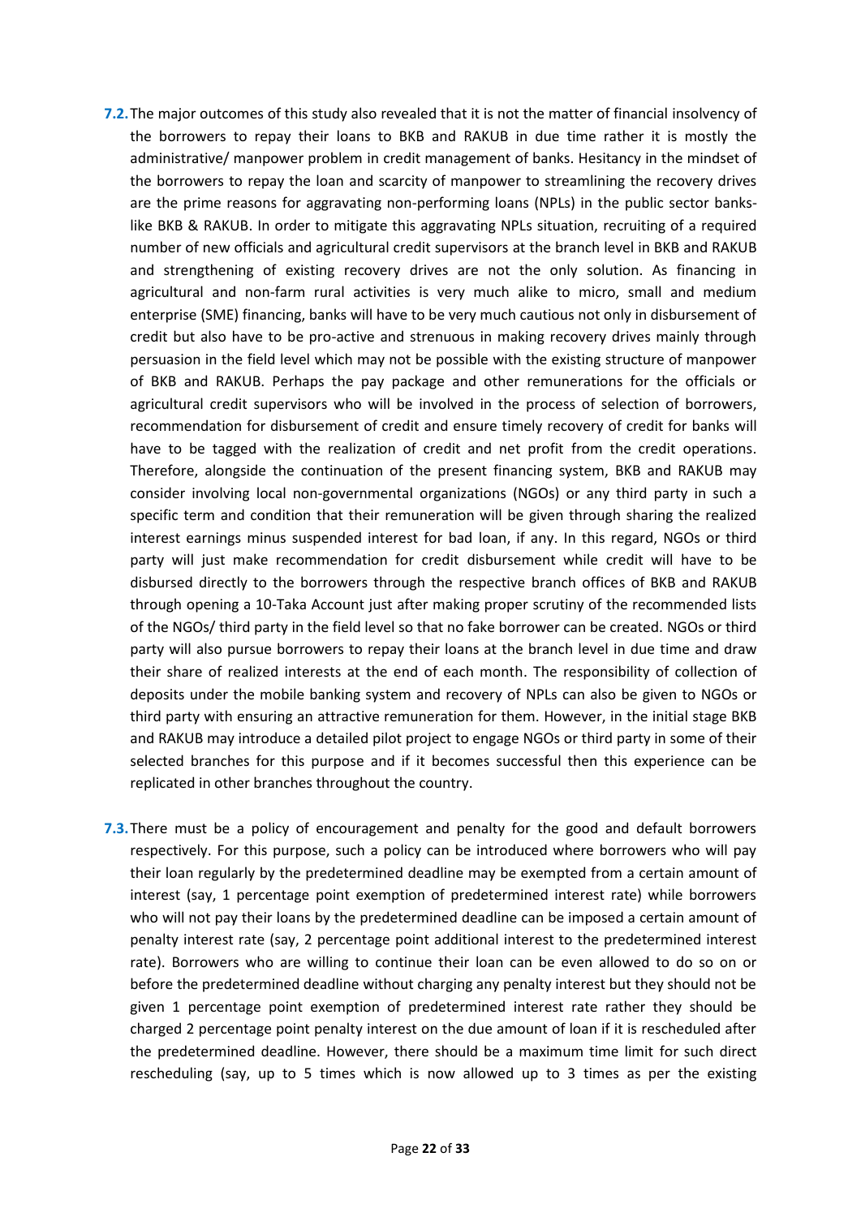**7.2.** The major outcomes of this study also revealed that it is not the matter of financial insolvency of the borrowers to repay their loans to BKB and RAKUB in due time rather it is mostly the administrative/ manpower problem in credit management of banks. Hesitancy in the mindset of the borrowers to repay the loan and scarcity of manpower to streamlining the recovery drives are the prime reasons for aggravating non-performing loans (NPLs) in the public sector banks-like BKB & RAKUB. In order to mitigate this aggravating NPLs situation, recruiting of a required number of new officials and agricultural credit supervisors at the branch level in BKB and RAKUB and strengthening of existing recovery drives are not the only solution. As financing in agricultural and non-farm rural activities is very much alike to micro, small and medium enterprise (SME) financing, banks will have to be very much cautious not only in disbursement of credit but also have to be pro-active and strenuous in making recovery drives mainly through persuasion in the field level which may not be possible with the existing structure of manpower of BKB and RAKUB. Perhaps the pay package and other remunerations for the officials or agricultural credit supervisors who will be involved in the process of selection of borrowers, recommendation for disbursement of credit and ensure timely recovery of credit for banks will have to be tagged with the realization of credit and net profit from the credit operations. Therefore, alongside the continuation of the present financing system, BKB and RAKUB may consider involving local non-governmental organizations (NGOs) or any third party in such a specific term and condition that their remuneration will be given through sharing the realized interest earnings minus suspended interest for bad loan, if any. In this regard, NGOs or third party will just make recommendation for credit disbursement while credit will have to be disbursed directly to the borrowers through the respective branch offices of BKB and RAKUB through opening a 10-Taka Account just after making proper scrutiny of the recommended lists of the NGOs/ third party in the field level so that no fake borrower can be created. NGOs or third party will also pursue borrowers to repay their loans at the branch level in due time and draw their share of realized interests at the end of each month. The responsibility of collection of deposits under the mobile banking system and recovery of NPLs can also be given to NGOs or third party with ensuring an attractive remuneration for them. However, in the initial stage BKB and RAKUB may introduce a detailed pilot project to engage NGOs or third party in some of their selected branches for this purpose and if it becomes successful then this experience can be replicated in other branches throughout the country.

**7.3.** There must be a policy of encouragement and penalty for the good and default borrowers respectively. For this purpose, such a policy can be introduced where borrowers who will pay their loan regularly by the predetermined deadline may be exempted from a certain amount of interest (say, 1 percentage point exemption of predetermined interest rate) while borrowers who will not pay their loans by the predetermined deadline can be imposed a certain amount of penalty interest rate (say, 2 percentage point additional interest to the predetermined interest rate). Borrowers who are willing to continue their loan can be even allowed to do so on or before the predetermined deadline without charging any penalty interest but they should not be given 1 percentage point exemption of predetermined interest rate rather they should be charged 2 percentage point penalty interest on the due amount of loan if it is rescheduled after the predetermined deadline. However, there should be a maximum time limit for such direct rescheduling (say, up to 5 times which is now allowed up to 3 times as per the existing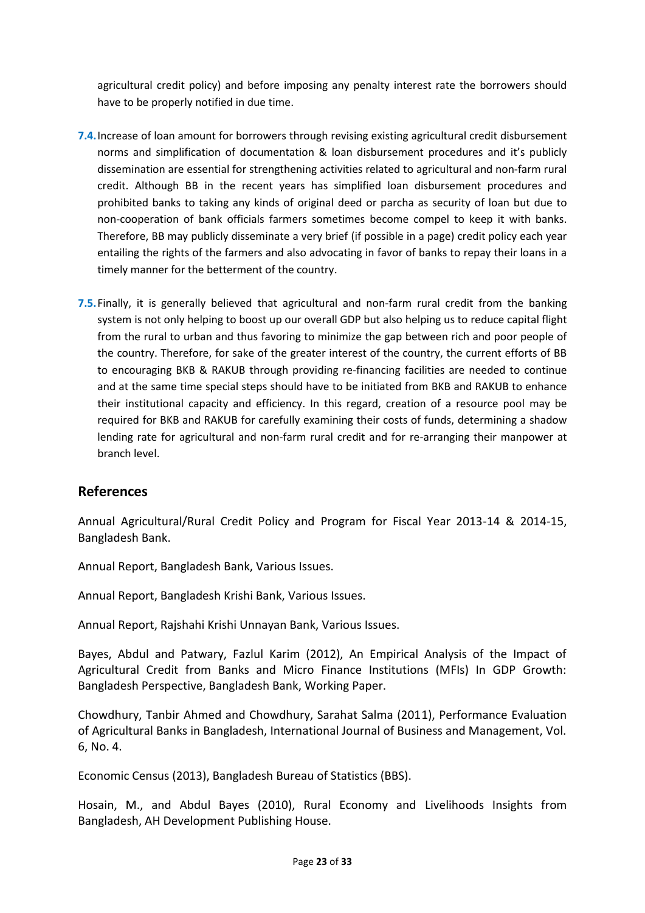agricultural credit policy) and before imposing any penalty interest rate the borrowers should have to be properly notified in due time.

**7.4.** Increase of loan amount for borrowers through revising existing agricultural credit disbursement norms and simplification of documentation & loan disbursement procedures and it's publicly dissemination are essential for strengthening activities related to agricultural and non-farm rural credit. Although BB in the recent years has simplified loan disbursement procedures and prohibited banks to taking any kinds of original deed or parcha as security of loan but due to non-cooperation of bank officials farmers sometimes become compel to keep it with banks. Therefore, BB may publicly disseminate a very brief (if possible in a page) credit policy each year entailing the rights of the farmers and also advocating in favor of banks to repay their loans in a timely manner for the betterment of the country.

**7.5.** Finally, it is generally believed that agricultural and non-farm rural credit from the banking system is not only helping to boost up our overall GDP but also helping us to reduce capital flight from the rural to urban and thus favoring to minimize the gap between rich and poor people of the country. Therefore, for sake of the greater interest of the country, the current efforts of BB to encouraging BKB & RAKUB through providing re-financing facilities are needed to continue and at the same time special steps should have to be initiated from BKB and RAKUB to enhance their institutional capacity and efficiency. In this regard, creation of a resource pool may be required for BKB and RAKUB for carefully examining their costs of funds, determining a shadow lending rate for agricultural and non-farm rural credit and for re-arranging their manpower at branch level.

## References

Annual Agricultural/Rural Credit Policy and Program for Fiscal Year 2013-14 & 2014-15, Bangladesh Bank.

Annual Report, Bangladesh Bank, Various Issues.

Annual Report, Bangladesh Krishi Bank, Various Issues.

Annual Report, Rajshahi Krishi Unnayan Bank, Various Issues.

Bayes, Abdul and Patwary, Fazlul Karim (2012), An Empirical Analysis of the Impact of Agricultural Credit from Banks and Micro Finance Institutions (MFIs) In GDP Growth: Bangladesh Perspective, Bangladesh Bank, Working Paper.

Chowdhury, Tanbir Ahmed and Chowdhury, Sarahat Salma (2011), Performance Evaluation of Agricultural Banks in Bangladesh, International Journal of Business and Management, Vol. 6, No. 4.

Economic Census (2013), Bangladesh Bureau of Statistics (BBS).

Hosain, M., and Abdul Bayes (2010), Rural Economy and Livelihoods Insights from Bangladesh, AH Development Publishing House.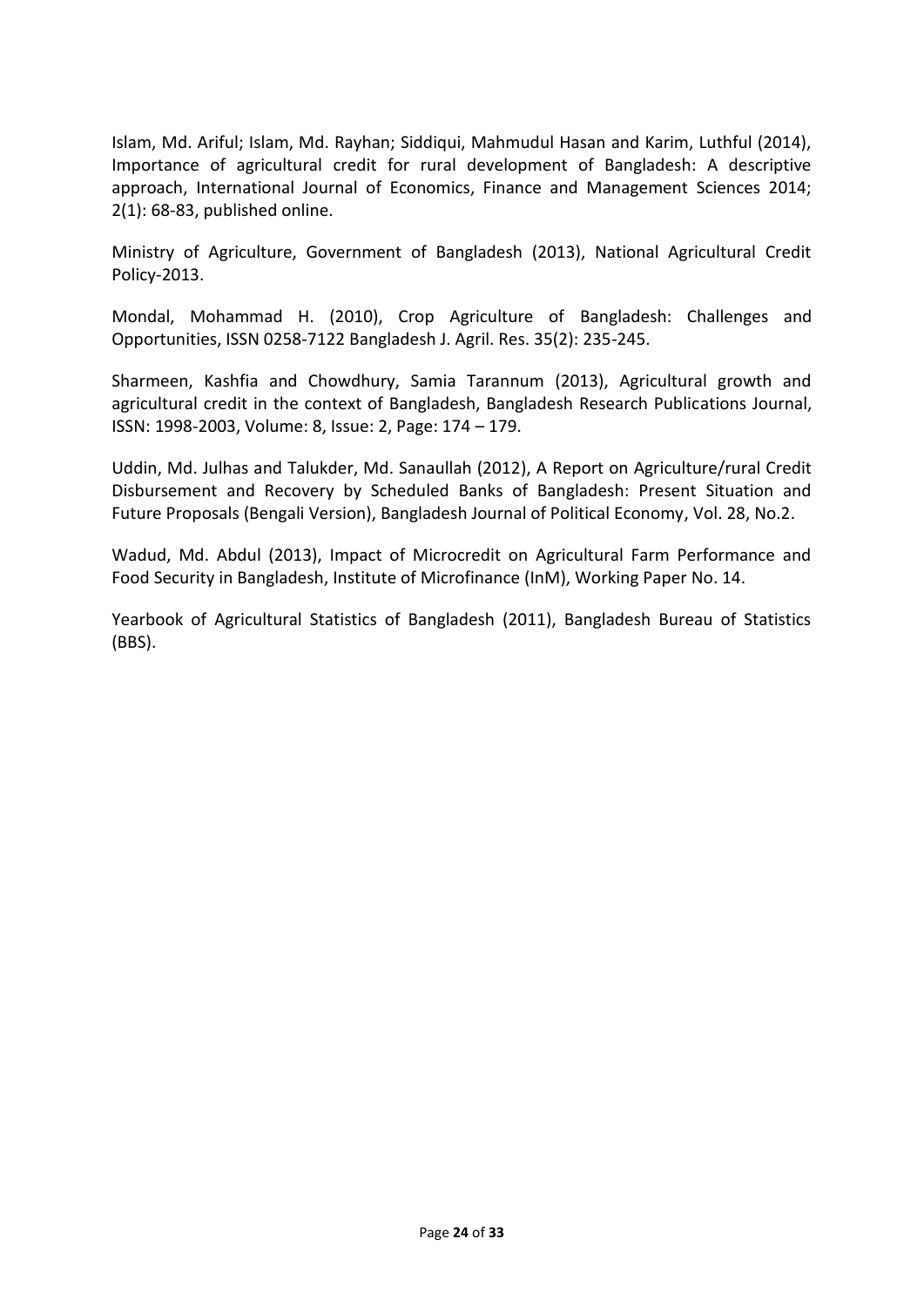Islam, Md. Ariful; Islam, Md. Rayhan; Siddiqui, Mahmudul Hasan and Karim, Luthful (2014), Importance of agricultural credit for rural development of Bangladesh: A descriptive approach, International Journal of Economics, Finance and Management Sciences 2014; 2(1): 68-83, published online.

Ministry of Agriculture, Government of Bangladesh (2013), National Agricultural Credit Policy-2013.

Mondal, Mohammad H. (2010), Crop Agriculture of Bangladesh: Challenges and Opportunities, ISSN 0258-7122 Bangladesh J. Agril. Res. 35(2): 235-245.

Sharmeen, Kashfia and Chowdhury, Samia Tarannum (2013), Agricultural growth and agricultural credit in the context of Bangladesh, Bangladesh Research Publications Journal, ISSN: 1998-2003, Volume: 8, Issue: 2, Page: 174 – 179.

Uddin, Md. Julhas and Talukder, Md. Sanaullah (2012), A Report on Agriculture/rural Credit Disbursement and Recovery by Scheduled Banks of Bangladesh: Present Situation and Future Proposals (Bengali Version), Bangladesh Journal of Political Economy, Vol. 28, No.2.

Wadud, Md. Abdul (2013), Impact of Microcredit on Agricultural Farm Performance and Food Security in Bangladesh, Institute of Microfinance (InM), Working Paper No. 14.

Yearbook of Agricultural Statistics of Bangladesh (2011), Bangladesh Bureau of Statistics (BBS).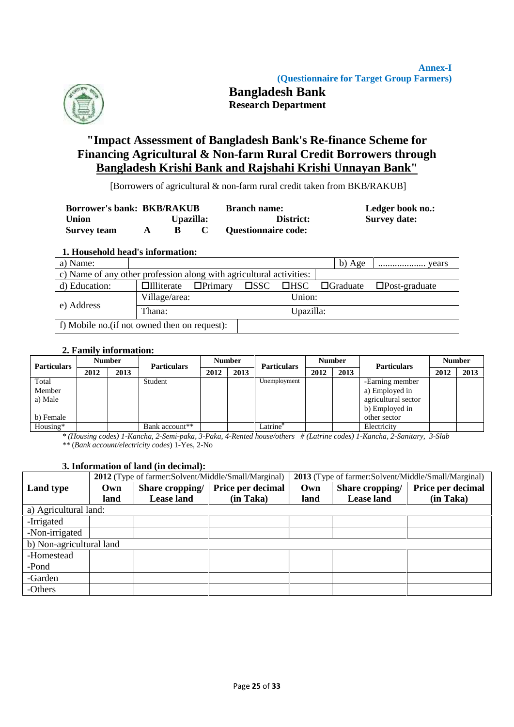**Annex-I**
**(Questionnaire for Target Group Farmers)**

**Bangladesh Bank**
**Research Department**

# "Impact Assessment of Bangladesh Bank's Re-finance Scheme for Financing Agricultural & Non-farm Rural Credit Borrowers through Bangladesh Krishi Bank and Rajshahi Krishi Unnayan Bank"

[Borrowers of agricultural & non-farm rural credit taken from BKB/RAKUB]

**Borrower's bank: BKB/RAKUB** **Branch name:** **Ledger book no.:**
**Union** **Upazilla:** **District:** **Survey date:**
**Survey team A B C** **Questionnaire code:**

### 1. Household head's information:

| a) Name: | | b) Age | .................... years |
|---|---|---|---|
| c) Name of any other profession along with agricultural activities: | | | |
| d) Education: | ☐Illiterate ☐Primary ☐SSC ☐HSC ☐Graduate ☐Post-graduate | | |
| e) Address | Village/area: | Union: | |
| | Thana: | Upazilla: | |
| f) Mobile no.(if not owned then on request): | | | |

### 2. Family information:

| Particulars | Number | | Particulars | Number | | Particulars | Number | | Particulars | Number | |
|---|---|---|---|---|---|---|---|---|---|---|---|
| | 2012 | 2013 | | 2012 | 2013 | | 2012 | 2013 | | 2012 | 2013 |
| Total Member a) Male b) Female | | | Student | | | Unemployment | | | -Earning member a) Employed in agricultural sector b) Employed in other sector | | |
| Housing* | | | Bank account** | | | Latrine# | | | Electricity | | |

\* *(Housing codes) 1-Kancha, 2-Semi-paka, 3-Paka, 4-Rented house/others* # *(Latrine codes) 1-Kancha, 2-Sanitary, 3-Slab*
\** (*Bank account/electricity codes*) 1-Yes, 2-No

### 3. Information of land (in decimal):

| Land type | **2012** (Type of farmer:Solvent/Middle/Small/Marginal) | | | **2013** (Type of farmer:Solvent/Middle/Small/Marginal) | | |
|---|---|---|---|---|---|---|
| | **Own land** | **Share cropping/ Lease land** | **Price per decimal (in Taka)** | **Own land** | **Share cropping/ Lease land** | **Price per decimal (in Taka)** |
| a) Agricultural land: | | | | | | |
| -Irrigated | | | | | | |
| -Non-irrigated | | | | | | |
| b) Non-agricultural land | | | | | | |
| -Homestead | | | | | | |
| -Pond | | | | | | |
| -Garden | | | | | | |
| -Others | | | | | | |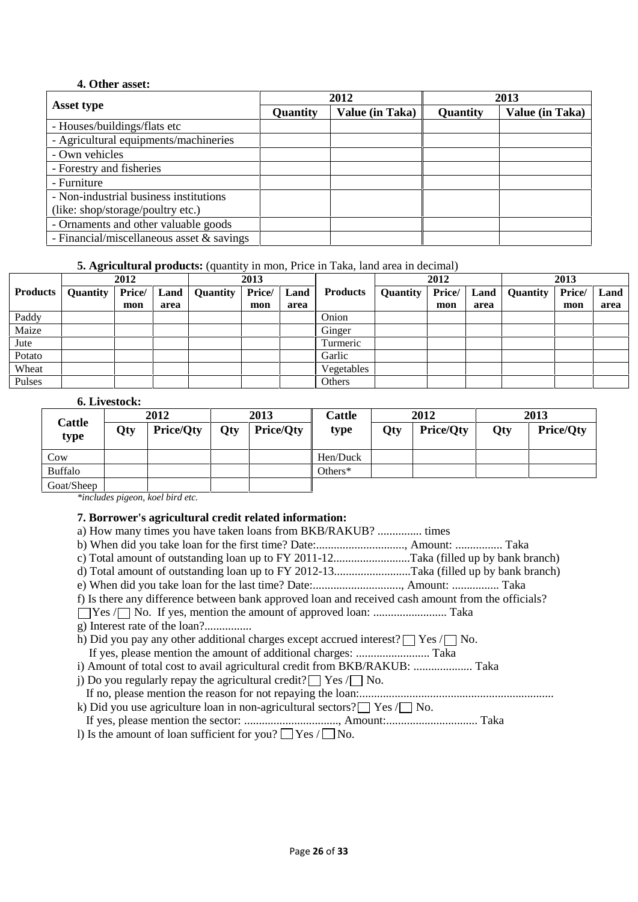**4. Other asset:**

| Asset type | 2012 | | 2013 | |
|---|---|---|---|---|
| | Quantity | Value (in Taka) | Quantity | Value (in Taka) |
| - Houses/buildings/flats etc | | | | |
| - Agricultural equipments/machineries | | | | |
| - Own vehicles | | | | |
| - Forestry and fisheries | | | | |
| - Furniture | | | | |
| - Non-industrial business institutions (like: shop/storage/poultry etc.) | | | | |
| - Ornaments and other valuable goods | | | | |
| - Financial/miscellaneous asset & savings | | | | |

**5. Agricultural products:** (quantity in mon, Price in Taka, land area in decimal)

| Products | 2012 | | | 2013 | | | Products | 2012 | | | 2013 | | |
|---|---|---|---|---|---|---|---|---|---|---|---|---|---|
| | Quantity | Price/ mon | Land area | Quantity | Price/ mon | Land area | | Quantity | Price/ mon | Land area | Quantity | Price/ mon | Land area |
| Paddy | | | | | | | Onion | | | | | | |
| Maize | | | | | | | Ginger | | | | | | |
| Jute | | | | | | | Turmeric | | | | | | |
| Potato | | | | | | | Garlic | | | | | | |
| Wheat | | | | | | | Vegetables | | | | | | |
| Pulses | | | | | | | Others | | | | | | |

**6. Livestock:**

| Cattle type | 2012 | | 2013 | | Cattle type | 2012 | | 2013 | |
|---|---|---|---|---|---|---|---|---|---|
| | Qty | Price/Qty | Qty | Price/Qty | | Qty | Price/Qty | Qty | Price/Qty |
| Cow | | | | | Hen/Duck | | | | |
| Buffalo | | | | | Others* | | | | |
| Goat/Sheep | | | | | | | | | |

*\*includes pigeon, koel bird etc.*

**7. Borrower's agricultural credit related information:**

a) How many times you have taken loans from BKB/RAKUB? ............... times

b) When did you take loan for the first time? Date:.............................., Amount: ................ Taka

c) Total amount of outstanding loan up to FY 2011-12..........................Taka (filled up by bank branch)

d) Total amount of outstanding loan up to FY 2012-13..........................Taka (filled up by bank branch)

e) When did you take loan for the last time? Date:.............................., Amount: ................ Taka

f) Is there any difference between bank approved loan and received cash amount from the officials?
☐ Yes / ☐ No. If yes, mention the amount of approved loan: ......................... Taka

g) Interest rate of the loan?................

h) Did you pay any other additional charges except accrued interest? ☐ Yes / ☐ No.
If yes, please mention the amount of additional charges: ......................... Taka

i) Amount of total cost to avail agricultural credit from BKB/RAKUB: .................... Taka

j) Do you regularly repay the agricultural credit? ☐ Yes / ☐ No.
If no, please mention the reason for not repaying the loan:.................................................................

k) Did you use agriculture loan in non-agricultural sectors? ☐ Yes / ☐ No.
If yes, please mention the sector: ................................, Amount:............................... Taka

l) Is the amount of loan sufficient for you? ☐ Yes / ☐ No.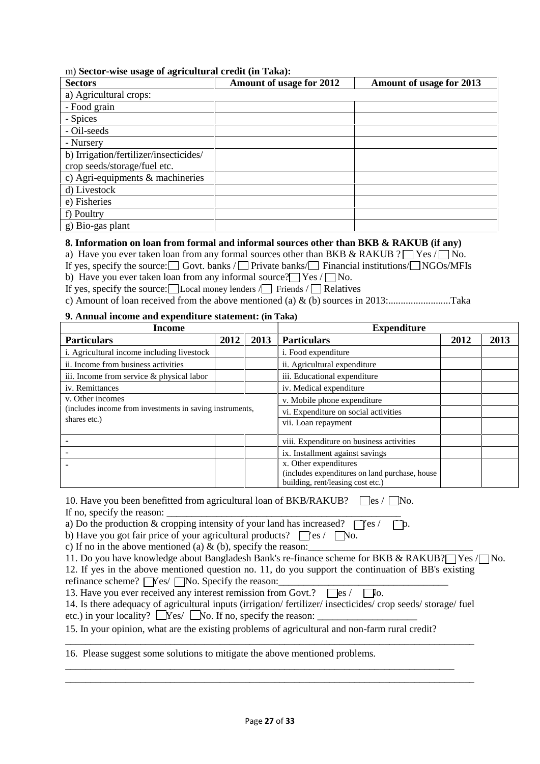m) **Sector-wise usage of agricultural credit (in Taka):**

| Sectors | Amount of usage for 2012 | Amount of usage for 2013 |
|---|---|---|
| a) Agricultural crops: | | |
| - Food grain | | |
| - Spices | | |
| - Oil-seeds | | |
| - Nursery | | |
| b) Irrigation/fertilizer/insecticides/ crop seeds/storage/fuel etc. | | |
| c) Agri-equipments & machineries | | |
| d) Livestock | | |
| e) Fisheries | | |
| f) Poultry | | |
| g) Bio-gas plant | | |

**8. Information on loan from formal and informal sources other than BKB & RAKUB (if any)**

a) Have you ever taken loan from any formal sources other than BKB & RAKUB ? ☐ Yes / ☐ No.

If yes, specify the source: ☐ Govt. banks / ☐ Private banks/ ☐ Financial institutions/ ☐ NGOs/MFIs

b) Have you ever taken loan from any informal source? ☐ Yes / ☐ No.

If yes, specify the source: ☐ Local money lenders / ☐ Friends / ☐ Relatives

c) Amount of loan received from the above mentioned (a) & (b) sources in 2013:.........................Taka

**9. Annual income and expenditure statement: (in Taka)**

| Income | | | Expenditure | | |
|---|---|---|---|---|---|
| **Particulars** | **2012** | **2013** | **Particulars** | **2012** | **2013** |
| i. Agricultural income including livestock | | | i. Food expenditure | | |
| ii. Income from business activities | | | ii. Agricultural expenditure | | |
| iii. Income from service & physical labor | | | iii. Educational expenditure | | |
| iv. Remittances | | | iv. Medical expenditure | | |
| v. Other incomes (includes income from investments in saving instruments, shares etc.) | | | v. Mobile phone expenditure | | |
| | | | vi. Expenditure on social activities | | |
| | | | vii. Loan repayment | | |
| - | | | viii. Expenditure on business activities | | |
| - | | | ix. Installment against savings | | |
| - | | | x. Other expenditures (includes expenditures on land purchase, house building, rent/leasing cost etc.) | | |

10. Have you been benefitted from agricultural loan of BKB/RAKUB? ☐ Yes / ☐ No.

If no, specify the reason: ________________________________________________

a) Do the production & cropping intensity of your land has increased? ☐ Yes / ☐ No.

b) Have you got fair price of your agricultural products? ☐ Yes / ☐ No.

c) If no in the above mentioned (a) & (b), specify the reason:________________________________

11. Do you have knowledge about Bangladesh Bank's re-finance scheme for BKB & RAKUB? ☐ Yes / ☐ No.

12. If yes in the above mentioned question no. 11, do you support the continuation of BB's existing refinance scheme? ☐ Yes/ ☐ No. Specify the reason:_________________________________

13. Have you ever received any interest remission from Govt.? ☐ Yes / ☐ No.

14. Is there adequacy of agricultural inputs (irrigation/ fertilizer/ insecticides/ crop seeds/ storage/ fuel etc.) in your locality? ☐ Yes/ ☐ No. If no, specify the reason: ___________________

15. In your opinion, what are the existing problems of agricultural and non-farm rural credit?

_________________________________________________________________________________

16. Please suggest some solutions to mitigate the above mentioned problems.

_________________________________________________________________________________

_________________________________________________________________________________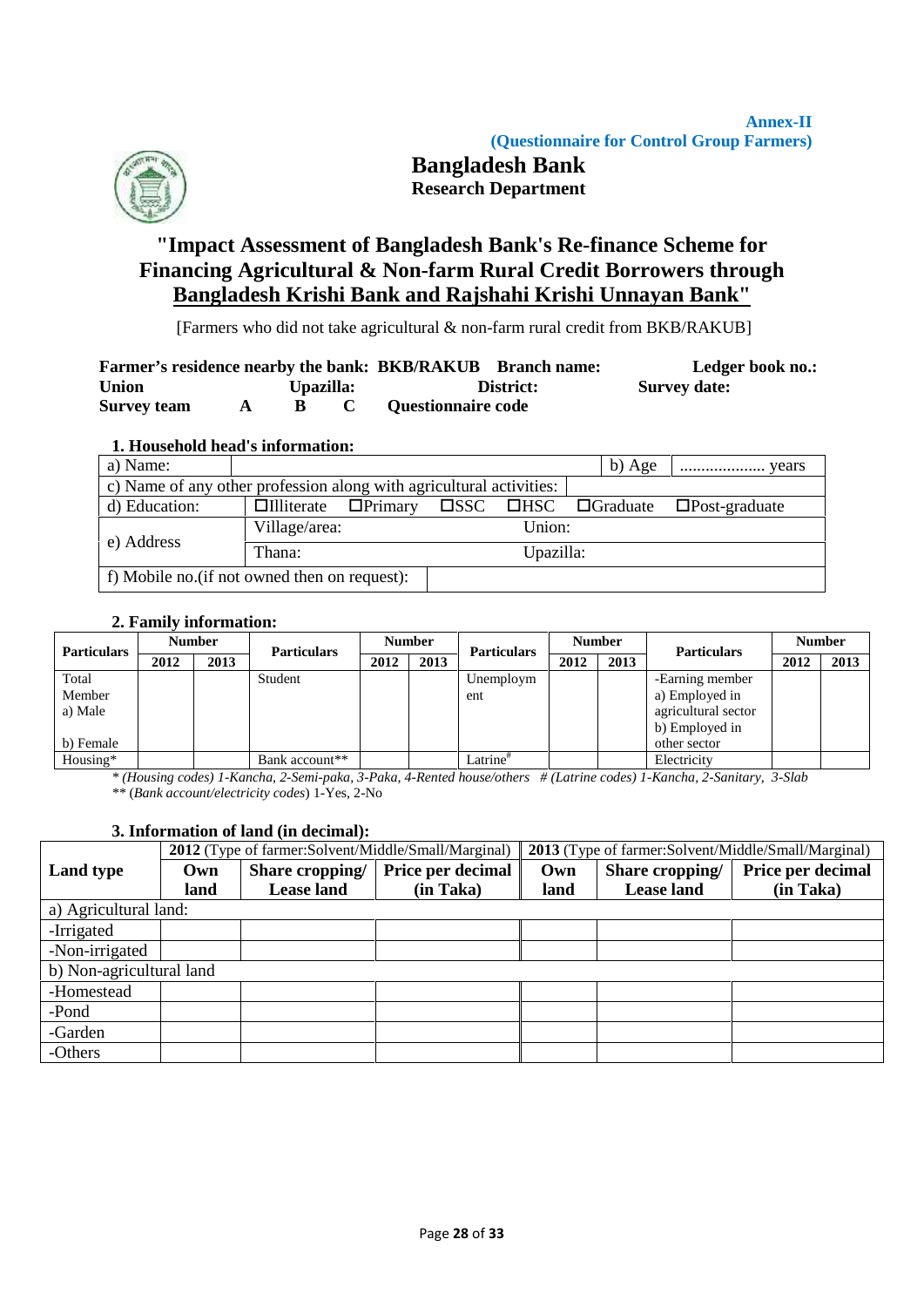**Annex-II**
**(Questionnaire for Control Group Farmers)**

# Bangladesh Bank
## Research Department

## "Impact Assessment of Bangladesh Bank's Re-finance Scheme for Financing Agricultural & Non-farm Rural Credit Borrowers through Bangladesh Krishi Bank and Rajshahi Krishi Unnayan Bank"

[Farmers who did not take agricultural & non-farm rural credit from BKB/RAKUB]

**Farmer's residence nearby the bank: BKB/RAKUB Branch name: Ledger book no.:**
**Union Upazilla: District: Survey date:**
**Survey team A B C Questionnaire code**

### 1. Household head's information:

| a) Name: | | b) Age | .................... years |
|---|---|---|---|
| c) Name of any other profession along with agricultural activities: | | | |
| d) Education: | ☐Illiterate ☐Primary ☐SSC ☐HSC ☐Graduate ☐Post-graduate | | |
| e) Address | Village/area: | Union: | |
| | Thana: | Upazilla: | |
| f) Mobile no.(if not owned then on request): | | | |

### 2. Family information:

| Particulars | Number | | Particulars | Number | | Particulars | Number | | Particulars | Number | |
|---|---|---|---|---|---|---|---|---|---|---|---|
| | 2012 | 2013 | | 2012 | 2013 | | 2012 | 2013 | | 2012 | 2013 |
| Total Member a) Male b) Female | | | Student | | | Unemployment | | | -Earning member a) Employed in agricultural sector b) Employed in other sector | | |
| Housing* | | | Bank account** | | | Latrine# | | | Electricity | | |

*\* (Housing codes) 1-Kancha, 2-Semi-paka, 3-Paka, 4-Rented house/others # (Latrine codes) 1-Kancha, 2-Sanitary, 3-Slab*
*\*\* (Bank account/electricity codes)* 1-Yes, 2-No

### 3. Information of land (in decimal):

| Land type | **2012** (Type of farmer:Solvent/Middle/Small/Marginal) | | | **2013** (Type of farmer:Solvent/Middle/Small/Marginal) | | |
|---|---|---|---|---|---|---|
| | Own land | Share cropping/ Lease land | Price per decimal (in Taka) | Own land | Share cropping/ Lease land | Price per decimal (in Taka) |
| a) Agricultural land: | | | | | | |
| -Irrigated | | | | | | |
| -Non-irrigated | | | | | | |
| b) Non-agricultural land | | | | | | |
| -Homestead | | | | | | |
| -Pond | | | | | | |
| -Garden | | | | | | |
| -Others | | | | | | |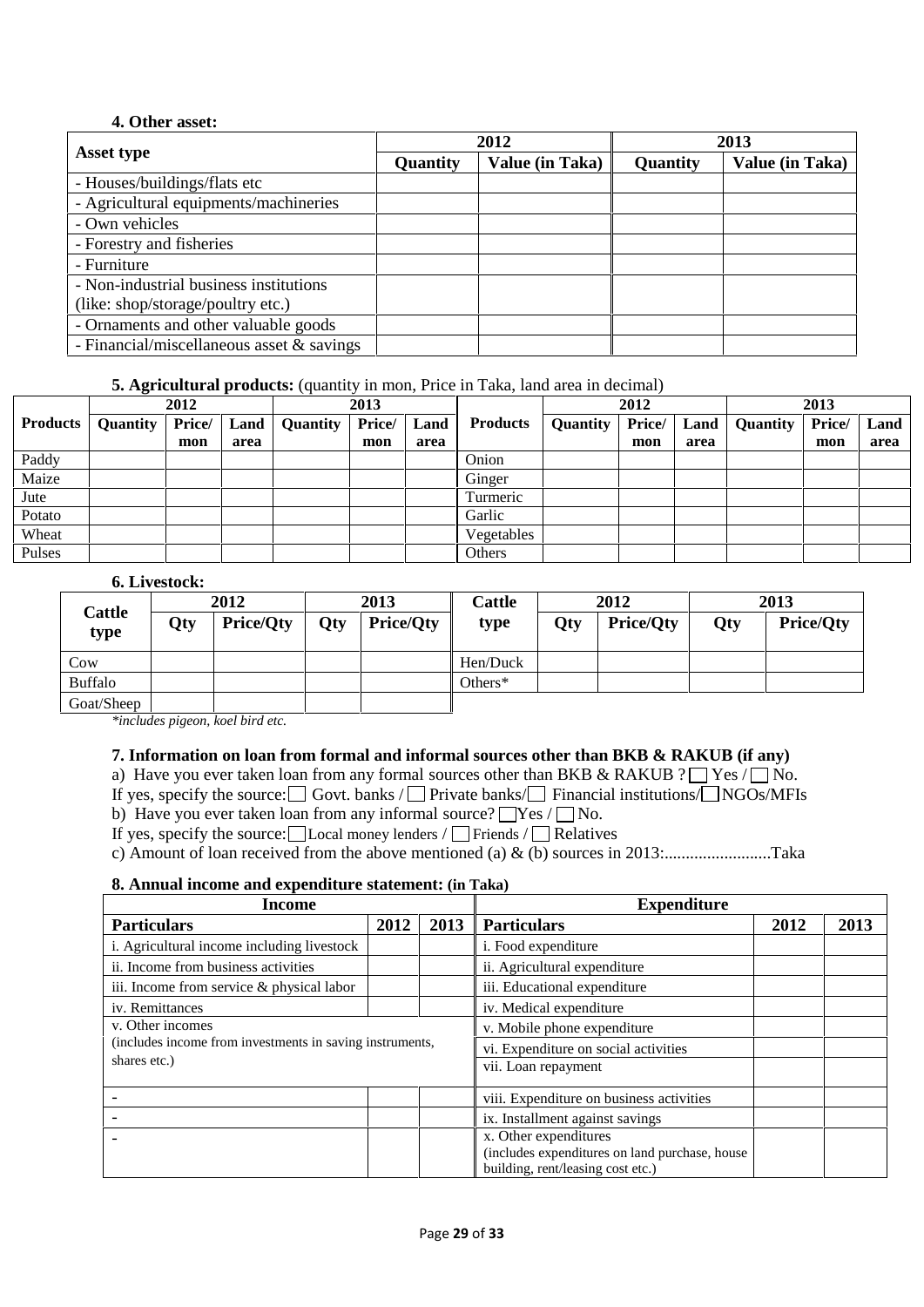**4. Other asset:**

| Asset type | 2012 | | 2013 | |
|---|---|---|---|---|
| | **Quantity** | **Value (in Taka)** | **Quantity** | **Value (in Taka)** |
| - Houses/buildings/flats etc | | | | |
| - Agricultural equipments/machineries | | | | |
| - Own vehicles | | | | |
| - Forestry and fisheries | | | | |
| - Furniture | | | | |
| - Non-industrial business institutions (like: shop/storage/poultry etc.) | | | | |
| - Ornaments and other valuable goods | | | | |
| - Financial/miscellaneous asset & savings | | | | |

**5. Agricultural products:** (quantity in mon, Price in Taka, land area in decimal)

| Products | 2012 | | | 2013 | | | Products | 2012 | | | 2013 | | |
|---|---|---|---|---|---|---|---|---|---|---|---|---|---|
| | **Quantity** | **Price/ mon** | **Land area** | **Quantity** | **Price/ mon** | **Land area** | | **Quantity** | **Price/ mon** | **Land area** | **Quantity** | **Price/ mon** | **Land area** |
| Paddy | | | | | | | Onion | | | | | | |
| Maize | | | | | | | Ginger | | | | | | |
| Jute | | | | | | | Turmeric | | | | | | |
| Potato | | | | | | | Garlic | | | | | | |
| Wheat | | | | | | | Vegetables | | | | | | |
| Pulses | | | | | | | Others | | | | | | |

**6. Livestock:**

| Cattle type | 2012 | | 2013 | | Cattle type | 2012 | | 2013 | |
|---|---|---|---|---|---|---|---|---|---|
| | **Qty** | **Price/Qty** | **Qty** | **Price/Qty** | | **Qty** | **Price/Qty** | **Qty** | **Price/Qty** |
| Cow | | | | | Hen/Duck | | | | |
| Buffalo | | | | | Others* | | | | |
| Goat/Sheep | | | | | | | | | |

*\*includes pigeon, koel bird etc.*

**7. Information on loan from formal and informal sources other than BKB & RAKUB (if any)**

a) Have you ever taken loan from any formal sources other than BKB & RAKUB ? ☐ Yes / ☐ No.

If yes, specify the source: ☐ Govt. banks / ☐ Private banks/ ☐ Financial institutions/ ☐ NGOs/MFIs

b) Have you ever taken loan from any informal source? ☐ Yes / ☐ No.

If yes, specify the source: ☐ Local money lenders / ☐ Friends / ☐ Relatives

c) Amount of loan received from the above mentioned (a) & (b) sources in 2013:.........................Taka

**8. Annual income and expenditure statement: (in Taka)**

| Income | | | Expenditure | | |
|---|---|---|---|---|---|
| **Particulars** | **2012** | **2013** | **Particulars** | **2012** | **2013** |
| i. Agricultural income including livestock | | | i. Food expenditure | | |
| ii. Income from business activities | | | ii. Agricultural expenditure | | |
| iii. Income from service & physical labor | | | iii. Educational expenditure | | |
| iv. Remittances | | | iv. Medical expenditure | | |
| v. Other incomes (includes income from investments in saving instruments, shares etc.) | | | v. Mobile phone expenditure | | |
| | | | vi. Expenditure on social activities | | |
| | | | vii. Loan repayment | | |
| - | | | viii. Expenditure on business activities | | |
| - | | | ix. Installment against savings | | |
| - | | | x. Other expenditures (includes expenditures on land purchase, house building, rent/leasing cost etc.) | | |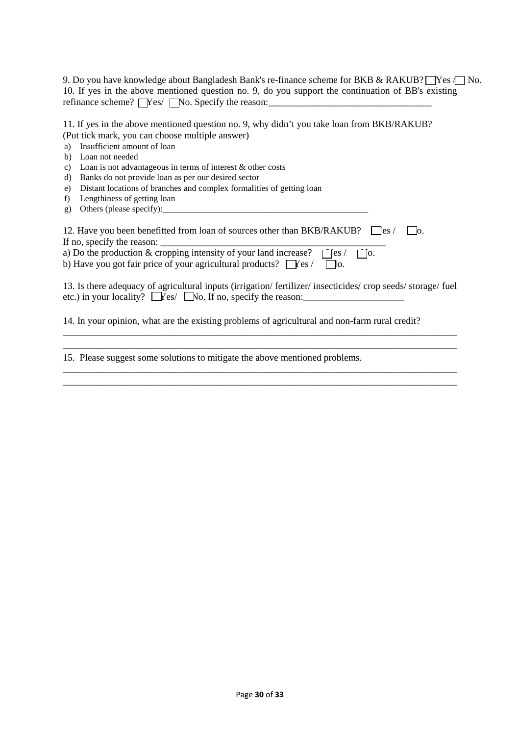9. Do you have knowledge about Bangladesh Bank's re-finance scheme for BKB & RAKUB? ☐ Yes / ☐ No.

10. If yes in the above mentioned question no. 9, do you support the continuation of BB's existing refinance scheme? ☐ Yes/ ☐ No. Specify the reason:__________________________________

11. If yes in the above mentioned question no. 9, why didn't you take loan from BKB/RAKUB? (Put tick mark, you can choose multiple answer)

a) Insufficient amount of loan
b) Loan not needed
c) Loan is not advantageous in terms of interest & other costs
d) Banks do not provide loan as per our desired sector
e) Distant locations of branches and complex formalities of getting loan
f) Lengthiness of getting loan
g) Others (please specify):_______________________________________________

12. Have you been benefitted from loan of sources other than BKB/RAKUB? ☐ Yes / ☐ No.
If no, specify the reason: _______________________________________________
a) Do the production & cropping intensity of your land increase? ☐ Yes / ☐ No.
b) Have you got fair price of your agricultural products? ☐ Yes / ☐ No.

13. Is there adequacy of agricultural inputs (irrigation/ fertilizer/ insecticides/ crop seeds/ storage/ fuel etc.) in your locality? ☐ Yes/ ☐ No. If no, specify the reason:_____________________

14. In your opinion, what are the existing problems of agricultural and non-farm rural credit?
_____________________________________________________________________________________
_____________________________________________________________________________________

15. Please suggest some solutions to mitigate the above mentioned problems.
_____________________________________________________________________________________
_____________________________________________________________________________________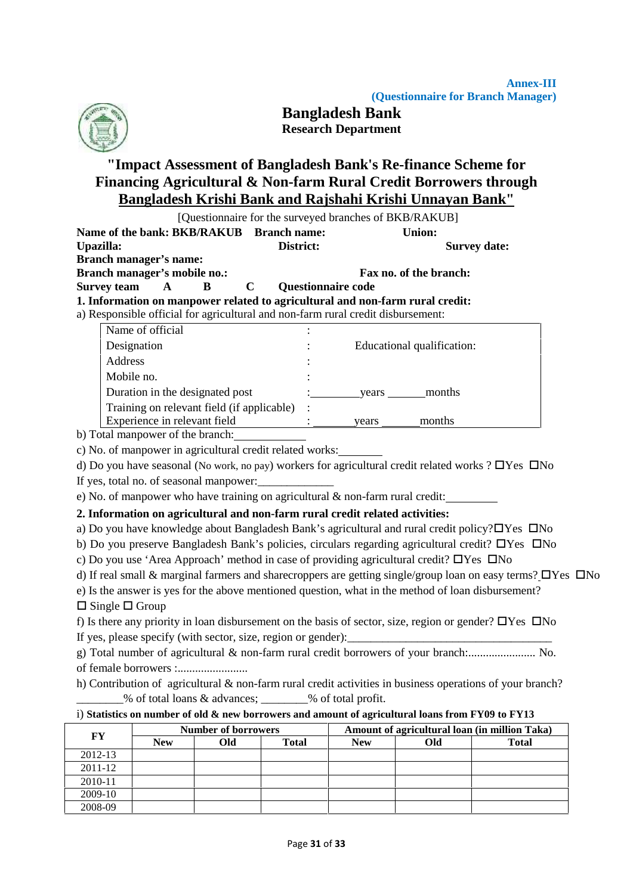**Annex-III**
**(Questionnaire for Branch Manager)**

**Bangladesh Bank**
**Research Department**

## "Impact Assessment of Bangladesh Bank's Re-finance Scheme for Financing Agricultural & Non-farm Rural Credit Borrowers through Bangladesh Krishi Bank and Rajshahi Krishi Unnayan Bank"

[Questionnaire for the surveyed branches of BKB/RAKUB]

**Name of the bank: BKB/RAKUB Branch name: Union:**
**Upazilla: District: Survey date:**
**Branch manager's name:**
**Branch manager's mobile no.: Fax no. of the branch:**
**Survey team A B C Questionnaire code**

**1. Information on manpower related to agricultural and non-farm rural credit:**

a) Responsible official for agricultural and non-farm rural credit disbursement:

| | | |
|---|---|---|
| Name of official | : | |
| Designation | : | Educational qualification: |
| Address | : | |
| Mobile no. | : | |
| Duration in the designated post | : | ________years ______months |
| Training on relevant field (if applicable) | : | |
| Experience in relevant field | : | _______years ______months |

b) Total manpower of the branch:____________

c) No. of manpower in agricultural credit related works:________

d) Do you have seasonal (No work, no pay) workers for agricultural credit related works ? ☐Yes ☐No

If yes, total no. of seasonal manpower:_____________

e) No. of manpower who have training on agricultural & non-farm rural credit:_________

**2. Information on agricultural and non-farm rural credit related activities:**

a) Do you have knowledge about Bangladesh Bank's agricultural and rural credit policy?☐Yes ☐No

b) Do you preserve Bangladesh Bank's policies, circulars regarding agricultural credit? ☐Yes ☐No

c) Do you use 'Area Approach' method in case of providing agricultural credit? ☐Yes ☐No

d) If real small & marginal farmers and sharecroppers are getting single/group loan on easy terms? ☐Yes ☐No

e) Is the answer is yes for the above mentioned question, what in the method of loan disbursement?
☐ Single ☐ Group

f) Is there any priority in loan disbursement on the basis of sector, size, region or gender? ☐Yes ☐No

If yes, please specify (with sector, size, region or gender):___________________________________

g) Total number of agricultural & non-farm rural credit borrowers of your branch:....................... No. of female borrowers :........................

h) Contribution of agricultural & non-farm rural credit activities in business operations of your branch?
________% of total loans & advances; ________% of total profit.

i) **Statistics on number of old & new borrowers and amount of agricultural loans from FY09 to FY13**

| FY | Number of borrowers | | | Amount of agricultural loan (in million Taka) | | |
|---|---|---|---|---|---|---|
| | New | Old | Total | New | Old | Total |
| 2012-13 | | | | | | |
| 2011-12 | | | | | | |
| 2010-11 | | | | | | |
| 2009-10 | | | | | | |
| 2008-09 | | | | | | |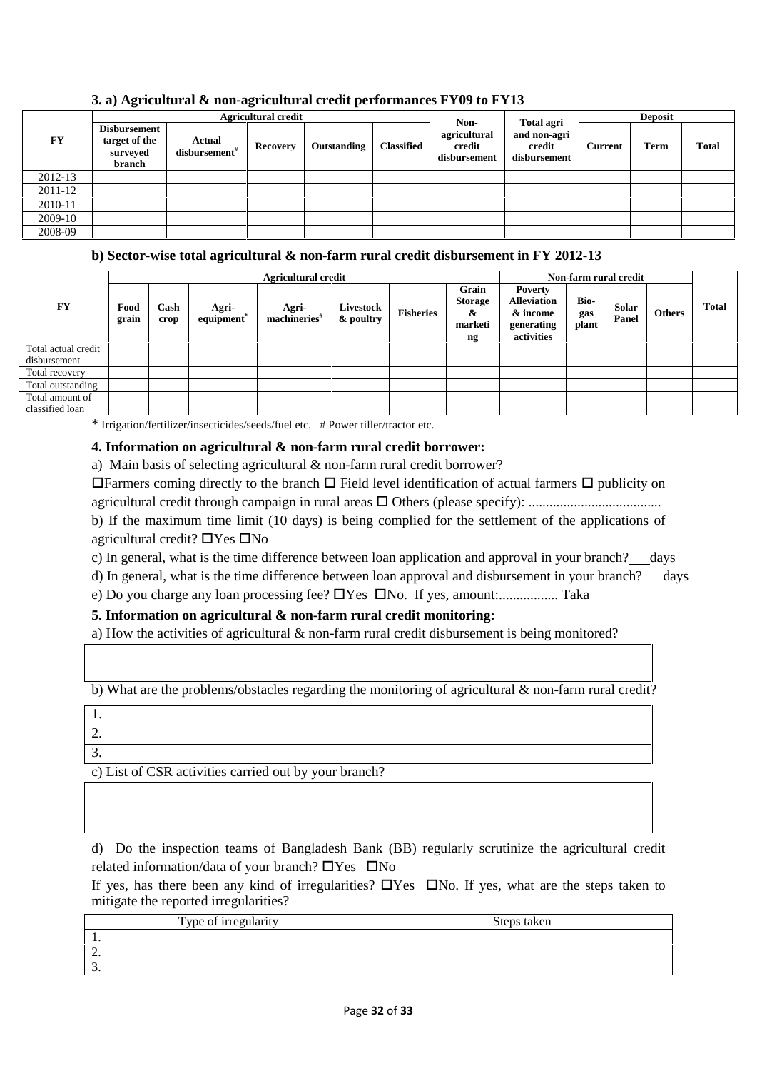### 3. a) Agricultural & non-agricultural credit performances FY09 to FY13

| FY | Agricultural credit | | | | | Non-agricultural credit disbursement | Total agri and non-agri credit disbursement | Deposit | | |
|---|---|---|---|---|---|---|---|---|---|---|
| | Disbursement target of the surveyed branch | Actual disbursement# | Recovery | Outstanding | Classified | | | Current | Term | Total |
| 2012-13 | | | | | | | | | | |
| 2011-12 | | | | | | | | | | |
| 2010-11 | | | | | | | | | | |
| 2009-10 | | | | | | | | | | |
| 2008-09 | | | | | | | | | | |

### b) Sector-wise total agricultural & non-farm rural credit disbursement in FY 2012-13

| FY | Agricultural credit | | | | | | | Non-farm rural credit | | | | Total |
|---|---|---|---|---|---|---|---|---|---|---|---|---|
| | Food grain | Cash crop | Agri-equipment* | Agri-machineries# | Livestock & poultry | Fisheries | Grain Storage & marketing | Poverty Alleviation & income generating activities | Bio-gas plant | Solar Panel | Others | |
| Total actual credit disbursement | | | | | | | | | | | | |
| Total recovery | | | | | | | | | | | | |
| Total outstanding | | | | | | | | | | | | |
| Total amount of classified loan | | | | | | | | | | | | |

* Irrigation/fertilizer/insecticides/seeds/fuel etc. # Power tiller/tractor etc.

### 4. Information on agricultural & non-farm rural credit borrower:

a) Main basis of selecting agricultural & non-farm rural credit borrower?

☐Farmers coming directly to the branch ☐ Field level identification of actual farmers ☐ publicity on agricultural credit through campaign in rural areas ☐ Others (please specify): .....................................

b) If the maximum time limit (10 days) is being complied for the settlement of the applications of agricultural credit? ☐Yes ☐No

c) In general, what is the time difference between loan application and approval in your branch?\_\_\_days

d) In general, what is the time difference between loan approval and disbursement in your branch?\_\_\_days

e) Do you charge any loan processing fee? ☐Yes ☐No. If yes, amount:................. Taka

### 5. Information on agricultural & non-farm rural credit monitoring:

a) How the activities of agricultural & non-farm rural credit disbursement is being monitored?

| |
|---|
| |

b) What are the problems/obstacles regarding the monitoring of agricultural & non-farm rural credit?

| |
|---|
| 1. |
| 2. |
| 3. |

c) List of CSR activities carried out by your branch?

| |
|---|
| |

d) Do the inspection teams of Bangladesh Bank (BB) regularly scrutinize the agricultural credit related information/data of your branch? ☐Yes ☐No

If yes, has there been any kind of irregularities? ☐Yes ☐No. If yes, what are the steps taken to mitigate the reported irregularities?

| Type of irregularity | Steps taken |
|---|---|
| 1. | |
| 2. | |
| 3. | |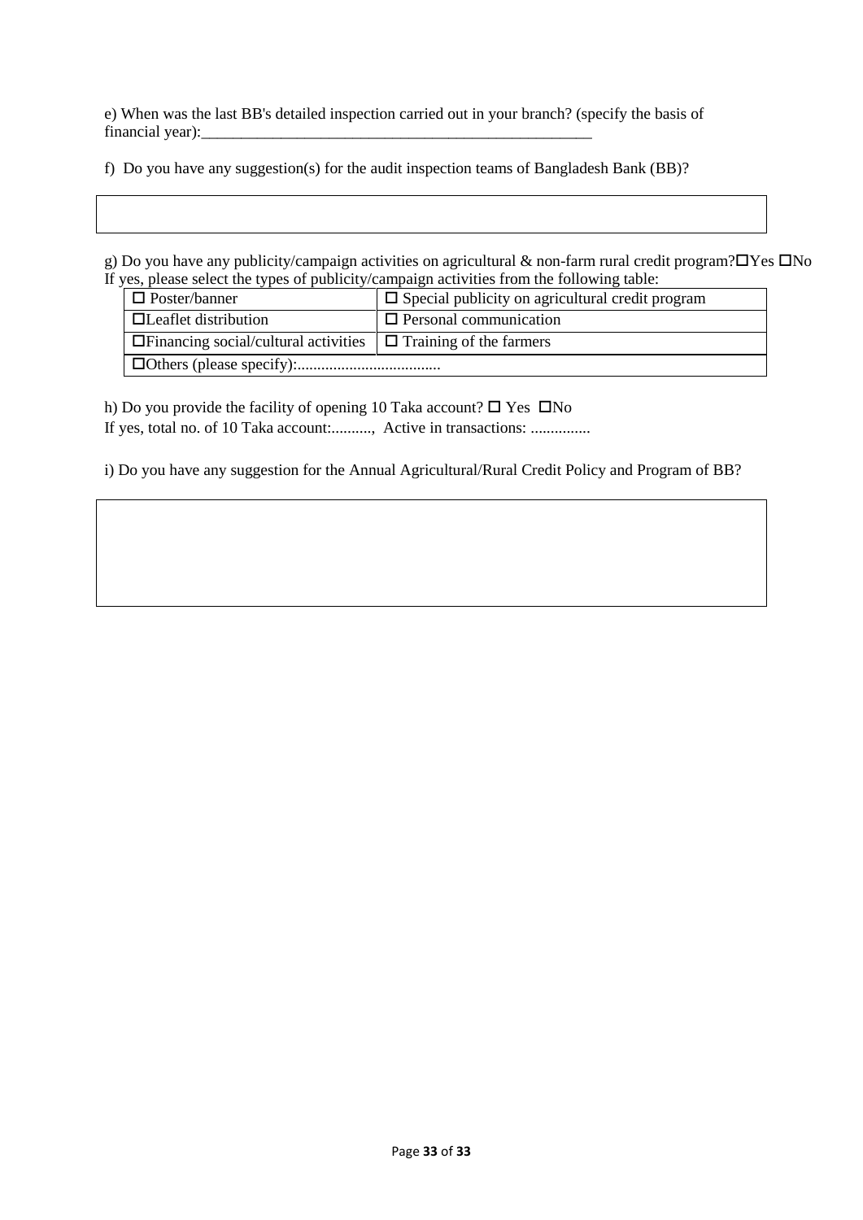e) When was the last BB's detailed inspection carried out in your branch? (specify the basis of financial year):___________________________________________________

f) Do you have any suggestion(s) for the audit inspection teams of Bangladesh Bank (BB)?

| |
|---|
| |

g) Do you have any publicity/campaign activities on agricultural & non-farm rural credit program? ☐Yes ☐No
If yes, please select the types of publicity/campaign activities from the following table:

| | |
|---|---|
| ☐ Poster/banner | ☐ Special publicity on agricultural credit program |
| ☐Leaflet distribution | ☐ Personal communication |
| ☐Financing social/cultural activities | ☐ Training of the farmers |
| ☐Others (please specify):.................................... | |

h) Do you provide the facility of opening 10 Taka account? ☐ Yes ☐No
If yes, total no. of 10 Taka account:.........., Active in transactions: ...............

i) Do you have any suggestion for the Annual Agricultural/Rural Credit Policy and Program of BB?

| |
|---|
| |